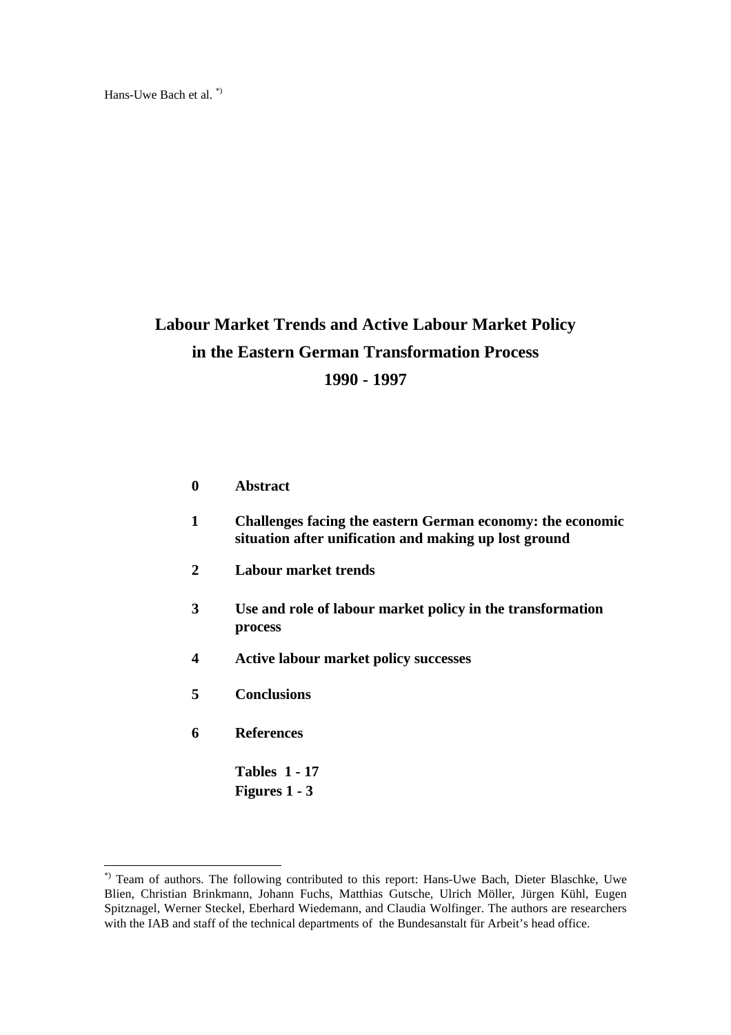Hans-Uwe Bach et al. [*)]

# Labour Market Trends and Active Labour Market Policy in the Eastern German Transformation Process 1990 - 1997

**0 Abstract**

**1 Challenges facing the eastern German economy: the economic situation after unification and making up lost ground**

**2 Labour market trends**

**3 Use and role of labour market policy in the transformation process**

**4 Active labour market policy successes**

**5 Conclusions**

**6 References**

**Tables 1 - 17**
**Figures 1 - 3**

---

[*)] Team of authors. The following contributed to this report: Hans-Uwe Bach, Dieter Blaschke, Uwe Blien, Christian Brinkmann, Johann Fuchs, Matthias Gutsche, Ulrich Möller, Jürgen Kühl, Eugen Spitznagel, Werner Steckel, Eberhard Wiedemann, and Claudia Wolfinger. The authors are researchers with the IAB and staff of the technical departments of the Bundesanstalt für Arbeit's head office.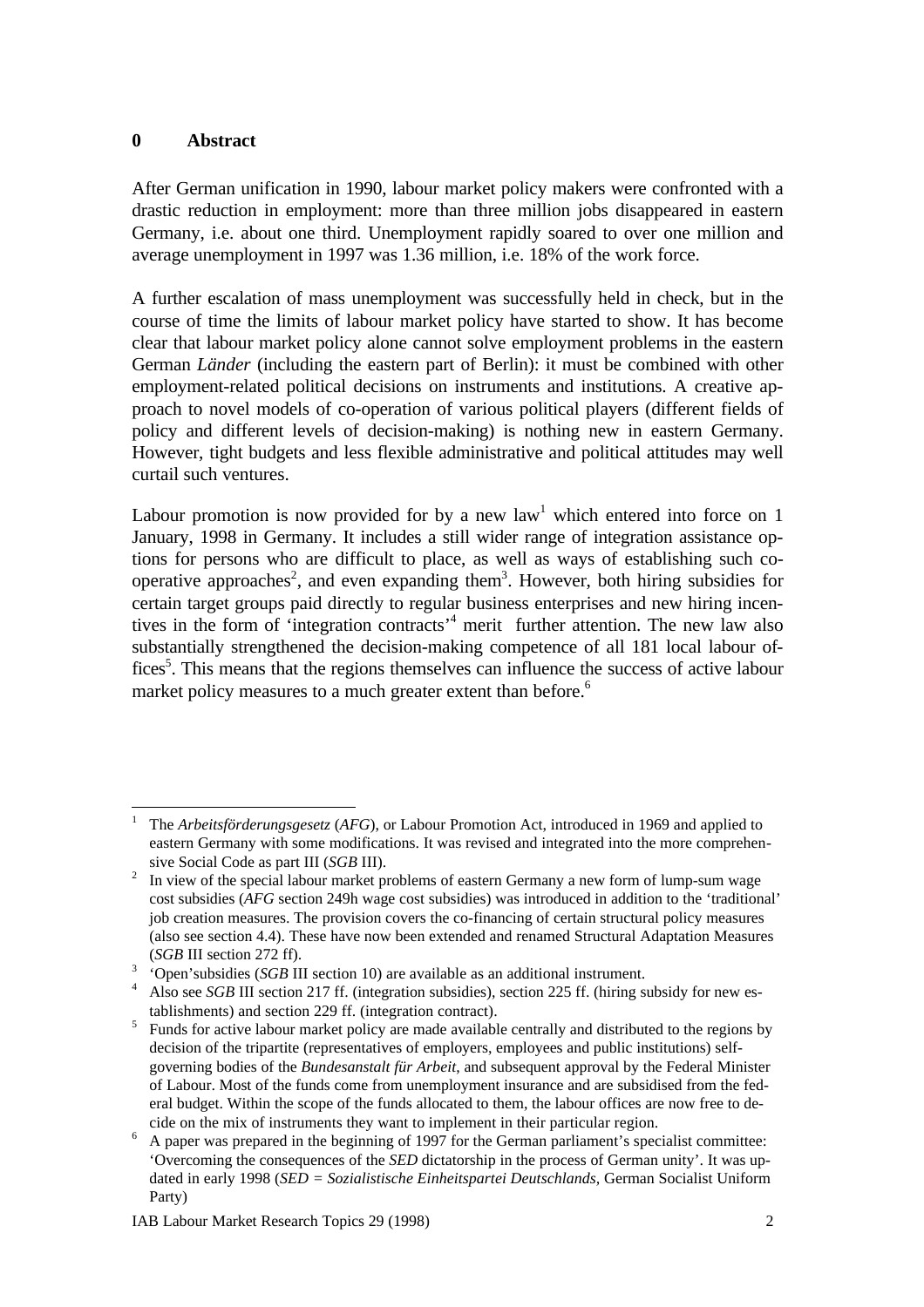# 0 Abstract

After German unification in 1990, labour market policy makers were confronted with a drastic reduction in employment: more than three million jobs disappeared in eastern Germany, i.e. about one third. Unemployment rapidly soared to over one million and average unemployment in 1997 was 1.36 million, i.e. 18% of the work force.

A further escalation of mass unemployment was successfully held in check, but in the course of time the limits of labour market policy have started to show. It has become clear that labour market policy alone cannot solve employment problems in the eastern German *Länder* (including the eastern part of Berlin): it must be combined with other employment-related political decisions on instruments and institutions. A creative approach to novel models of co-operation of various political players (different fields of policy and different levels of decision-making) is nothing new in eastern Germany. However, tight budgets and less flexible administrative and political attitudes may well curtail such ventures.

Labour promotion is now provided for by a new law[1] which entered into force on 1 January, 1998 in Germany. It includes a still wider range of integration assistance options for persons who are difficult to place, as well as ways of establishing such co-operative approaches[2], and even expanding them[3]. However, both hiring subsidies for certain target groups paid directly to regular business enterprises and new hiring incentives in the form of 'integration contracts'[4] merit further attention. The new law also substantially strengthened the decision-making competence of all 181 local labour offices[5]. This means that the regions themselves can influence the success of active labour market policy measures to a much greater extent than before.[6]

---

[1] The *Arbeitsförderungsgesetz* (*AFG*), or Labour Promotion Act, introduced in 1969 and applied to eastern Germany with some modifications. It was revised and integrated into the more comprehensive Social Code as part III (*SGB* III).

[2] In view of the special labour market problems of eastern Germany a new form of lump-sum wage cost subsidies (*AFG* section 249h wage cost subsidies) was introduced in addition to the 'traditional' job creation measures. The provision covers the co-financing of certain structural policy measures (also see section 4.4). These have now been extended and renamed Structural Adaptation Measures (*SGB* III section 272 ff).

[3] 'Open'subsidies (*SGB* III section 10) are available as an additional instrument.

[4] Also see *SGB* III section 217 ff. (integration subsidies), section 225 ff. (hiring subsidy for new establishments) and section 229 ff. (integration contract).

[5] Funds for active labour market policy are made available centrally and distributed to the regions by decision of the tripartite (representatives of employers, employees and public institutions) self-governing bodies of the *Bundesanstalt für Arbeit*, and subsequent approval by the Federal Minister of Labour. Most of the funds come from unemployment insurance and are subsidised from the federal budget. Within the scope of the funds allocated to them, the labour offices are now free to decide on the mix of instruments they want to implement in their particular region.

[6] A paper was prepared in the beginning of 1997 for the German parliament's specialist committee: 'Overcoming the consequences of the *SED* dictatorship in the process of German unity'. It was updated in early 1998 (*SED = Sozialistische Einheitspartei Deutschlands*, German Socialist Uniform Party)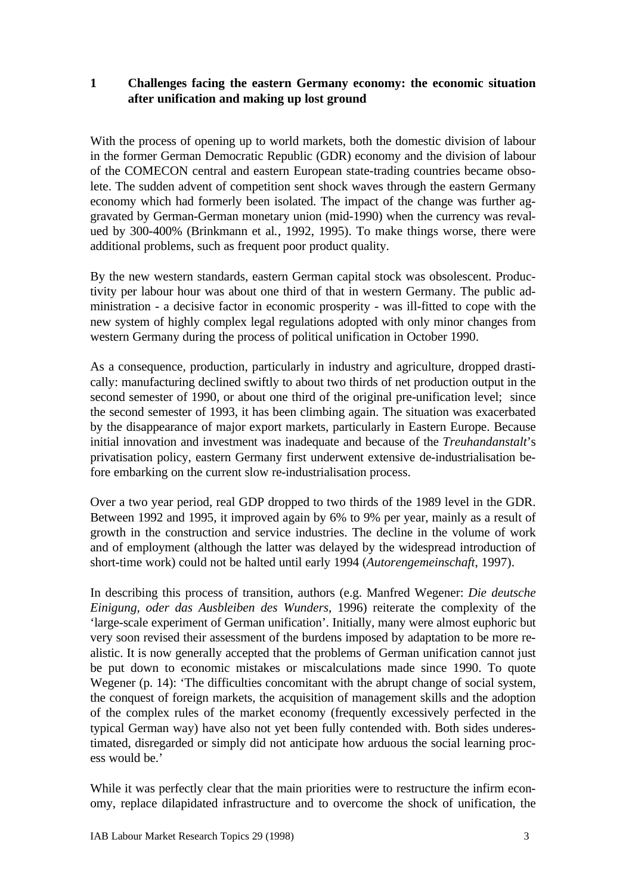## 1 Challenges facing the eastern Germany economy: the economic situation after unification and making up lost ground

With the process of opening up to world markets, both the domestic division of labour in the former German Democratic Republic (GDR) economy and the division of labour of the COMECON central and eastern European state-trading countries became obsolete. The sudden advent of competition sent shock waves through the eastern Germany economy which had formerly been isolated. The impact of the change was further aggravated by German-German monetary union (mid-1990) when the currency was revalued by 300-400% (Brinkmann et al*.*, 1992, 1995). To make things worse, there were additional problems, such as frequent poor product quality.

By the new western standards, eastern German capital stock was obsolescent. Productivity per labour hour was about one third of that in western Germany. The public administration - a decisive factor in economic prosperity - was ill-fitted to cope with the new system of highly complex legal regulations adopted with only minor changes from western Germany during the process of political unification in October 1990.

As a consequence, production, particularly in industry and agriculture, dropped drastically: manufacturing declined swiftly to about two thirds of net production output in the second semester of 1990, or about one third of the original pre-unification level; since the second semester of 1993, it has been climbing again. The situation was exacerbated by the disappearance of major export markets, particularly in Eastern Europe. Because initial innovation and investment was inadequate and because of the *Treuhandanstalt*'s privatisation policy, eastern Germany first underwent extensive de-industrialisation before embarking on the current slow re-industrialisation process.

Over a two year period, real GDP dropped to two thirds of the 1989 level in the GDR. Between 1992 and 1995, it improved again by 6% to 9% per year, mainly as a result of growth in the construction and service industries. The decline in the volume of work and of employment (although the latter was delayed by the widespread introduction of short-time work) could not be halted until early 1994 (*Autorengemeinschaft*, 1997).

In describing this process of transition, authors (e.g. Manfred Wegener: *Die deutsche Einigung, oder das Ausbleiben des Wunders*, 1996) reiterate the complexity of the 'large-scale experiment of German unification'. Initially, many were almost euphoric but very soon revised their assessment of the burdens imposed by adaptation to be more realistic. It is now generally accepted that the problems of German unification cannot just be put down to economic mistakes or miscalculations made since 1990. To quote Wegener (p. 14): 'The difficulties concomitant with the abrupt change of social system, the conquest of foreign markets, the acquisition of management skills and the adoption of the complex rules of the market economy (frequently excessively perfected in the typical German way) have also not yet been fully contended with. Both sides underestimated, disregarded or simply did not anticipate how arduous the social learning process would be.'

While it was perfectly clear that the main priorities were to restructure the infirm economy, replace dilapidated infrastructure and to overcome the shock of unification, the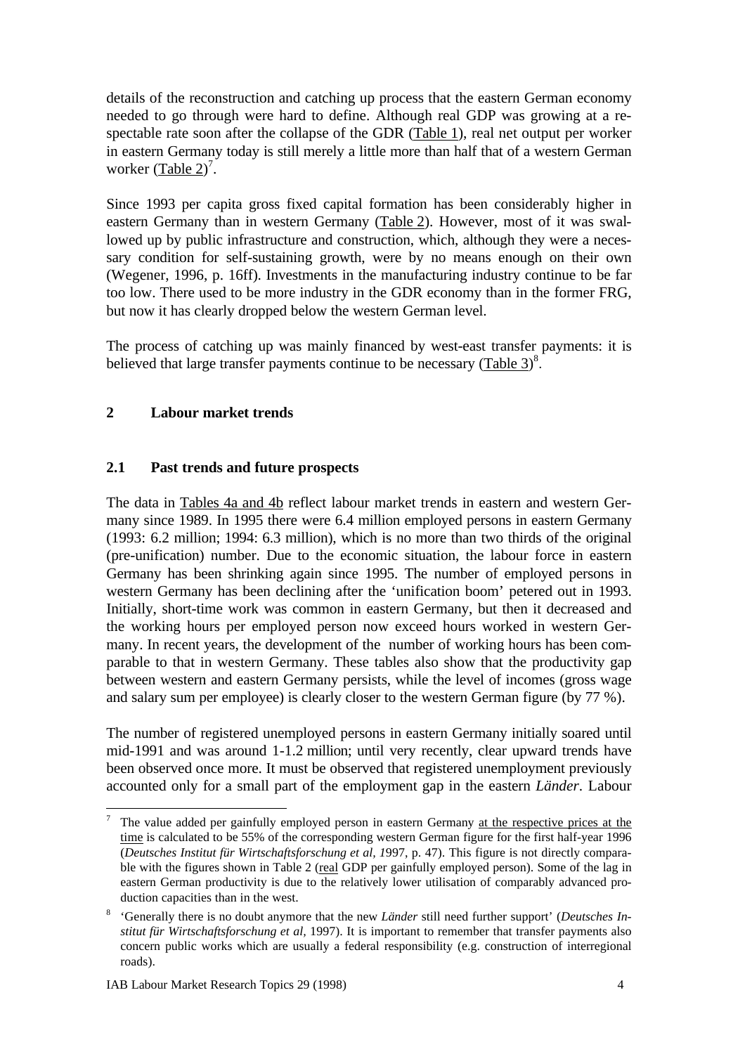details of the reconstruction and catching up process that the eastern German economy needed to go through were hard to define. Although real GDP was growing at a respectable rate soon after the collapse of the GDR (Table 1), real net output per worker in eastern Germany today is still merely a little more than half that of a western German worker (Table 2)[7].

Since 1993 per capita gross fixed capital formation has been considerably higher in eastern Germany than in western Germany (Table 2). However, most of it was swallowed up by public infrastructure and construction, which, although they were a necessary condition for self-sustaining growth, were by no means enough on their own (Wegener, 1996, p. 16ff). Investments in the manufacturing industry continue to be far too low. There used to be more industry in the GDR economy than in the former FRG, but now it has clearly dropped below the western German level.

The process of catching up was mainly financed by west-east transfer payments: it is believed that large transfer payments continue to be necessary (Table 3)[8].

## 2 Labour market trends

### 2.1 Past trends and future prospects

The data in Tables 4a and 4b reflect labour market trends in eastern and western Germany since 1989. In 1995 there were 6.4 million employed persons in eastern Germany (1993: 6.2 million; 1994: 6.3 million), which is no more than two thirds of the original (pre-unification) number. Due to the economic situation, the labour force in eastern Germany has been shrinking again since 1995. The number of employed persons in western Germany has been declining after the 'unification boom' petered out in 1993. Initially, short-time work was common in eastern Germany, but then it decreased and the working hours per employed person now exceed hours worked in western Germany. In recent years, the development of the number of working hours has been comparable to that in western Germany. These tables also show that the productivity gap between western and eastern Germany persists, while the level of incomes (gross wage and salary sum per employee) is clearly closer to the western German figure (by 77 %).

The number of registered unemployed persons in eastern Germany initially soared until mid-1991 and was around 1-1.2 million; until very recently, clear upward trends have been observed once more. It must be observed that registered unemployment previously accounted only for a small part of the employment gap in the eastern *Länder*. Labour

---

[7] The value added per gainfully employed person in eastern Germany at the respective prices at the time is calculated to be 55% of the corresponding western German figure for the first half-year 1996 (*Deutsches Institut für Wirtschaftsforschung et al,* 1997, p. 47). This figure is not directly comparable with the figures shown in Table 2 (real GDP per gainfully employed person). Some of the lag in eastern German productivity is due to the relatively lower utilisation of comparably advanced production capacities than in the west.

[8] 'Generally there is no doubt anymore that the new *Länder* still need further support' (*Deutsches Institut für Wirtschaftsforschung et al,* 1997). It is important to remember that transfer payments also concern public works which are usually a federal responsibility (e.g. construction of interregional roads).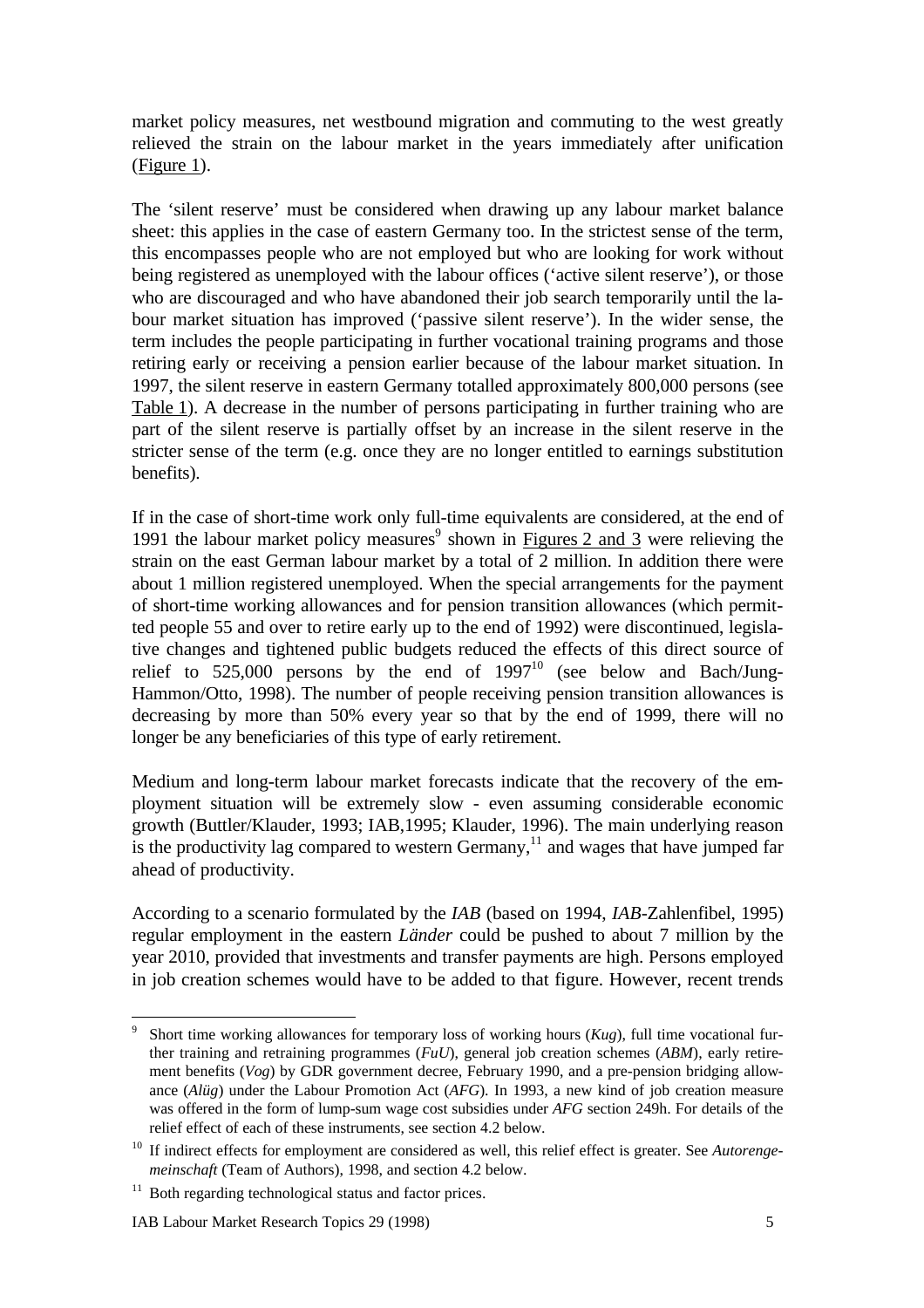market policy measures, net westbound migration and commuting to the west greatly relieved the strain on the labour market in the years immediately after unification (Figure 1).

The 'silent reserve' must be considered when drawing up any labour market balance sheet: this applies in the case of eastern Germany too. In the strictest sense of the term, this encompasses people who are not employed but who are looking for work without being registered as unemployed with the labour offices ('active silent reserve'), or those who are discouraged and who have abandoned their job search temporarily until the labour market situation has improved ('passive silent reserve'). In the wider sense, the term includes the people participating in further vocational training programs and those retiring early or receiving a pension earlier because of the labour market situation. In 1997, the silent reserve in eastern Germany totalled approximately 800,000 persons (see Table 1). A decrease in the number of persons participating in further training who are part of the silent reserve is partially offset by an increase in the silent reserve in the stricter sense of the term (e.g. once they are no longer entitled to earnings substitution benefits).

If in the case of short-time work only full-time equivalents are considered, at the end of 1991 the labour market policy measures[9] shown in Figures 2 and 3 were relieving the strain on the east German labour market by a total of 2 million. In addition there were about 1 million registered unemployed. When the special arrangements for the payment of short-time working allowances and for pension transition allowances (which permitted people 55 and over to retire early up to the end of 1992) were discontinued, legislative changes and tightened public budgets reduced the effects of this direct source of relief to 525,000 persons by the end of 1997[10] (see below and Bach/Jung-Hammon/Otto, 1998). The number of people receiving pension transition allowances is decreasing by more than 50% every year so that by the end of 1999, there will no longer be any beneficiaries of this type of early retirement.

Medium and long-term labour market forecasts indicate that the recovery of the employment situation will be extremely slow - even assuming considerable economic growth (Buttler/Klauder, 1993; IAB,1995; Klauder, 1996). The main underlying reason is the productivity lag compared to western Germany,[11] and wages that have jumped far ahead of productivity.

According to a scenario formulated by the *IAB* (based on 1994, *IAB*-Zahlenfibel, 1995) regular employment in the eastern *Länder* could be pushed to about 7 million by the year 2010, provided that investments and transfer payments are high. Persons employed in job creation schemes would have to be added to that figure. However, recent trends

---

[9] Short time working allowances for temporary loss of working hours (*Kug*), full time vocational further training and retraining programmes (*FuU*), general job creation schemes (*ABM*), early retirement benefits (*Vog*) by GDR government decree, February 1990, and a pre-pension bridging allowance (*Alüg*) under the Labour Promotion Act (*AFG*). In 1993, a new kind of job creation measure was offered in the form of lump-sum wage cost subsidies under *AFG* section 249h. For details of the relief effect of each of these instruments, see section 4.2 below.

[10] If indirect effects for employment are considered as well, this relief effect is greater. See *Autorengemeinschaft* (Team of Authors), 1998, and section 4.2 below.

[11] Both regarding technological status and factor prices.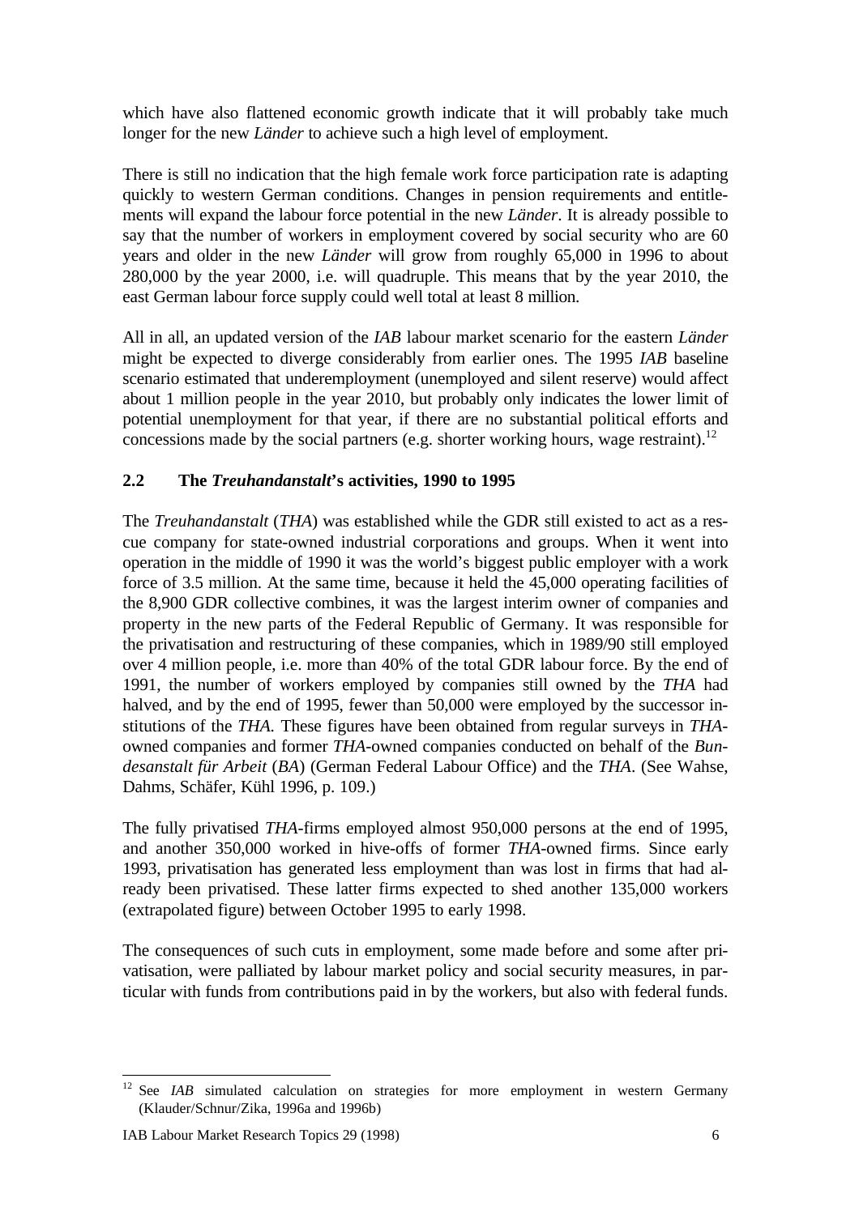which have also flattened economic growth indicate that it will probably take much longer for the new *Länder* to achieve such a high level of employment.

There is still no indication that the high female work force participation rate is adapting quickly to western German conditions. Changes in pension requirements and entitlements will expand the labour force potential in the new *Länder*. It is already possible to say that the number of workers in employment covered by social security who are 60 years and older in the new *Länder* will grow from roughly 65,000 in 1996 to about 280,000 by the year 2000, i.e. will quadruple. This means that by the year 2010, the east German labour force supply could well total at least 8 million.

All in all, an updated version of the *IAB* labour market scenario for the eastern *Länder* might be expected to diverge considerably from earlier ones. The 1995 *IAB* baseline scenario estimated that underemployment (unemployed and silent reserve) would affect about 1 million people in the year 2010, but probably only indicates the lower limit of potential unemployment for that year, if there are no substantial political efforts and concessions made by the social partners (e.g. shorter working hours, wage restraint).[12]

## 2.2 The *Treuhandanstalt*'s activities, 1990 to 1995

The *Treuhandanstalt* (*THA*) was established while the GDR still existed to act as a rescue company for state-owned industrial corporations and groups. When it went into operation in the middle of 1990 it was the world's biggest public employer with a work force of 3.5 million. At the same time, because it held the 45,000 operating facilities of the 8,900 GDR collective combines, it was the largest interim owner of companies and property in the new parts of the Federal Republic of Germany. It was responsible for the privatisation and restructuring of these companies, which in 1989/90 still employed over 4 million people, i.e. more than 40% of the total GDR labour force. By the end of 1991, the number of workers employed by companies still owned by the *THA* had halved, and by the end of 1995, fewer than 50,000 were employed by the successor institutions of the *THA*. These figures have been obtained from regular surveys in *THA*-owned companies and former *THA*-owned companies conducted on behalf of the *Bundesanstalt für Arbeit* (*BA*) (German Federal Labour Office) and the *THA*. (See Wahse, Dahms, Schäfer, Kühl 1996, p. 109.)

The fully privatised *THA*-firms employed almost 950,000 persons at the end of 1995, and another 350,000 worked in hive-offs of former *THA*-owned firms. Since early 1993, privatisation has generated less employment than was lost in firms that had already been privatised. These latter firms expected to shed another 135,000 workers (extrapolated figure) between October 1995 to early 1998.

The consequences of such cuts in employment, some made before and some after privatisation, were palliated by labour market policy and social security measures, in particular with funds from contributions paid in by the workers, but also with federal funds.

---

[12] See *IAB* simulated calculation on strategies for more employment in western Germany (Klauder/Schnur/Zika, 1996a and 1996b)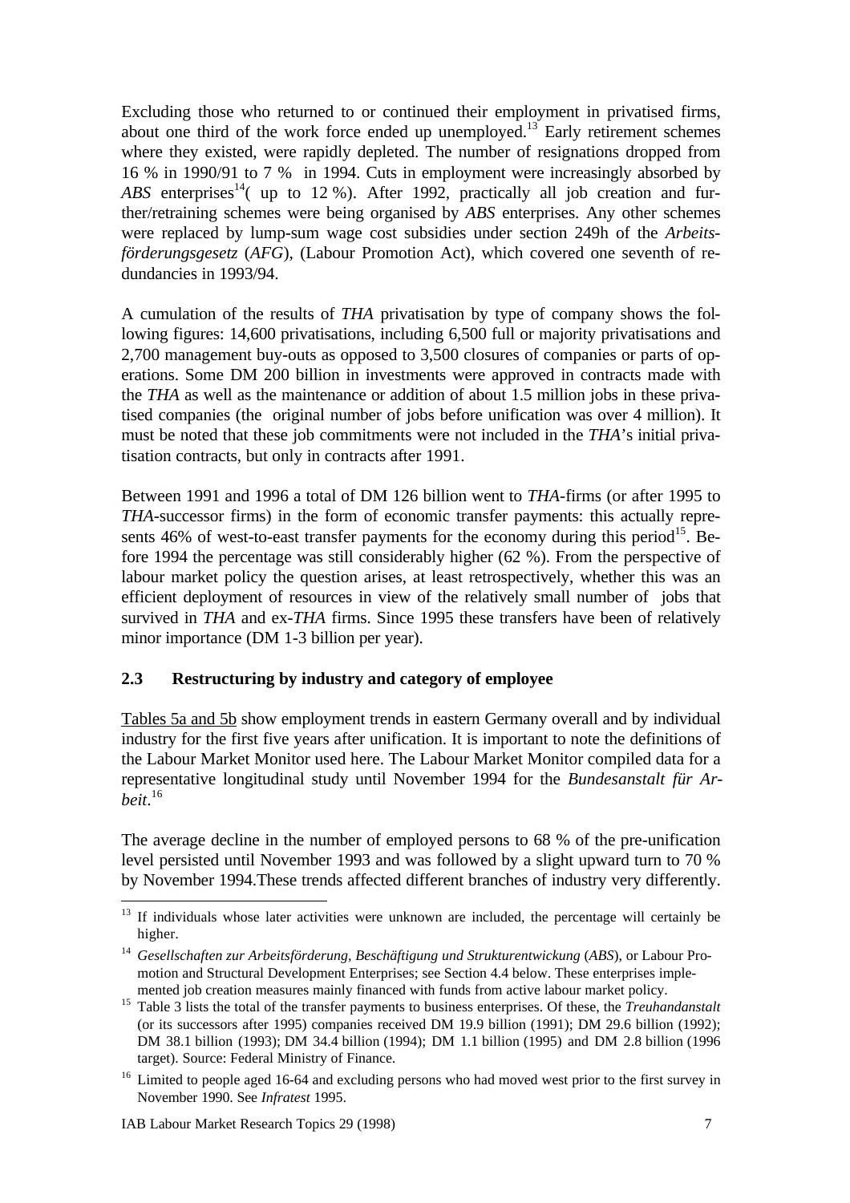Excluding those who returned to or continued their employment in privatised firms, about one third of the work force ended up unemployed.[13] Early retirement schemes where they existed, were rapidly depleted. The number of resignations dropped from 16 % in 1990/91 to 7 % in 1994. Cuts in employment were increasingly absorbed by *ABS* enterprises[14]( up to 12 %). After 1992, practically all job creation and further/retraining schemes were being organised by *ABS* enterprises. Any other schemes were replaced by lump-sum wage cost subsidies under section 249h of the *Arbeitsförderungsgesetz* (*AFG*), (Labour Promotion Act), which covered one seventh of redundancies in 1993/94.

A cumulation of the results of *THA* privatisation by type of company shows the following figures: 14,600 privatisations, including 6,500 full or majority privatisations and 2,700 management buy-outs as opposed to 3,500 closures of companies or parts of operations. Some DM 200 billion in investments were approved in contracts made with the *THA* as well as the maintenance or addition of about 1.5 million jobs in these privatised companies (the original number of jobs before unification was over 4 million). It must be noted that these job commitments were not included in the *THA*'s initial privatisation contracts, but only in contracts after 1991.

Between 1991 and 1996 a total of DM 126 billion went to *THA*-firms (or after 1995 to *THA*-successor firms) in the form of economic transfer payments: this actually represents 46% of west-to-east transfer payments for the economy during this period[15]. Before 1994 the percentage was still considerably higher (62 %). From the perspective of labour market policy the question arises, at least retrospectively, whether this was an efficient deployment of resources in view of the relatively small number of jobs that survived in *THA* and ex-*THA* firms. Since 1995 these transfers have been of relatively minor importance (DM 1-3 billion per year).

### 2.3 Restructuring by industry and category of employee

Tables 5a and 5b show employment trends in eastern Germany overall and by individual industry for the first five years after unification. It is important to note the definitions of the Labour Market Monitor used here. The Labour Market Monitor compiled data for a representative longitudinal study until November 1994 for the *Bundesanstalt für Arbeit*.[16]

The average decline in the number of employed persons to 68 % of the pre-unification level persisted until November 1993 and was followed by a slight upward turn to 70 % by November 1994.These trends affected different branches of industry very differently.

---

[13] If individuals whose later activities were unknown are included, the percentage will certainly be higher.

[14] *Gesellschaften zur Arbeitsförderung, Beschäftigung und Strukturentwickung* (*ABS*), or Labour Promotion and Structural Development Enterprises; see Section 4.4 below. These enterprises implemented job creation measures mainly financed with funds from active labour market policy.

[15] Table 3 lists the total of the transfer payments to business enterprises. Of these, the *Treuhandanstalt* (or its successors after 1995) companies received DM 19.9 billion (1991); DM 29.6 billion (1992); DM 38.1 billion (1993); DM 34.4 billion (1994); DM 1.1 billion (1995) and DM 2.8 billion (1996 target). Source: Federal Ministry of Finance.

[16] Limited to people aged 16-64 and excluding persons who had moved west prior to the first survey in November 1990. See *Infratest* 1995.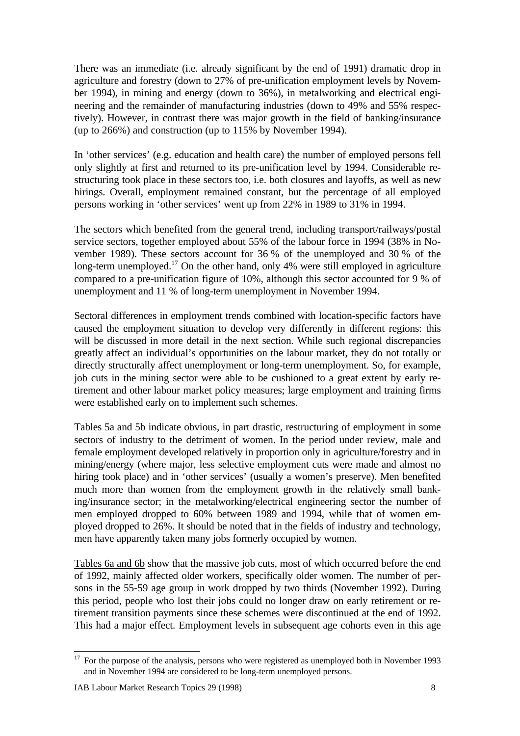There was an immediate (i.e. already significant by the end of 1991) dramatic drop in agriculture and forestry (down to 27% of pre-unification employment levels by November 1994), in mining and energy (down to 36%), in metalworking and electrical engineering and the remainder of manufacturing industries (down to 49% and 55% respectively). However, in contrast there was major growth in the field of banking/insurance (up to 266%) and construction (up to 115% by November 1994).

In 'other services' (e.g. education and health care) the number of employed persons fell only slightly at first and returned to its pre-unification level by 1994. Considerable restructuring took place in these sectors too, i.e. both closures and layoffs, as well as new hirings. Overall, employment remained constant, but the percentage of all employed persons working in 'other services' went up from 22% in 1989 to 31% in 1994.

The sectors which benefited from the general trend, including transport/railways/postal service sectors, together employed about 55% of the labour force in 1994 (38% in November 1989). These sectors account for 36 % of the unemployed and 30 % of the long-term unemployed.[17] On the other hand, only 4% were still employed in agriculture compared to a pre-unification figure of 10%, although this sector accounted for 9 % of unemployment and 11 % of long-term unemployment in November 1994.

Sectoral differences in employment trends combined with location-specific factors have caused the employment situation to develop very differently in different regions: this will be discussed in more detail in the next section. While such regional discrepancies greatly affect an individual's opportunities on the labour market, they do not totally or directly structurally affect unemployment or long-term unemployment. So, for example, job cuts in the mining sector were able to be cushioned to a great extent by early retirement and other labour market policy measures; large employment and training firms were established early on to implement such schemes.

Tables 5a and 5b indicate obvious, in part drastic, restructuring of employment in some sectors of industry to the detriment of women. In the period under review, male and female employment developed relatively in proportion only in agriculture/forestry and in mining/energy (where major, less selective employment cuts were made and almost no hiring took place) and in 'other services' (usually a women's preserve). Men benefited much more than women from the employment growth in the relatively small banking/insurance sector; in the metalworking/electrical engineering sector the number of men employed dropped to 60% between 1989 and 1994, while that of women employed dropped to 26%. It should be noted that in the fields of industry and technology, men have apparently taken many jobs formerly occupied by women.

Tables 6a and 6b show that the massive job cuts, most of which occurred before the end of 1992, mainly affected older workers, specifically older women. The number of persons in the 55-59 age group in work dropped by two thirds (November 1992). During this period, people who lost their jobs could no longer draw on early retirement or retirement transition payments since these schemes were discontinued at the end of 1992. This had a major effect. Employment levels in subsequent age cohorts even in this age

---

[17] For the purpose of the analysis, persons who were registered as unemployed both in November 1993 and in November 1994 are considered to be long-term unemployed persons.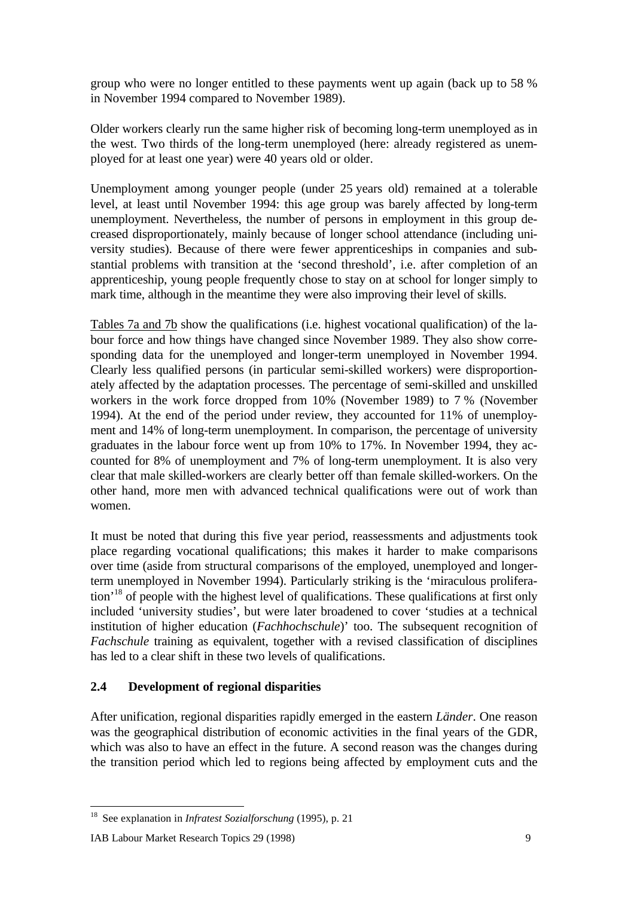group who were no longer entitled to these payments went up again (back up to 58 % in November 1994 compared to November 1989).

Older workers clearly run the same higher risk of becoming long-term unemployed as in the west. Two thirds of the long-term unemployed (here: already registered as unemployed for at least one year) were 40 years old or older.

Unemployment among younger people (under 25 years old) remained at a tolerable level, at least until November 1994: this age group was barely affected by long-term unemployment. Nevertheless, the number of persons in employment in this group decreased disproportionately, mainly because of longer school attendance (including university studies). Because of there were fewer apprenticeships in companies and substantial problems with transition at the 'second threshold', i.e. after completion of an apprenticeship, young people frequently chose to stay on at school for longer simply to mark time, although in the meantime they were also improving their level of skills.

Tables 7a and 7b show the qualifications (i.e. highest vocational qualification) of the labour force and how things have changed since November 1989. They also show corresponding data for the unemployed and longer-term unemployed in November 1994. Clearly less qualified persons (in particular semi-skilled workers) were disproportionately affected by the adaptation processes. The percentage of semi-skilled and unskilled workers in the work force dropped from 10% (November 1989) to 7 % (November 1994). At the end of the period under review, they accounted for 11% of unemployment and 14% of long-term unemployment. In comparison, the percentage of university graduates in the labour force went up from 10% to 17%. In November 1994, they accounted for 8% of unemployment and 7% of long-term unemployment. It is also very clear that male skilled-workers are clearly better off than female skilled-workers. On the other hand, more men with advanced technical qualifications were out of work than women.

It must be noted that during this five year period, reassessments and adjustments took place regarding vocational qualifications; this makes it harder to make comparisons over time (aside from structural comparisons of the employed, unemployed and longer-term unemployed in November 1994). Particularly striking is the 'miraculous proliferation'[18] of people with the highest level of qualifications. These qualifications at first only included 'university studies', but were later broadened to cover 'studies at a technical institution of higher education (*Fachhochschule*)' too. The subsequent recognition of *Fachschule* training as equivalent, together with a revised classification of disciplines has led to a clear shift in these two levels of qualifications.

## 2.4 Development of regional disparities

After unification, regional disparities rapidly emerged in the eastern *Länder*. One reason was the geographical distribution of economic activities in the final years of the GDR, which was also to have an effect in the future. A second reason was the changes during the transition period which led to regions being affected by employment cuts and the

---

[18] See explanation in *Infratest Sozialforschung* (1995), p. 21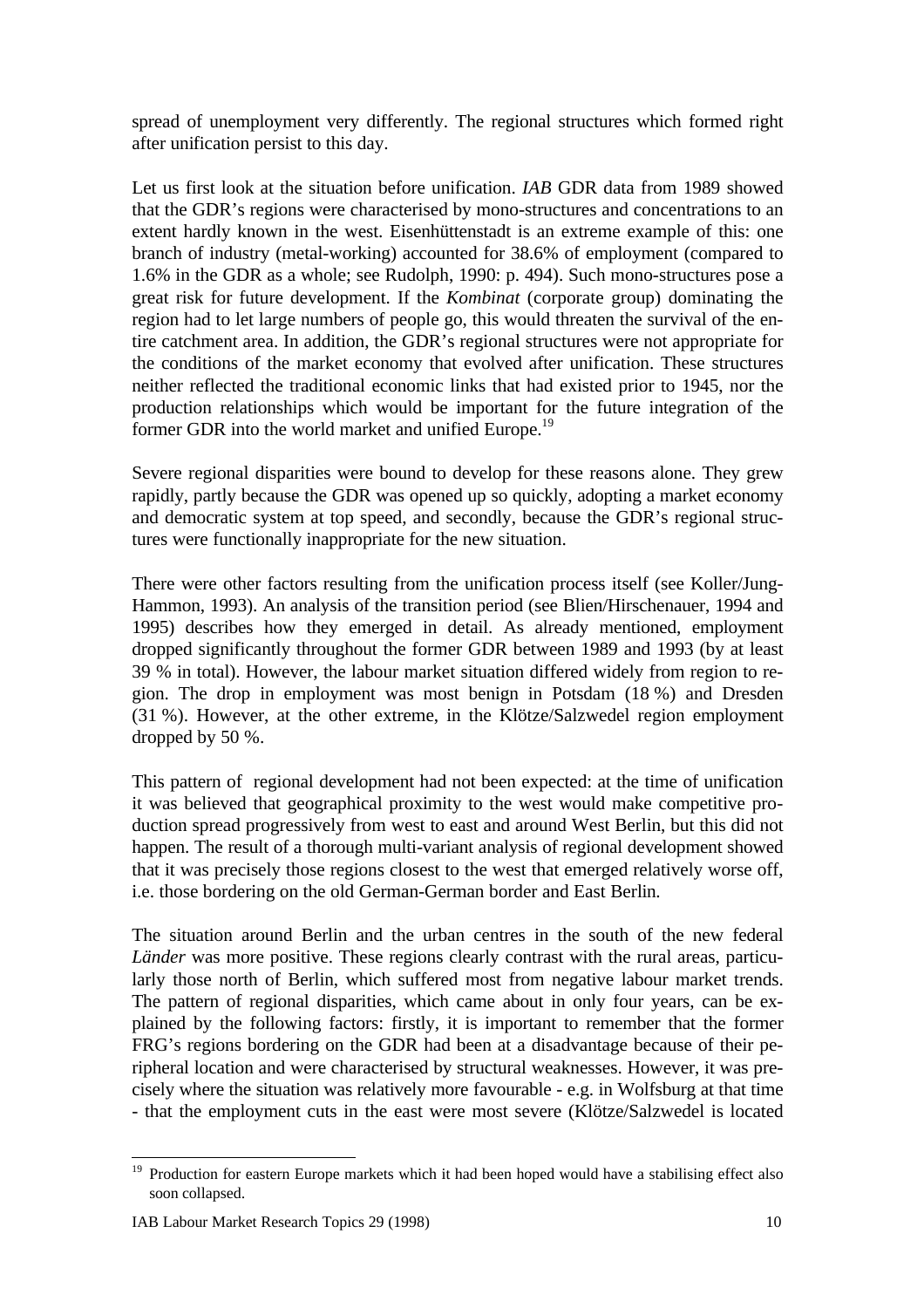spread of unemployment very differently. The regional structures which formed right after unification persist to this day.

Let us first look at the situation before unification. *IAB* GDR data from 1989 showed that the GDR's regions were characterised by mono-structures and concentrations to an extent hardly known in the west. Eisenhüttenstadt is an extreme example of this: one branch of industry (metal-working) accounted for 38.6% of employment (compared to 1.6% in the GDR as a whole; see Rudolph, 1990: p. 494). Such mono-structures pose a great risk for future development. If the *Kombinat* (corporate group) dominating the region had to let large numbers of people go, this would threaten the survival of the entire catchment area. In addition, the GDR's regional structures were not appropriate for the conditions of the market economy that evolved after unification. These structures neither reflected the traditional economic links that had existed prior to 1945, nor the production relationships which would be important for the future integration of the former GDR into the world market and unified Europe.[19]

Severe regional disparities were bound to develop for these reasons alone. They grew rapidly, partly because the GDR was opened up so quickly, adopting a market economy and democratic system at top speed, and secondly, because the GDR's regional structures were functionally inappropriate for the new situation.

There were other factors resulting from the unification process itself (see Koller/Jung-Hammon, 1993). An analysis of the transition period (see Blien/Hirschenauer, 1994 and 1995) describes how they emerged in detail. As already mentioned, employment dropped significantly throughout the former GDR between 1989 and 1993 (by at least 39 % in total). However, the labour market situation differed widely from region to region. The drop in employment was most benign in Potsdam (18 %) and Dresden (31 %). However, at the other extreme, in the Klötze/Salzwedel region employment dropped by 50 %.

This pattern of regional development had not been expected: at the time of unification it was believed that geographical proximity to the west would make competitive production spread progressively from west to east and around West Berlin, but this did not happen. The result of a thorough multi-variant analysis of regional development showed that it was precisely those regions closest to the west that emerged relatively worse off, i.e. those bordering on the old German-German border and East Berlin.

The situation around Berlin and the urban centres in the south of the new federal *Länder* was more positive. These regions clearly contrast with the rural areas, particularly those north of Berlin, which suffered most from negative labour market trends. The pattern of regional disparities, which came about in only four years, can be explained by the following factors: firstly, it is important to remember that the former FRG's regions bordering on the GDR had been at a disadvantage because of their peripheral location and were characterised by structural weaknesses. However, it was precisely where the situation was relatively more favourable - e.g. in Wolfsburg at that time - that the employment cuts in the east were most severe (Klötze/Salzwedel is located

[19] Production for eastern Europe markets which it had been hoped would have a stabilising effect also soon collapsed.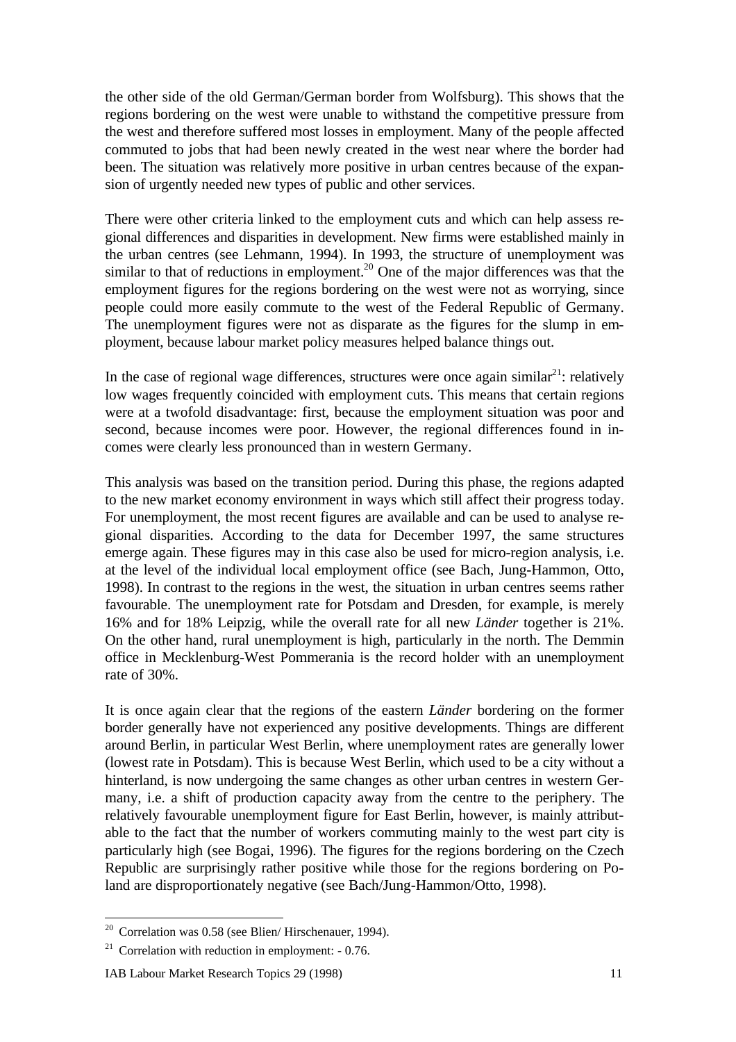the other side of the old German/German border from Wolfsburg). This shows that the regions bordering on the west were unable to withstand the competitive pressure from the west and therefore suffered most losses in employment. Many of the people affected commuted to jobs that had been newly created in the west near where the border had been. The situation was relatively more positive in urban centres because of the expansion of urgently needed new types of public and other services.

There were other criteria linked to the employment cuts and which can help assess regional differences and disparities in development. New firms were established mainly in the urban centres (see Lehmann, 1994). In 1993, the structure of unemployment was similar to that of reductions in employment.[20] One of the major differences was that the employment figures for the regions bordering on the west were not as worrying, since people could more easily commute to the west of the Federal Republic of Germany. The unemployment figures were not as disparate as the figures for the slump in employment, because labour market policy measures helped balance things out.

In the case of regional wage differences, structures were once again similar[21]: relatively low wages frequently coincided with employment cuts. This means that certain regions were at a twofold disadvantage: first, because the employment situation was poor and second, because incomes were poor. However, the regional differences found in incomes were clearly less pronounced than in western Germany.

This analysis was based on the transition period. During this phase, the regions adapted to the new market economy environment in ways which still affect their progress today. For unemployment, the most recent figures are available and can be used to analyse regional disparities. According to the data for December 1997, the same structures emerge again. These figures may in this case also be used for micro-region analysis, i.e. at the level of the individual local employment office (see Bach, Jung-Hammon, Otto, 1998). In contrast to the regions in the west, the situation in urban centres seems rather favourable. The unemployment rate for Potsdam and Dresden, for example, is merely 16% and for 18% Leipzig, while the overall rate for all new *Länder* together is 21%. On the other hand, rural unemployment is high, particularly in the north. The Demmin office in Mecklenburg-West Pommerania is the record holder with an unemployment rate of 30%.

It is once again clear that the regions of the eastern *Länder* bordering on the former border generally have not experienced any positive developments. Things are different around Berlin, in particular West Berlin, where unemployment rates are generally lower (lowest rate in Potsdam). This is because West Berlin, which used to be a city without a hinterland, is now undergoing the same changes as other urban centres in western Germany, i.e. a shift of production capacity away from the centre to the periphery. The relatively favourable unemployment figure for East Berlin, however, is mainly attributable to the fact that the number of workers commuting mainly to the west part city is particularly high (see Bogai, 1996). The figures for the regions bordering on the Czech Republic are surprisingly rather positive while those for the regions bordering on Poland are disproportionately negative (see Bach/Jung-Hammon/Otto, 1998).

[20] Correlation was 0.58 (see Blien/ Hirschenauer, 1994).

[21] Correlation with reduction in employment: - 0.76.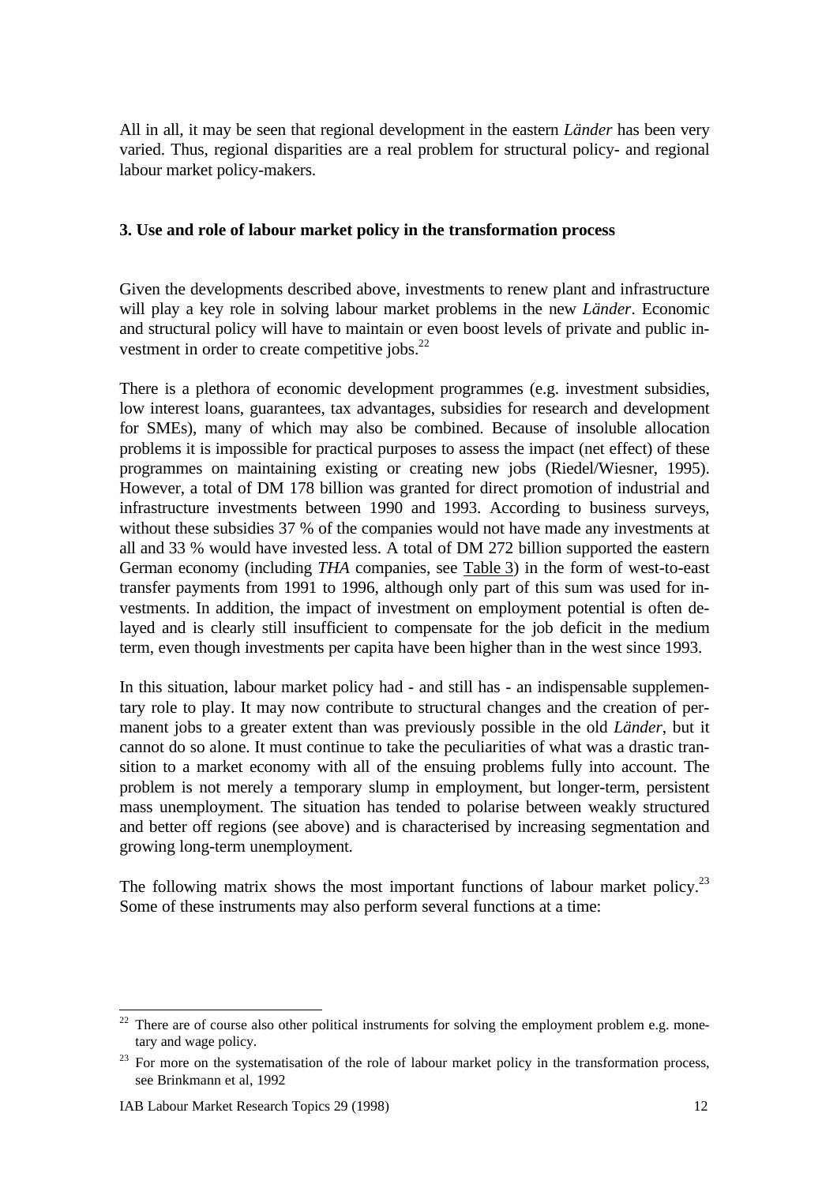All in all, it may be seen that regional development in the eastern *Länder* has been very varied. Thus, regional disparities are a real problem for structural policy- and regional labour market policy-makers.

## 3. Use and role of labour market policy in the transformation process

Given the developments described above, investments to renew plant and infrastructure will play a key role in solving labour market problems in the new *Länder*. Economic and structural policy will have to maintain or even boost levels of private and public investment in order to create competitive jobs.[22]

There is a plethora of economic development programmes (e.g. investment subsidies, low interest loans, guarantees, tax advantages, subsidies for research and development for SMEs), many of which may also be combined. Because of insoluble allocation problems it is impossible for practical purposes to assess the impact (net effect) of these programmes on maintaining existing or creating new jobs (Riedel/Wiesner, 1995). However, a total of DM 178 billion was granted for direct promotion of industrial and infrastructure investments between 1990 and 1993. According to business surveys, without these subsidies 37 % of the companies would not have made any investments at all and 33 % would have invested less. A total of DM 272 billion supported the eastern German economy (including *THA* companies, see Table 3) in the form of west-to-east transfer payments from 1991 to 1996, although only part of this sum was used for investments. In addition, the impact of investment on employment potential is often delayed and is clearly still insufficient to compensate for the job deficit in the medium term, even though investments per capita have been higher than in the west since 1993.

In this situation, labour market policy had - and still has - an indispensable supplementary role to play. It may now contribute to structural changes and the creation of permanent jobs to a greater extent than was previously possible in the old *Länder*, but it cannot do so alone. It must continue to take the peculiarities of what was a drastic transition to a market economy with all of the ensuing problems fully into account. The problem is not merely a temporary slump in employment, but longer-term, persistent mass unemployment. The situation has tended to polarise between weakly structured and better off regions (see above) and is characterised by increasing segmentation and growing long-term unemployment.

The following matrix shows the most important functions of labour market policy.[23] Some of these instruments may also perform several functions at a time:

---

[22] There are of course also other political instruments for solving the employment problem e.g. monetary and wage policy.

[23] For more on the systematisation of the role of labour market policy in the transformation process, see Brinkmann et al, 1992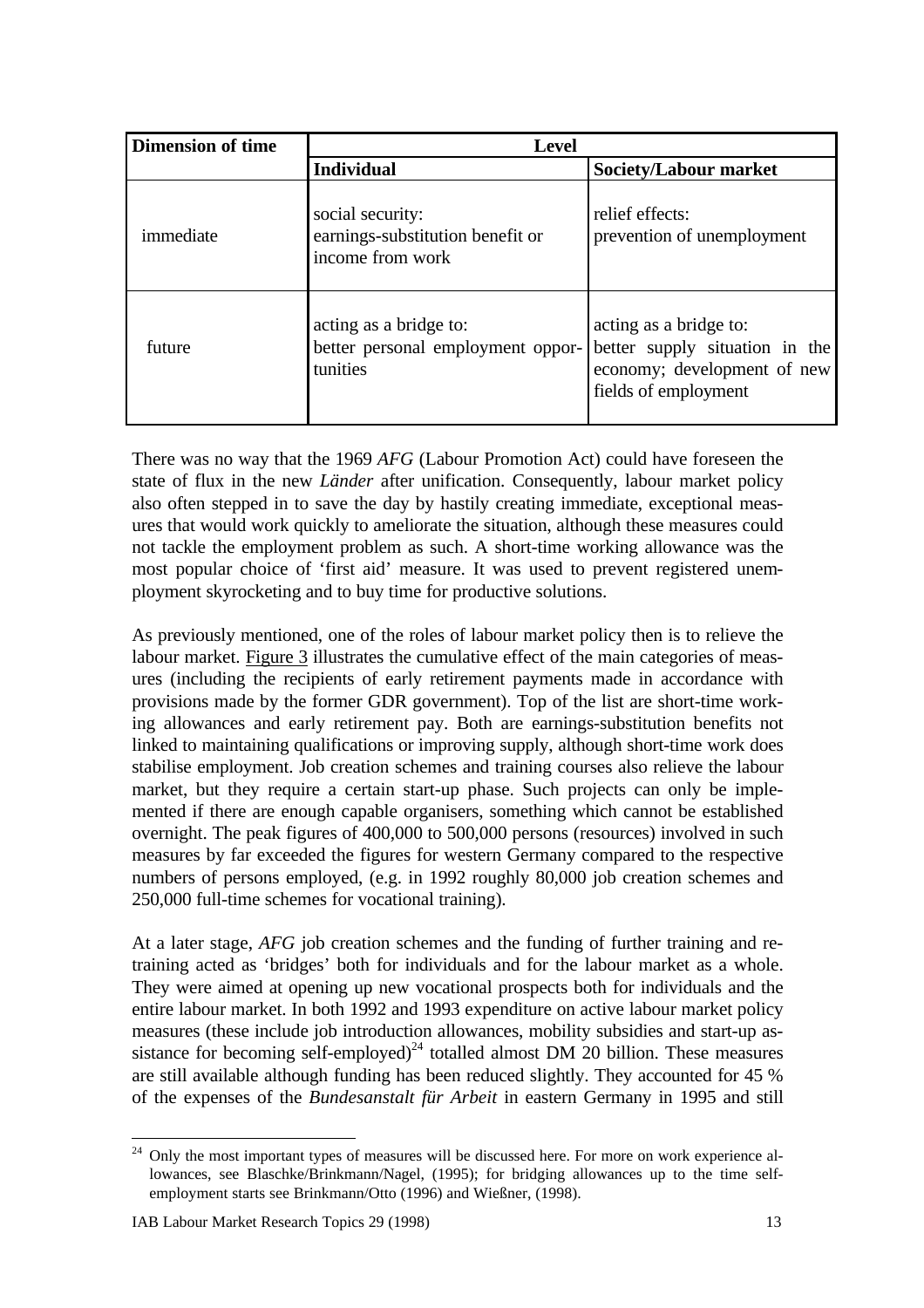| Dimension of time | Level | |
|---|---|---|
| | **Individual** | **Society/Labour market** |
| immediate | social security: earnings-substitution benefit or income from work | relief effects: prevention of unemployment |
| future | acting as a bridge to: better personal employment opportunities | acting as a bridge to: better supply situation in the economy; development of new fields of employment |

There was no way that the 1969 *AFG* (Labour Promotion Act) could have foreseen the state of flux in the new *Länder* after unification. Consequently, labour market policy also often stepped in to save the day by hastily creating immediate, exceptional measures that would work quickly to ameliorate the situation, although these measures could not tackle the employment problem as such. A short-time working allowance was the most popular choice of 'first aid' measure. It was used to prevent registered unemployment skyrocketing and to buy time for productive solutions.

As previously mentioned, one of the roles of labour market policy then is to relieve the labour market. Figure 3 illustrates the cumulative effect of the main categories of measures (including the recipients of early retirement payments made in accordance with provisions made by the former GDR government). Top of the list are short-time working allowances and early retirement pay. Both are earnings-substitution benefits not linked to maintaining qualifications or improving supply, although short-time work does stabilise employment. Job creation schemes and training courses also relieve the labour market, but they require a certain start-up phase. Such projects can only be implemented if there are enough capable organisers, something which cannot be established overnight. The peak figures of 400,000 to 500,000 persons (resources) involved in such measures by far exceeded the figures for western Germany compared to the respective numbers of persons employed, (e.g. in 1992 roughly 80,000 job creation schemes and 250,000 full-time schemes for vocational training).

At a later stage, *AFG* job creation schemes and the funding of further training and retraining acted as 'bridges' both for individuals and for the labour market as a whole. They were aimed at opening up new vocational prospects both for individuals and the entire labour market. In both 1992 and 1993 expenditure on active labour market policy measures (these include job introduction allowances, mobility subsidies and start-up assistance for becoming self-employed)[24] totalled almost DM 20 billion. These measures are still available although funding has been reduced slightly. They accounted for 45 % of the expenses of the *Bundesanstalt für Arbeit* in eastern Germany in 1995 and still

---

[24] Only the most important types of measures will be discussed here. For more on work experience allowances, see Blaschke/Brinkmann/Nagel, (1995); for bridging allowances up to the time self-employment starts see Brinkmann/Otto (1996) and Wießner, (1998).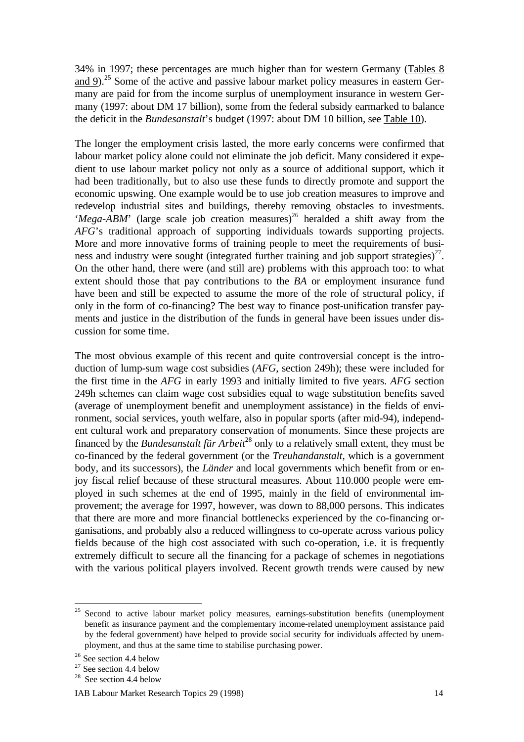34% in 1997; these percentages are much higher than for western Germany (Tables 8 and 9).[25] Some of the active and passive labour market policy measures in eastern Germany are paid for from the income surplus of unemployment insurance in western Germany (1997: about DM 17 billion), some from the federal subsidy earmarked to balance the deficit in the *Bundesanstalt*'s budget (1997: about DM 10 billion, see Table 10).

The longer the employment crisis lasted, the more early concerns were confirmed that labour market policy alone could not eliminate the job deficit. Many considered it expedient to use labour market policy not only as a source of additional support, which it had been traditionally, but to also use these funds to directly promote and support the economic upswing. One example would be to use job creation measures to improve and redevelop industrial sites and buildings, thereby removing obstacles to investments. '*Mega-ABM*' (large scale job creation measures)[26] heralded a shift away from the *AFG*'s traditional approach of supporting individuals towards supporting projects. More and more innovative forms of training people to meet the requirements of business and industry were sought (integrated further training and job support strategies)[27]. On the other hand, there were (and still are) problems with this approach too: to what extent should those that pay contributions to the *BA* or employment insurance fund have been and still be expected to assume the more of the role of structural policy, if only in the form of co-financing? The best way to finance post-unification transfer payments and justice in the distribution of the funds in general have been issues under discussion for some time.

The most obvious example of this recent and quite controversial concept is the introduction of lump-sum wage cost subsidies (*AFG*, section 249h); these were included for the first time in the *AFG* in early 1993 and initially limited to five years. *AFG* section 249h schemes can claim wage cost subsidies equal to wage substitution benefits saved (average of unemployment benefit and unemployment assistance) in the fields of environment, social services, youth welfare, also in popular sports (after mid-94), independent cultural work and preparatory conservation of monuments. Since these projects are financed by the *Bundesanstalt für Arbeit*[28] only to a relatively small extent, they must be co-financed by the federal government (or the *Treuhandanstalt*, which is a government body, and its successors), the *Länder* and local governments which benefit from or enjoy fiscal relief because of these structural measures. About 110.000 people were employed in such schemes at the end of 1995, mainly in the field of environmental improvement; the average for 1997, however, was down to 88,000 persons. This indicates that there are more and more financial bottlenecks experienced by the co-financing organisations, and probably also a reduced willingness to co-operate across various policy fields because of the high cost associated with such co-operation, i.e. it is frequently extremely difficult to secure all the financing for a package of schemes in negotiations with the various political players involved. Recent growth trends were caused by new

[25] Second to active labour market policy measures, earnings-substitution benefits (unemployment benefit as insurance payment and the complementary income-related unemployment assistance paid by the federal government) have helped to provide social security for individuals affected by unemployment, and thus at the same time to stabilise purchasing power.

[26] See section 4.4 below

[27] See section 4.4 below

[28] See section 4.4 below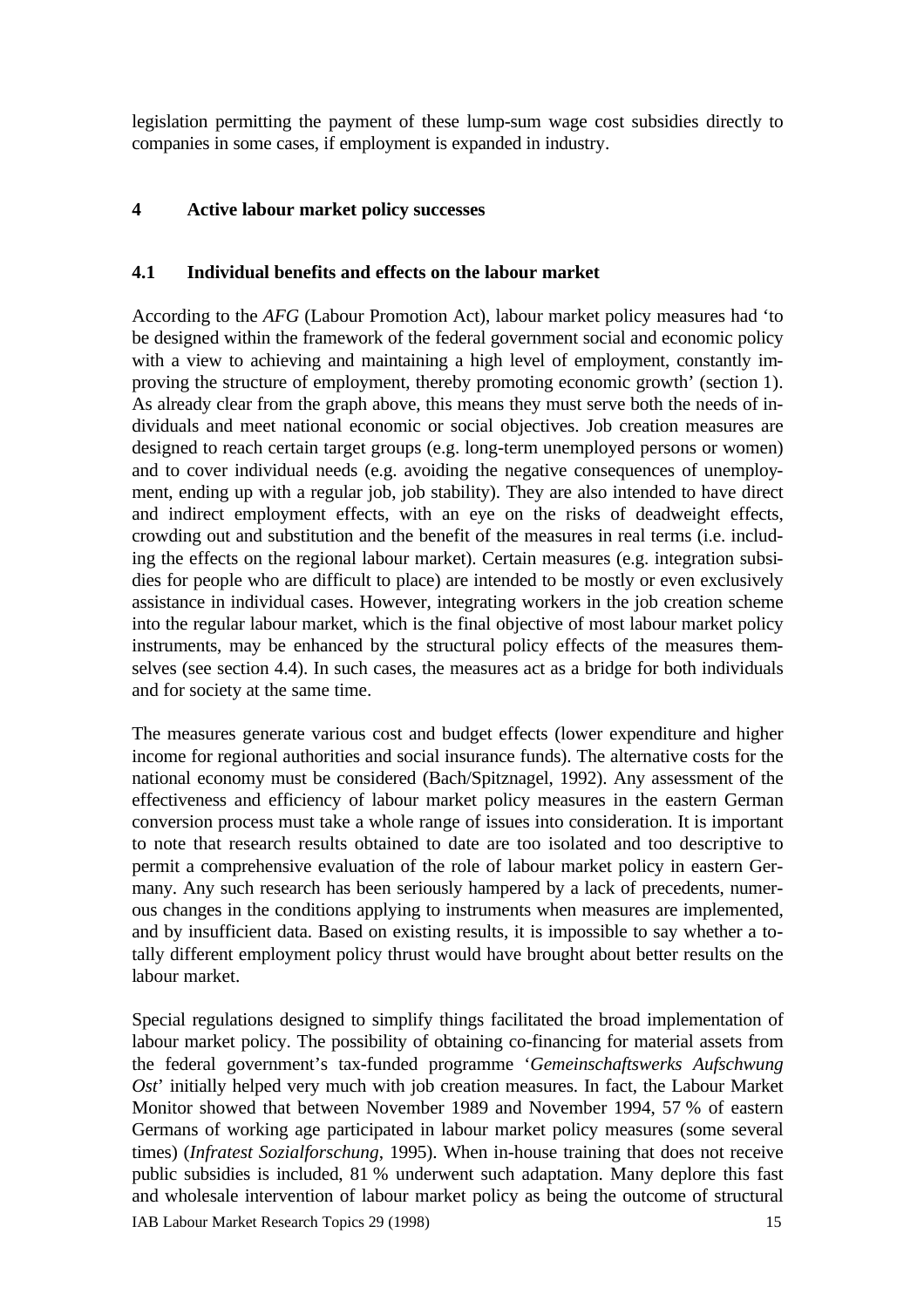legislation permitting the payment of these lump-sum wage cost subsidies directly to companies in some cases, if employment is expanded in industry.

## 4 Active labour market policy successes

### 4.1 Individual benefits and effects on the labour market

According to the *AFG* (Labour Promotion Act), labour market policy measures had 'to be designed within the framework of the federal government social and economic policy with a view to achieving and maintaining a high level of employment, constantly improving the structure of employment, thereby promoting economic growth' (section 1). As already clear from the graph above, this means they must serve both the needs of individuals and meet national economic or social objectives. Job creation measures are designed to reach certain target groups (e.g. long-term unemployed persons or women) and to cover individual needs (e.g. avoiding the negative consequences of unemployment, ending up with a regular job, job stability). They are also intended to have direct and indirect employment effects, with an eye on the risks of deadweight effects, crowding out and substitution and the benefit of the measures in real terms (i.e. including the effects on the regional labour market). Certain measures (e.g. integration subsidies for people who are difficult to place) are intended to be mostly or even exclusively assistance in individual cases. However, integrating workers in the job creation scheme into the regular labour market, which is the final objective of most labour market policy instruments, may be enhanced by the structural policy effects of the measures themselves (see section 4.4). In such cases, the measures act as a bridge for both individuals and for society at the same time.

The measures generate various cost and budget effects (lower expenditure and higher income for regional authorities and social insurance funds). The alternative costs for the national economy must be considered (Bach/Spitznagel, 1992). Any assessment of the effectiveness and efficiency of labour market policy measures in the eastern German conversion process must take a whole range of issues into consideration. It is important to note that research results obtained to date are too isolated and too descriptive to permit a comprehensive evaluation of the role of labour market policy in eastern Germany. Any such research has been seriously hampered by a lack of precedents, numerous changes in the conditions applying to instruments when measures are implemented, and by insufficient data. Based on existing results, it is impossible to say whether a totally different employment policy thrust would have brought about better results on the labour market.

Special regulations designed to simplify things facilitated the broad implementation of labour market policy. The possibility of obtaining co-financing for material assets from the federal government's tax-funded programme '*Gemeinschaftswerks Aufschwung Ost*' initially helped very much with job creation measures. In fact, the Labour Market Monitor showed that between November 1989 and November 1994, 57 % of eastern Germans of working age participated in labour market policy measures (some several times) (*Infratest Sozialforschung*, 1995). When in-house training that does not receive public subsidies is included, 81 % underwent such adaptation. Many deplore this fast and wholesale intervention of labour market policy as being the outcome of structural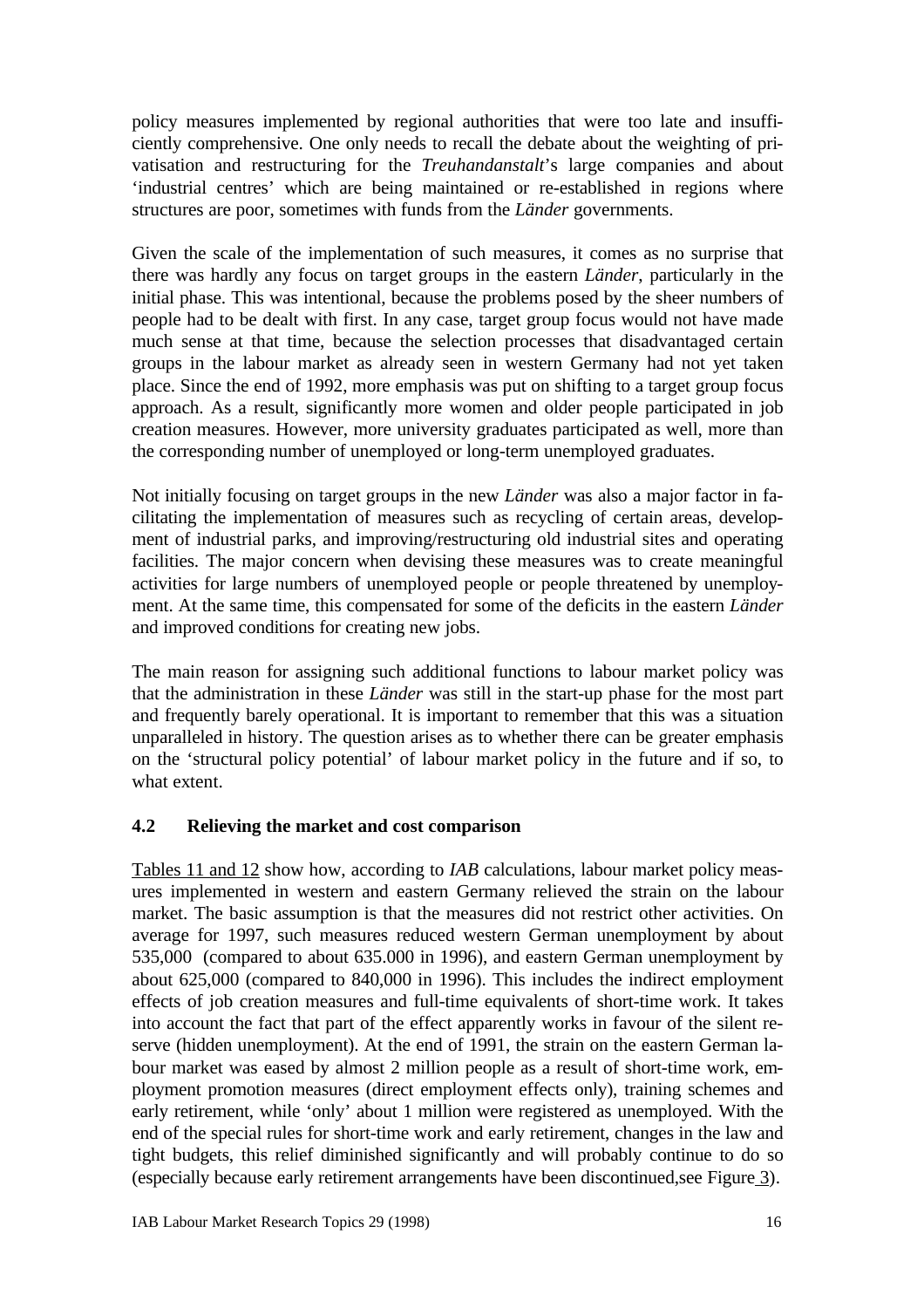policy measures implemented by regional authorities that were too late and insufficiently comprehensive. One only needs to recall the debate about the weighting of privatisation and restructuring for the *Treuhandanstalt*'s large companies and about 'industrial centres' which are being maintained or re-established in regions where structures are poor, sometimes with funds from the *Länder* governments.

Given the scale of the implementation of such measures, it comes as no surprise that there was hardly any focus on target groups in the eastern *Länder*, particularly in the initial phase. This was intentional, because the problems posed by the sheer numbers of people had to be dealt with first. In any case, target group focus would not have made much sense at that time, because the selection processes that disadvantaged certain groups in the labour market as already seen in western Germany had not yet taken place. Since the end of 1992, more emphasis was put on shifting to a target group focus approach. As a result, significantly more women and older people participated in job creation measures. However, more university graduates participated as well, more than the corresponding number of unemployed or long-term unemployed graduates.

Not initially focusing on target groups in the new *Länder* was also a major factor in facilitating the implementation of measures such as recycling of certain areas, development of industrial parks, and improving/restructuring old industrial sites and operating facilities. The major concern when devising these measures was to create meaningful activities for large numbers of unemployed people or people threatened by unemployment. At the same time, this compensated for some of the deficits in the eastern *Länder* and improved conditions for creating new jobs.

The main reason for assigning such additional functions to labour market policy was that the administration in these *Länder* was still in the start-up phase for the most part and frequently barely operational. It is important to remember that this was a situation unparalleled in history. The question arises as to whether there can be greater emphasis on the 'structural policy potential' of labour market policy in the future and if so, to what extent.

### 4.2 Relieving the market and cost comparison

Tables 11 and 12 show how, according to *IAB* calculations, labour market policy measures implemented in western and eastern Germany relieved the strain on the labour market. The basic assumption is that the measures did not restrict other activities. On average for 1997, such measures reduced western German unemployment by about 535,000 (compared to about 635.000 in 1996), and eastern German unemployment by about 625,000 (compared to 840,000 in 1996). This includes the indirect employment effects of job creation measures and full-time equivalents of short-time work. It takes into account the fact that part of the effect apparently works in favour of the silent reserve (hidden unemployment). At the end of 1991, the strain on the eastern German labour market was eased by almost 2 million people as a result of short-time work, employment promotion measures (direct employment effects only), training schemes and early retirement, while 'only' about 1 million were registered as unemployed. With the end of the special rules for short-time work and early retirement, changes in the law and tight budgets, this relief diminished significantly and will probably continue to do so (especially because early retirement arrangements have been discontinued,see Figure 3).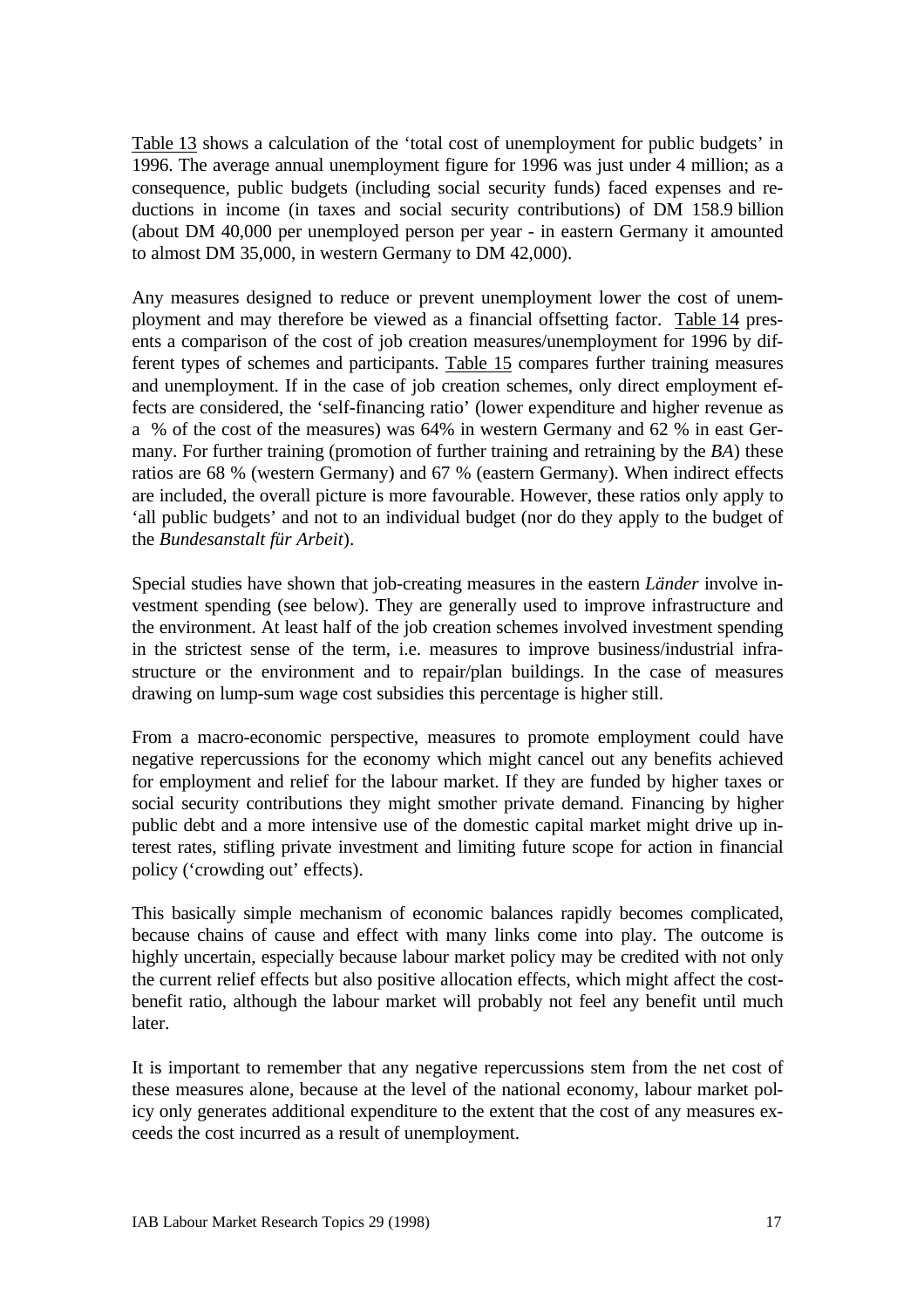Table 13 shows a calculation of the 'total cost of unemployment for public budgets' in 1996. The average annual unemployment figure for 1996 was just under 4 million; as a consequence, public budgets (including social security funds) faced expenses and reductions in income (in taxes and social security contributions) of DM 158.9 billion (about DM 40,000 per unemployed person per year - in eastern Germany it amounted to almost DM 35,000, in western Germany to DM 42,000).

Any measures designed to reduce or prevent unemployment lower the cost of unemployment and may therefore be viewed as a financial offsetting factor. Table 14 presents a comparison of the cost of job creation measures/unemployment for 1996 by different types of schemes and participants. Table 15 compares further training measures and unemployment. If in the case of job creation schemes, only direct employment effects are considered, the 'self-financing ratio' (lower expenditure and higher revenue as a % of the cost of the measures) was 64% in western Germany and 62 % in east Germany. For further training (promotion of further training and retraining by the *BA*) these ratios are 68 % (western Germany) and 67 % (eastern Germany). When indirect effects are included, the overall picture is more favourable. However, these ratios only apply to 'all public budgets' and not to an individual budget (nor do they apply to the budget of the *Bundesanstalt für Arbeit*).

Special studies have shown that job-creating measures in the eastern *Länder* involve investment spending (see below). They are generally used to improve infrastructure and the environment. At least half of the job creation schemes involved investment spending in the strictest sense of the term, i.e. measures to improve business/industrial infrastructure or the environment and to repair/plan buildings. In the case of measures drawing on lump-sum wage cost subsidies this percentage is higher still.

From a macro-economic perspective, measures to promote employment could have negative repercussions for the economy which might cancel out any benefits achieved for employment and relief for the labour market. If they are funded by higher taxes or social security contributions they might smother private demand. Financing by higher public debt and a more intensive use of the domestic capital market might drive up interest rates, stifling private investment and limiting future scope for action in financial policy ('crowding out' effects).

This basically simple mechanism of economic balances rapidly becomes complicated, because chains of cause and effect with many links come into play. The outcome is highly uncertain, especially because labour market policy may be credited with not only the current relief effects but also positive allocation effects, which might affect the cost-benefit ratio, although the labour market will probably not feel any benefit until much later.

It is important to remember that any negative repercussions stem from the net cost of these measures alone, because at the level of the national economy, labour market policy only generates additional expenditure to the extent that the cost of any measures exceeds the cost incurred as a result of unemployment.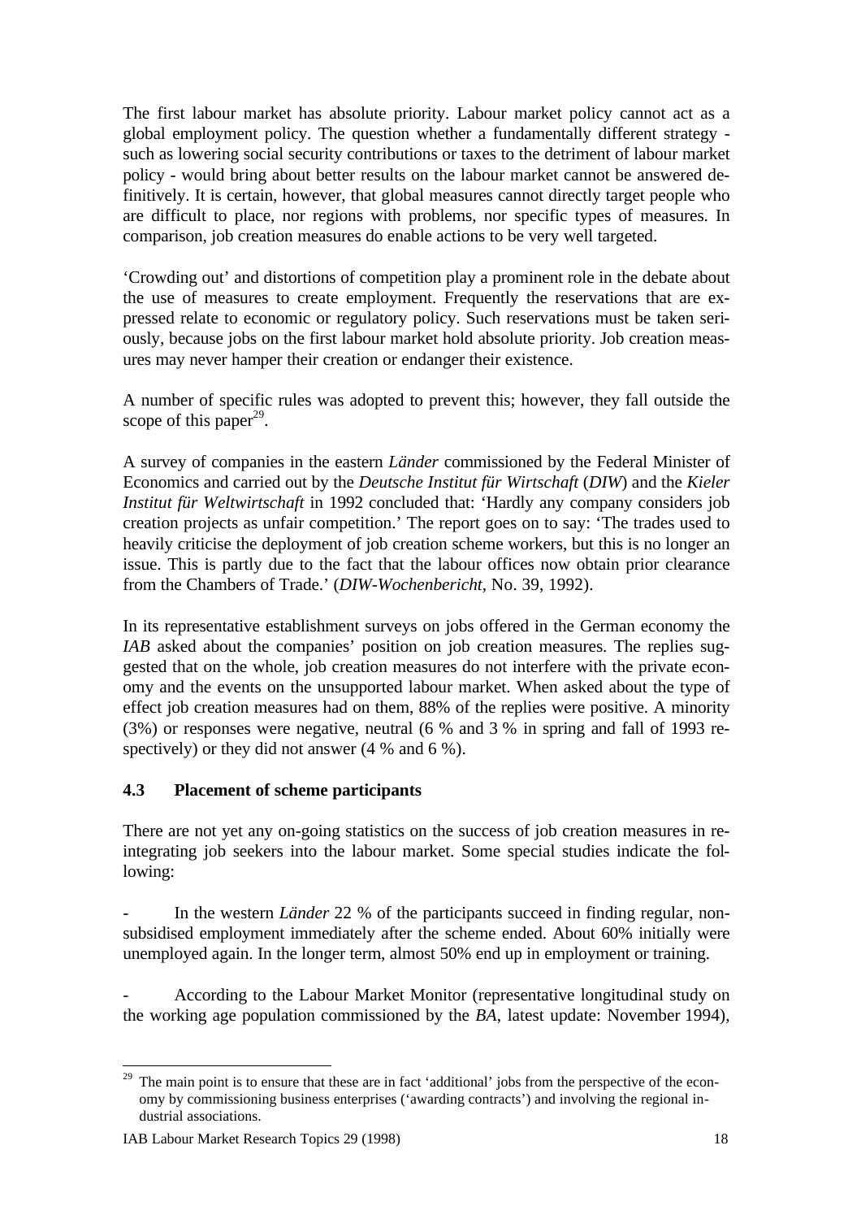The first labour market has absolute priority. Labour market policy cannot act as a global employment policy. The question whether a fundamentally different strategy - such as lowering social security contributions or taxes to the detriment of labour market policy - would bring about better results on the labour market cannot be answered definitively. It is certain, however, that global measures cannot directly target people who are difficult to place, nor regions with problems, nor specific types of measures. In comparison, job creation measures do enable actions to be very well targeted.

'Crowding out' and distortions of competition play a prominent role in the debate about the use of measures to create employment. Frequently the reservations that are expressed relate to economic or regulatory policy. Such reservations must be taken seriously, because jobs on the first labour market hold absolute priority. Job creation measures may never hamper their creation or endanger their existence.

A number of specific rules was adopted to prevent this; however, they fall outside the scope of this paper[29].

A survey of companies in the eastern *Länder* commissioned by the Federal Minister of Economics and carried out by the *Deutsche Institut für Wirtschaft* (*DIW*) and the *Kieler Institut für Weltwirtschaft* in 1992 concluded that: 'Hardly any company considers job creation projects as unfair competition.' The report goes on to say: 'The trades used to heavily criticise the deployment of job creation scheme workers, but this is no longer an issue. This is partly due to the fact that the labour offices now obtain prior clearance from the Chambers of Trade.' (*DIW-Wochenbericht*, No. 39, 1992).

In its representative establishment surveys on jobs offered in the German economy the *IAB* asked about the companies' position on job creation measures. The replies suggested that on the whole, job creation measures do not interfere with the private economy and the events on the unsupported labour market. When asked about the type of effect job creation measures had on them, 88% of the replies were positive. A minority (3%) or responses were negative, neutral (6 % and 3 % in spring and fall of 1993 respectively) or they did not answer (4 % and 6 %).

### 4.3 Placement of scheme participants

There are not yet any on-going statistics on the success of job creation measures in reintegrating job seekers into the labour market. Some special studies indicate the following:

- In the western *Länder* 22 % of the participants succeed in finding regular, non-subsidised employment immediately after the scheme ended. About 60% initially were unemployed again. In the longer term, almost 50% end up in employment or training.

- According to the Labour Market Monitor (representative longitudinal study on the working age population commissioned by the *BA*, latest update: November 1994),

---

[29] The main point is to ensure that these are in fact 'additional' jobs from the perspective of the economy by commissioning business enterprises ('awarding contracts') and involving the regional industrial associations.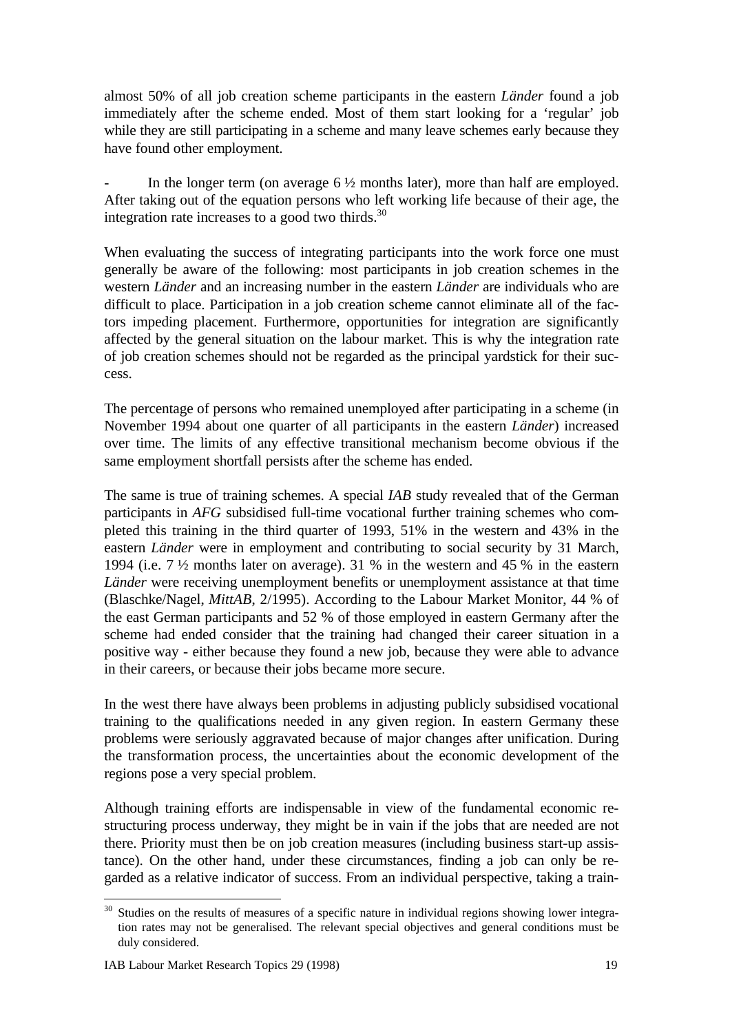almost 50% of all job creation scheme participants in the eastern *Länder* found a job immediately after the scheme ended. Most of them start looking for a 'regular' job while they are still participating in a scheme and many leave schemes early because they have found other employment.

- In the longer term (on average 6 ½ months later), more than half are employed. After taking out of the equation persons who left working life because of their age, the integration rate increases to a good two thirds.[30]

When evaluating the success of integrating participants into the work force one must generally be aware of the following: most participants in job creation schemes in the western *Länder* and an increasing number in the eastern *Länder* are individuals who are difficult to place. Participation in a job creation scheme cannot eliminate all of the factors impeding placement. Furthermore, opportunities for integration are significantly affected by the general situation on the labour market. This is why the integration rate of job creation schemes should not be regarded as the principal yardstick for their success.

The percentage of persons who remained unemployed after participating in a scheme (in November 1994 about one quarter of all participants in the eastern *Länder*) increased over time. The limits of any effective transitional mechanism become obvious if the same employment shortfall persists after the scheme has ended.

The same is true of training schemes. A special *IAB* study revealed that of the German participants in *AFG* subsidised full-time vocational further training schemes who completed this training in the third quarter of 1993, 51% in the western and 43% in the eastern *Länder* were in employment and contributing to social security by 31 March, 1994 (i.e. 7 ½ months later on average). 31 % in the western and 45 % in the eastern *Länder* were receiving unemployment benefits or unemployment assistance at that time (Blaschke/Nagel, *MittAB*, 2/1995). According to the Labour Market Monitor, 44 % of the east German participants and 52 % of those employed in eastern Germany after the scheme had ended consider that the training had changed their career situation in a positive way - either because they found a new job, because they were able to advance in their careers, or because their jobs became more secure.

In the west there have always been problems in adjusting publicly subsidised vocational training to the qualifications needed in any given region. In eastern Germany these problems were seriously aggravated because of major changes after unification. During the transformation process, the uncertainties about the economic development of the regions pose a very special problem.

Although training efforts are indispensable in view of the fundamental economic restructuring process underway, they might be in vain if the jobs that are needed are not there. Priority must then be on job creation measures (including business start-up assistance). On the other hand, under these circumstances, finding a job can only be regarded as a relative indicator of success. From an individual perspective, taking a train-

[30] Studies on the results of measures of a specific nature in individual regions showing lower integration rates may not be generalised. The relevant special objectives and general conditions must be duly considered.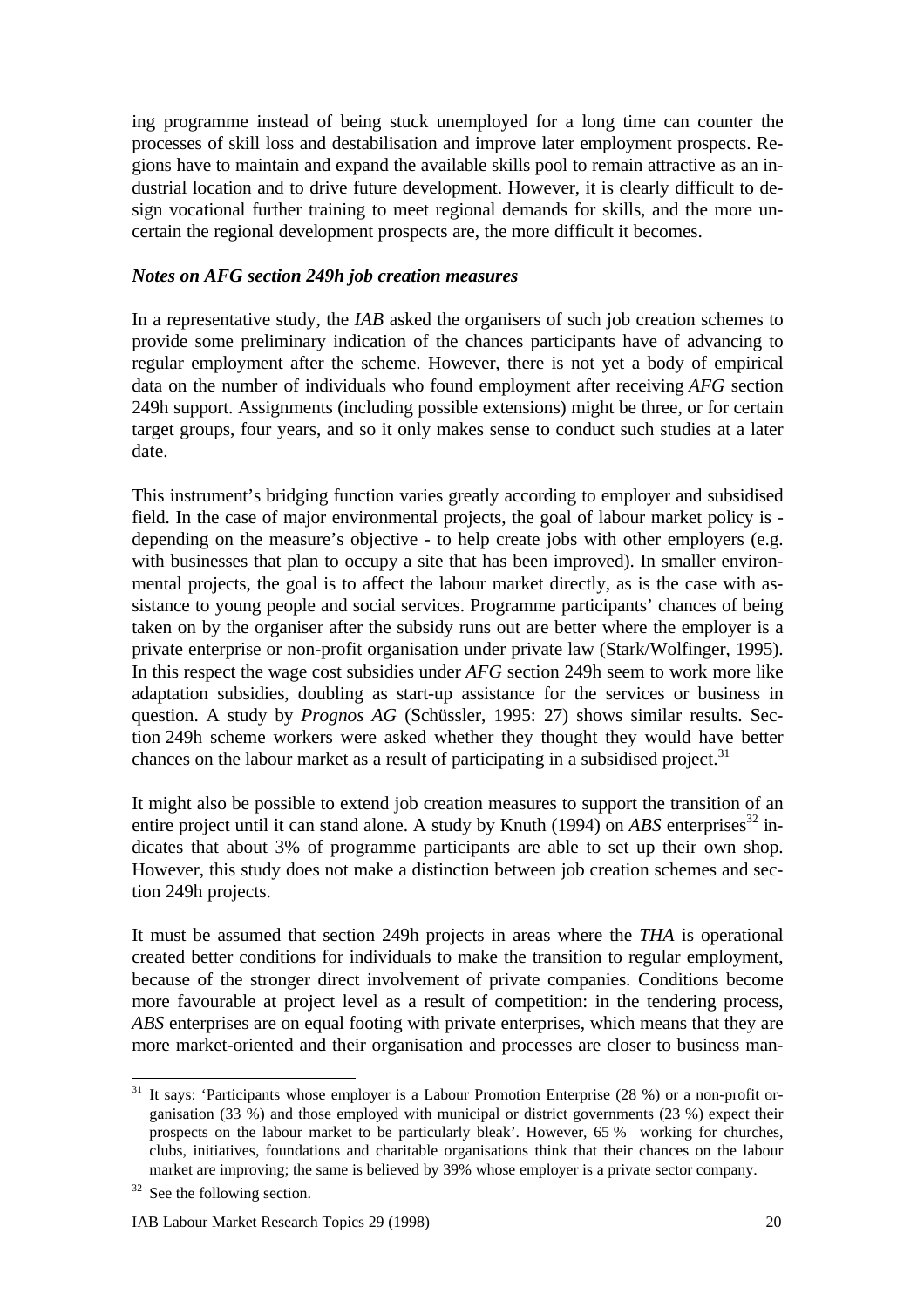ing programme instead of being stuck unemployed for a long time can counter the processes of skill loss and destabilisation and improve later employment prospects. Regions have to maintain and expand the available skills pool to remain attractive as an industrial location and to drive future development. However, it is clearly difficult to design vocational further training to meet regional demands for skills, and the more uncertain the regional development prospects are, the more difficult it becomes.

### *Notes on AFG section 249h job creation measures*

In a representative study, the *IAB* asked the organisers of such job creation schemes to provide some preliminary indication of the chances participants have of advancing to regular employment after the scheme. However, there is not yet a body of empirical data on the number of individuals who found employment after receiving *AFG* section 249h support. Assignments (including possible extensions) might be three, or for certain target groups, four years, and so it only makes sense to conduct such studies at a later date.

This instrument's bridging function varies greatly according to employer and subsidised field. In the case of major environmental projects, the goal of labour market policy is - depending on the measure's objective - to help create jobs with other employers (e.g. with businesses that plan to occupy a site that has been improved). In smaller environmental projects, the goal is to affect the labour market directly, as is the case with assistance to young people and social services. Programme participants' chances of being taken on by the organiser after the subsidy runs out are better where the employer is a private enterprise or non-profit organisation under private law (Stark/Wolfinger, 1995). In this respect the wage cost subsidies under *AFG* section 249h seem to work more like adaptation subsidies, doubling as start-up assistance for the services or business in question. A study by *Prognos AG* (Schüssler, 1995: 27) shows similar results. Section 249h scheme workers were asked whether they thought they would have better chances on the labour market as a result of participating in a subsidised project.[31]

It might also be possible to extend job creation measures to support the transition of an entire project until it can stand alone. A study by Knuth (1994) on *ABS* enterprises[32] indicates that about 3% of programme participants are able to set up their own shop. However, this study does not make a distinction between job creation schemes and section 249h projects.

It must be assumed that section 249h projects in areas where the *THA* is operational created better conditions for individuals to make the transition to regular employment, because of the stronger direct involvement of private companies. Conditions become more favourable at project level as a result of competition: in the tendering process, *ABS* enterprises are on equal footing with private enterprises, which means that they are more market-oriented and their organisation and processes are closer to business man-

---

[31] It says: 'Participants whose employer is a Labour Promotion Enterprise (28 %) or a non-profit organisation (33 %) and those employed with municipal or district governments (23 %) expect their prospects on the labour market to be particularly bleak'. However, 65 % working for churches, clubs, initiatives, foundations and charitable organisations think that their chances on the labour market are improving; the same is believed by 39% whose employer is a private sector company.

[32] See the following section.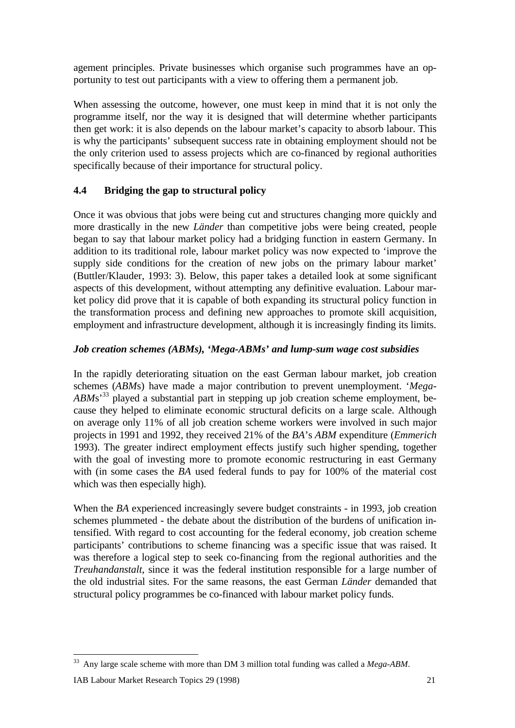agement principles. Private businesses which organise such programmes have an opportunity to test out participants with a view to offering them a permanent job.

When assessing the outcome, however, one must keep in mind that it is not only the programme itself, nor the way it is designed that will determine whether participants then get work: it is also depends on the labour market's capacity to absorb labour. This is why the participants' subsequent success rate in obtaining employment should not be the only criterion used to assess projects which are co-financed by regional authorities specifically because of their importance for structural policy.

### 4.4 Bridging the gap to structural policy

Once it was obvious that jobs were being cut and structures changing more quickly and more drastically in the new *Länder* than competitive jobs were being created, people began to say that labour market policy had a bridging function in eastern Germany. In addition to its traditional role, labour market policy was now expected to 'improve the supply side conditions for the creation of new jobs on the primary labour market' (Buttler/Klauder, 1993: 3). Below, this paper takes a detailed look at some significant aspects of this development, without attempting any definitive evaluation. Labour market policy did prove that it is capable of both expanding its structural policy function in the transformation process and defining new approaches to promote skill acquisition, employment and infrastructure development, although it is increasingly finding its limits.

***Job creation schemes (ABMs), 'Mega-ABMs' and lump-sum wage cost subsidies***

In the rapidly deteriorating situation on the east German labour market, job creation schemes (*ABM*s) have made a major contribution to prevent unemployment. '*Mega-ABMs*'[33] played a substantial part in stepping up job creation scheme employment, because they helped to eliminate economic structural deficits on a large scale. Although on average only 11% of all job creation scheme workers were involved in such major projects in 1991 and 1992, they received 21% of the *BA*'s *ABM* expenditure (*Emmerich* 1993). The greater indirect employment effects justify such higher spending, together with the goal of investing more to promote economic restructuring in east Germany with (in some cases the *BA* used federal funds to pay for 100% of the material cost which was then especially high).

When the *BA* experienced increasingly severe budget constraints - in 1993, job creation schemes plummeted - the debate about the distribution of the burdens of unification intensified. With regard to cost accounting for the federal economy, job creation scheme participants' contributions to scheme financing was a specific issue that was raised. It was therefore a logical step to seek co-financing from the regional authorities and the *Treuhandanstalt*, since it was the federal institution responsible for a large number of the old industrial sites. For the same reasons, the east German *Länder* demanded that structural policy programmes be co-financed with labour market policy funds.

[33] Any large scale scheme with more than DM 3 million total funding was called a *Mega-ABM*.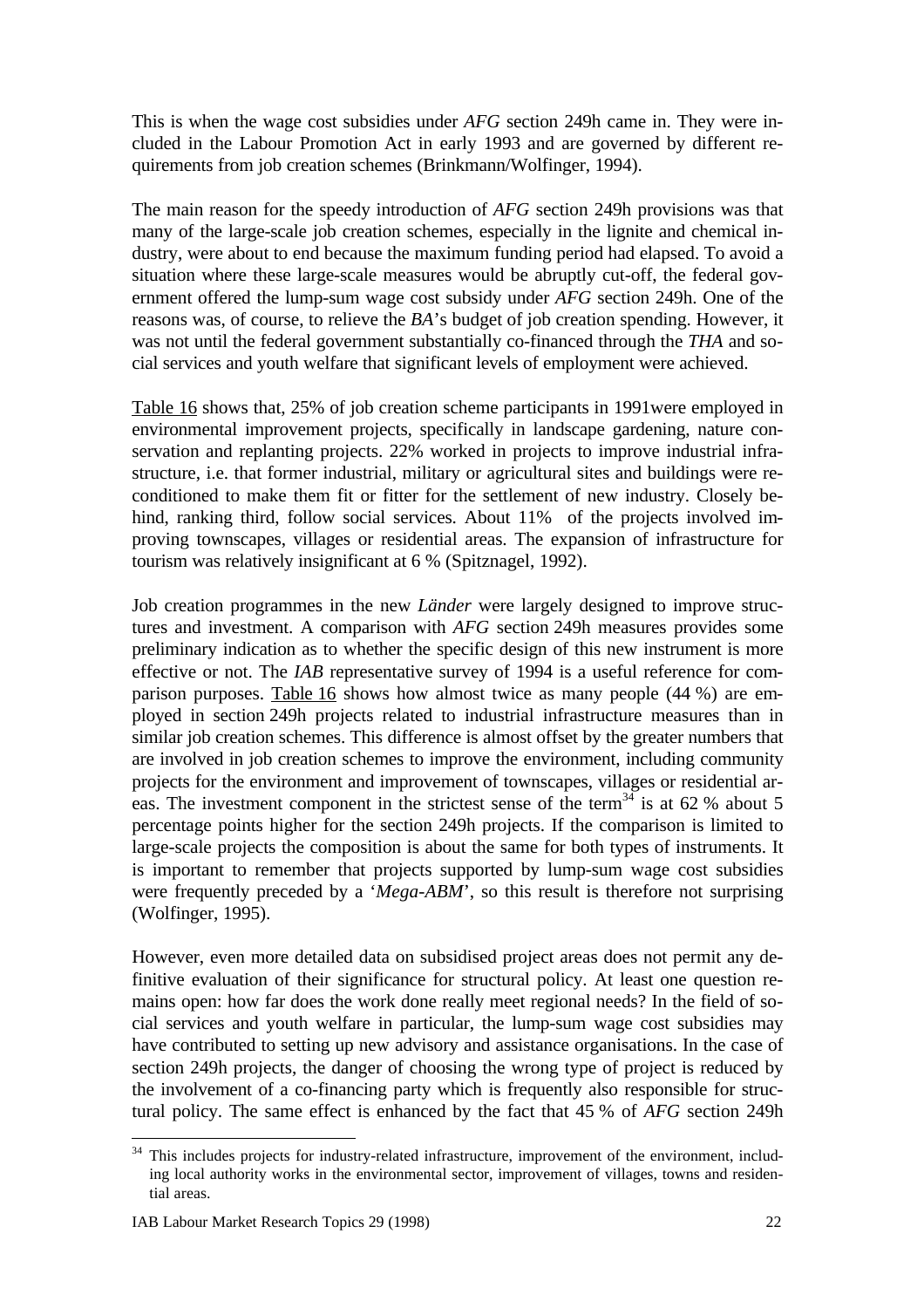This is when the wage cost subsidies under *AFG* section 249h came in. They were included in the Labour Promotion Act in early 1993 and are governed by different requirements from job creation schemes (Brinkmann/Wolfinger, 1994).

The main reason for the speedy introduction of *AFG* section 249h provisions was that many of the large-scale job creation schemes, especially in the lignite and chemical industry, were about to end because the maximum funding period had elapsed. To avoid a situation where these large-scale measures would be abruptly cut-off, the federal government offered the lump-sum wage cost subsidy under *AFG* section 249h. One of the reasons was, of course, to relieve the *BA*'s budget of job creation spending. However, it was not until the federal government substantially co-financed through the *THA* and social services and youth welfare that significant levels of employment were achieved.

Table 16 shows that, 25% of job creation scheme participants in 1991were employed in environmental improvement projects, specifically in landscape gardening, nature conservation and replanting projects. 22% worked in projects to improve industrial infrastructure, i.e. that former industrial, military or agricultural sites and buildings were reconditioned to make them fit or fitter for the settlement of new industry. Closely behind, ranking third, follow social services. About 11% of the projects involved improving townscapes, villages or residential areas. The expansion of infrastructure for tourism was relatively insignificant at 6 % (Spitznagel, 1992).

Job creation programmes in the new *Länder* were largely designed to improve structures and investment. A comparison with *AFG* section 249h measures provides some preliminary indication as to whether the specific design of this new instrument is more effective or not. The *IAB* representative survey of 1994 is a useful reference for comparison purposes. Table 16 shows how almost twice as many people (44 %) are employed in section 249h projects related to industrial infrastructure measures than in similar job creation schemes. This difference is almost offset by the greater numbers that are involved in job creation schemes to improve the environment, including community projects for the environment and improvement of townscapes, villages or residential areas. The investment component in the strictest sense of the term[34] is at 62 % about 5 percentage points higher for the section 249h projects. If the comparison is limited to large-scale projects the composition is about the same for both types of instruments. It is important to remember that projects supported by lump-sum wage cost subsidies were frequently preceded by a '*Mega-ABM*', so this result is therefore not surprising (Wolfinger, 1995).

However, even more detailed data on subsidised project areas does not permit any definitive evaluation of their significance for structural policy. At least one question remains open: how far does the work done really meet regional needs? In the field of social services and youth welfare in particular, the lump-sum wage cost subsidies may have contributed to setting up new advisory and assistance organisations. In the case of section 249h projects, the danger of choosing the wrong type of project is reduced by the involvement of a co-financing party which is frequently also responsible for structural policy. The same effect is enhanced by the fact that 45 % of *AFG* section 249h

[34] This includes projects for industry-related infrastructure, improvement of the environment, including local authority works in the environmental sector, improvement of villages, towns and residential areas.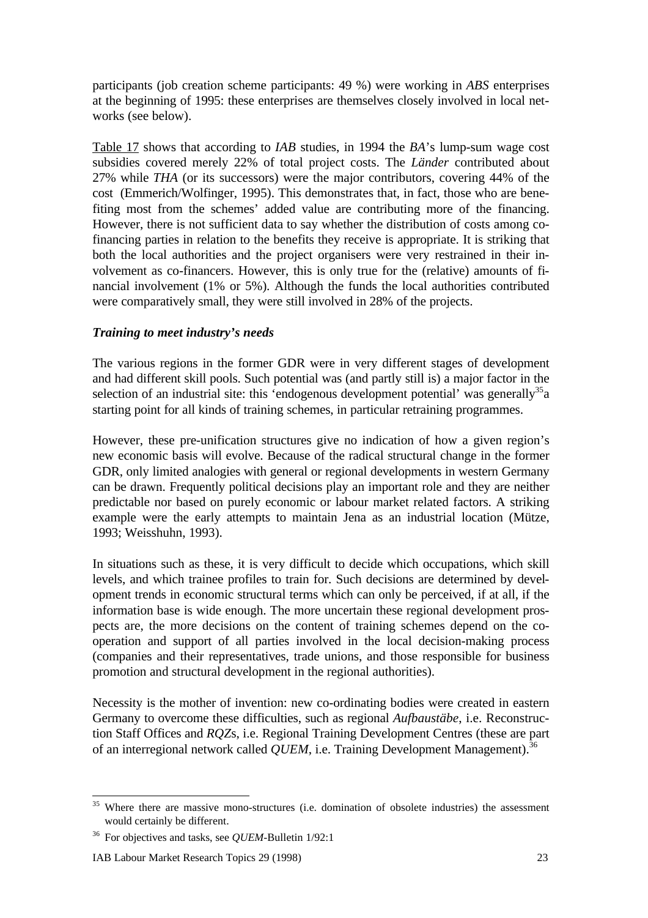participants (job creation scheme participants: 49 %) were working in *ABS* enterprises at the beginning of 1995: these enterprises are themselves closely involved in local networks (see below).

Table 17 shows that according to *IAB* studies, in 1994 the *BA*'s lump-sum wage cost subsidies covered merely 22% of total project costs. The *Länder* contributed about 27% while *THA* (or its successors) were the major contributors, covering 44% of the cost (Emmerich/Wolfinger, 1995). This demonstrates that, in fact, those who are benefiting most from the schemes' added value are contributing more of the financing. However, there is not sufficient data to say whether the distribution of costs among co-financing parties in relation to the benefits they receive is appropriate. It is striking that both the local authorities and the project organisers were very restrained in their involvement as co-financers. However, this is only true for the (relative) amounts of financial involvement (1% or 5%). Although the funds the local authorities contributed were comparatively small, they were still involved in 28% of the projects.

### *Training to meet industry's needs*

The various regions in the former GDR were in very different stages of development and had different skill pools. Such potential was (and partly still is) a major factor in the selection of an industrial site: this 'endogenous development potential' was generally[35] a starting point for all kinds of training schemes, in particular retraining programmes.

However, these pre-unification structures give no indication of how a given region's new economic basis will evolve. Because of the radical structural change in the former GDR, only limited analogies with general or regional developments in western Germany can be drawn. Frequently political decisions play an important role and they are neither predictable nor based on purely economic or labour market related factors. A striking example were the early attempts to maintain Jena as an industrial location (Mütze, 1993; Weisshuhn, 1993).

In situations such as these, it is very difficult to decide which occupations, which skill levels, and which trainee profiles to train for. Such decisions are determined by development trends in economic structural terms which can only be perceived, if at all, if the information base is wide enough. The more uncertain these regional development prospects are, the more decisions on the content of training schemes depend on the co-operation and support of all parties involved in the local decision-making process (companies and their representatives, trade unions, and those responsible for business promotion and structural development in the regional authorities).

Necessity is the mother of invention: new co-ordinating bodies were created in eastern Germany to overcome these difficulties, such as regional *Aufbaustäbe*, i.e. Reconstruction Staff Offices and *RQZ*s, i.e. Regional Training Development Centres (these are part of an interregional network called *QUEM*, i.e. Training Development Management).[36]

---

[35] Where there are massive mono-structures (i.e. domination of obsolete industries) the assessment would certainly be different.

[36] For objectives and tasks, see *QUEM*-Bulletin 1/92:1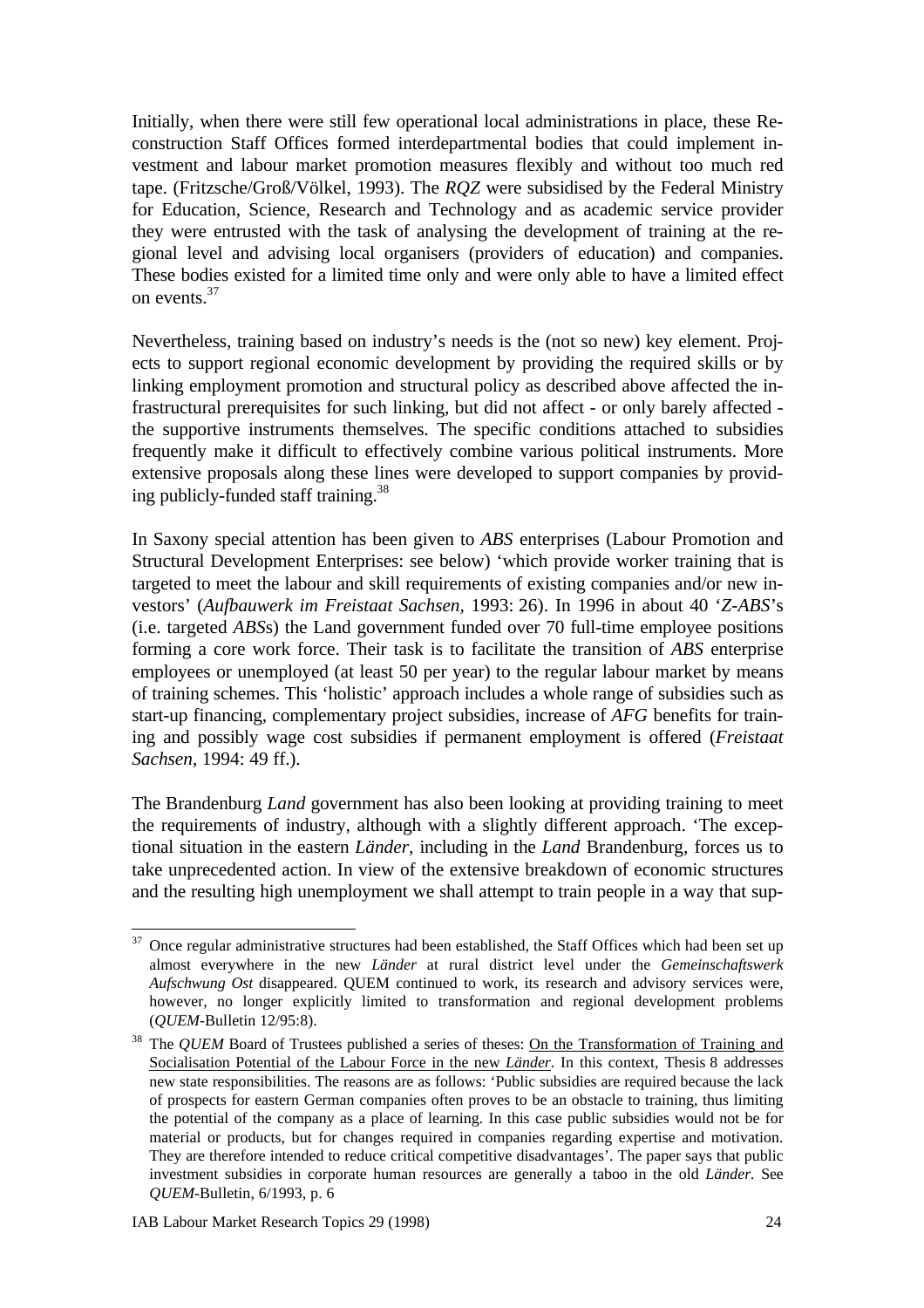Initially, when there were still few operational local administrations in place, these Reconstruction Staff Offices formed interdepartmental bodies that could implement investment and labour market promotion measures flexibly and without too much red tape. (Fritzsche/Groß/Völkel, 1993). The *RQZ* were subsidised by the Federal Ministry for Education, Science, Research and Technology and as academic service provider they were entrusted with the task of analysing the development of training at the regional level and advising local organisers (providers of education) and companies. These bodies existed for a limited time only and were only able to have a limited effect on events.[37]

Nevertheless, training based on industry's needs is the (not so new) key element. Projects to support regional economic development by providing the required skills or by linking employment promotion and structural policy as described above affected the infrastructural prerequisites for such linking, but did not affect - or only barely affected - the supportive instruments themselves. The specific conditions attached to subsidies frequently make it difficult to effectively combine various political instruments. More extensive proposals along these lines were developed to support companies by providing publicly-funded staff training.[38]

In Saxony special attention has been given to *ABS* enterprises (Labour Promotion and Structural Development Enterprises: see below) 'which provide worker training that is targeted to meet the labour and skill requirements of existing companies and/or new investors' (*Aufbauwerk im Freistaat Sachsen*, 1993: 26). In 1996 in about 40 '*Z-ABS*'s (i.e. targeted *ABS*s) the Land government funded over 70 full-time employee positions forming a core work force. Their task is to facilitate the transition of *ABS* enterprise employees or unemployed (at least 50 per year) to the regular labour market by means of training schemes. This 'holistic' approach includes a whole range of subsidies such as start-up financing, complementary project subsidies, increase of *AFG* benefits for training and possibly wage cost subsidies if permanent employment is offered (*Freistaat Sachsen*, 1994: 49 ff.).

The Brandenburg *Land* government has also been looking at providing training to meet the requirements of industry, although with a slightly different approach. 'The exceptional situation in the eastern *Länder*, including in the *Land* Brandenburg, forces us to take unprecedented action. In view of the extensive breakdown of economic structures and the resulting high unemployment we shall attempt to train people in a way that sup-

---

[37] Once regular administrative structures had been established, the Staff Offices which had been set up almost everywhere in the new *Länder* at rural district level under the *Gemeinschaftswerk Aufschwung Ost* disappeared. QUEM continued to work, its research and advisory services were, however, no longer explicitly limited to transformation and regional development problems (*QUEM*-Bulletin 12/95:8).

[38] The *QUEM* Board of Trustees published a series of theses: On the Transformation of Training and Socialisation Potential of the Labour Force in the new *Länder*. In this context, Thesis 8 addresses new state responsibilities. The reasons are as follows: 'Public subsidies are required because the lack of prospects for eastern German companies often proves to be an obstacle to training, thus limiting the potential of the company as a place of learning. In this case public subsidies would not be for material or products, but for changes required in companies regarding expertise and motivation. They are therefore intended to reduce critical competitive disadvantages'. The paper says that public investment subsidies in corporate human resources are generally a taboo in the old *Länder*. See *QUEM*-Bulletin, 6/1993, p. 6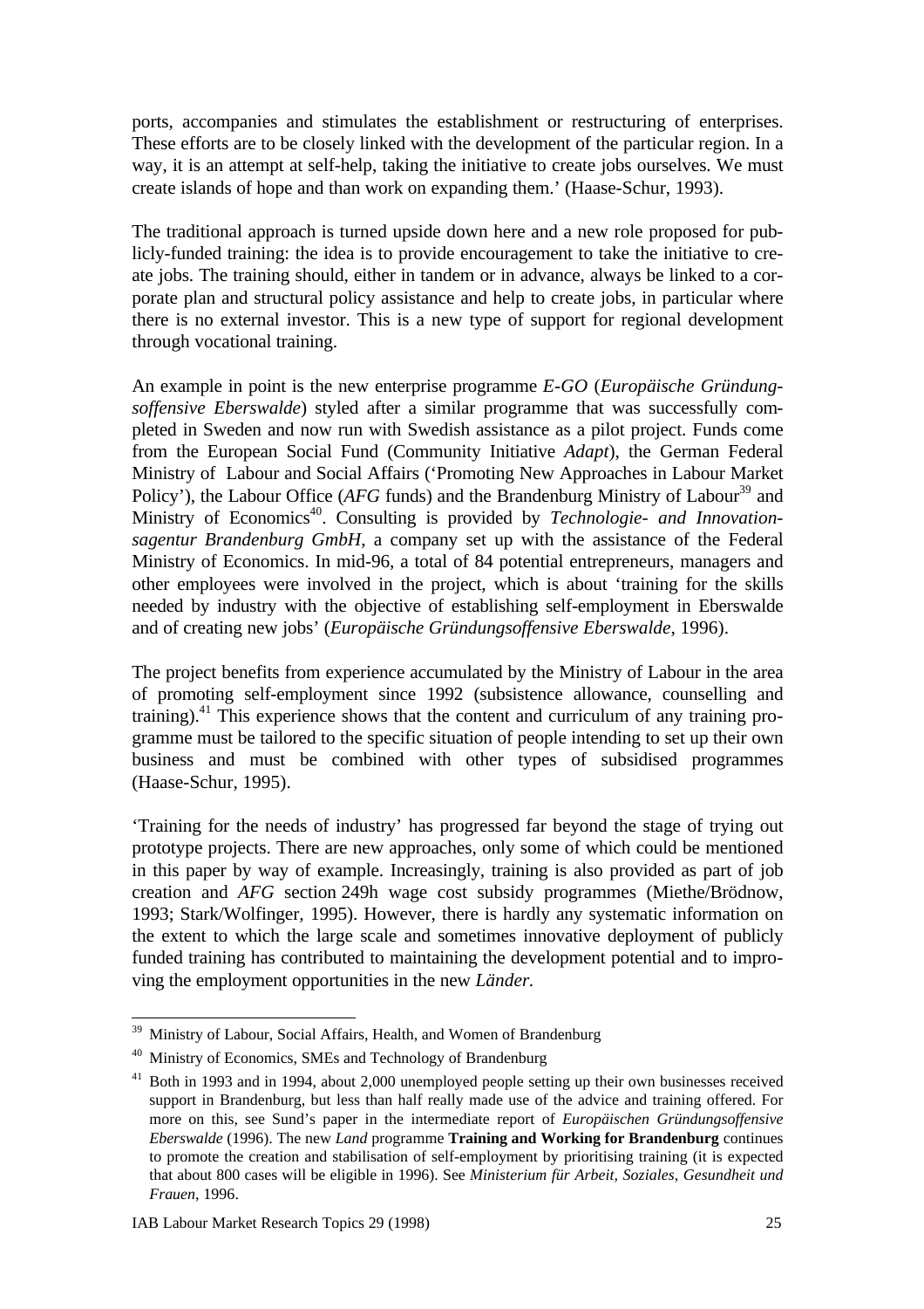ports, accompanies and stimulates the establishment or restructuring of enterprises. These efforts are to be closely linked with the development of the particular region. In a way, it is an attempt at self-help, taking the initiative to create jobs ourselves. We must create islands of hope and than work on expanding them.' (Haase-Schur, 1993).

The traditional approach is turned upside down here and a new role proposed for publicly-funded training: the idea is to provide encouragement to take the initiative to create jobs. The training should, either in tandem or in advance, always be linked to a corporate plan and structural policy assistance and help to create jobs, in particular where there is no external investor. This is a new type of support for regional development through vocational training.

An example in point is the new enterprise programme *E-GO* (*Europäische Gründungsoffensive Eberswalde*) styled after a similar programme that was successfully completed in Sweden and now run with Swedish assistance as a pilot project. Funds come from the European Social Fund (Community Initiative *Adapt*), the German Federal Ministry of Labour and Social Affairs ('Promoting New Approaches in Labour Market Policy'), the Labour Office (*AFG* funds) and the Brandenburg Ministry of Labour[39] and Ministry of Economics[40]. Consulting is provided by *Technologie- and Innovationsagentur Brandenburg GmbH*, a company set up with the assistance of the Federal Ministry of Economics. In mid-96, a total of 84 potential entrepreneurs, managers and other employees were involved in the project, which is about 'training for the skills needed by industry with the objective of establishing self-employment in Eberswalde and of creating new jobs' (*Europäische Gründungsoffensive Eberswalde*, 1996).

The project benefits from experience accumulated by the Ministry of Labour in the area of promoting self-employment since 1992 (subsistence allowance, counselling and training).[41] This experience shows that the content and curriculum of any training programme must be tailored to the specific situation of people intending to set up their own business and must be combined with other types of subsidised programmes (Haase-Schur, 1995).

'Training for the needs of industry' has progressed far beyond the stage of trying out prototype projects. There are new approaches, only some of which could be mentioned in this paper by way of example. Increasingly, training is also provided as part of job creation and *AFG* section 249h wage cost subsidy programmes (Miethe/Brödnow, 1993; Stark/Wolfinger, 1995). However, there is hardly any systematic information on the extent to which the large scale and sometimes innovative deployment of publicly funded training has contributed to maintaining the development potential and to improving the employment opportunities in the new *Länder*.

---

[39] Ministry of Labour, Social Affairs, Health, and Women of Brandenburg

[40] Ministry of Economics, SMEs and Technology of Brandenburg

[41] Both in 1993 and in 1994, about 2,000 unemployed people setting up their own businesses received support in Brandenburg, but less than half really made use of the advice and training offered. For more on this, see Sund's paper in the intermediate report of *Europäischen Gründungsoffensive Eberswalde* (1996). The new *Land* programme **Training and Working for Brandenburg** continues to promote the creation and stabilisation of self-employment by prioritising training (it is expected that about 800 cases will be eligible in 1996). See *Ministerium für Arbeit, Soziales, Gesundheit und Frauen*, 1996.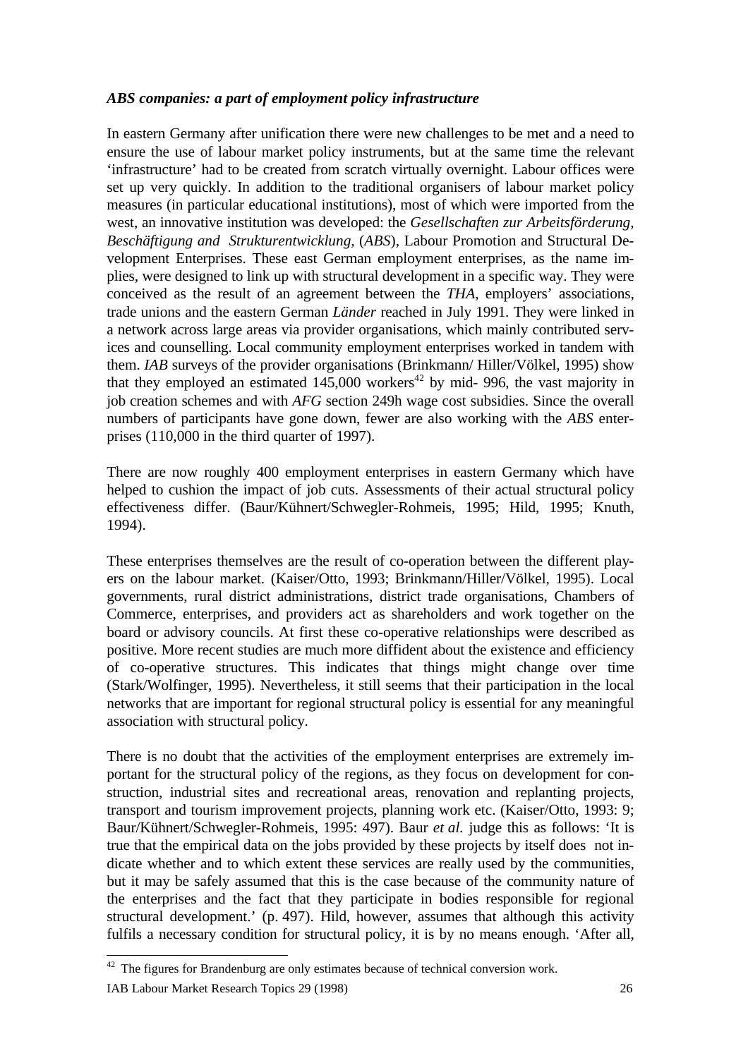***ABS companies: a part of employment policy infrastructure***

In eastern Germany after unification there were new challenges to be met and a need to ensure the use of labour market policy instruments, but at the same time the relevant 'infrastructure' had to be created from scratch virtually overnight. Labour offices were set up very quickly. In addition to the traditional organisers of labour market policy measures (in particular educational institutions), most of which were imported from the west, an innovative institution was developed: the *Gesellschaften zur Arbeitsförderung, Beschäftigung and Strukturentwicklung,* (*ABS*), Labour Promotion and Structural Development Enterprises. These east German employment enterprises, as the name implies, were designed to link up with structural development in a specific way. They were conceived as the result of an agreement between the *THA*, employers' associations, trade unions and the eastern German *Länder* reached in July 1991. They were linked in a network across large areas via provider organisations, which mainly contributed services and counselling. Local community employment enterprises worked in tandem with them. *IAB* surveys of the provider organisations (Brinkmann/ Hiller/Völkel, 1995) show that they employed an estimated 145,000 workers[42] by mid- 996, the vast majority in job creation schemes and with *AFG* section 249h wage cost subsidies. Since the overall numbers of participants have gone down, fewer are also working with the *ABS* enterprises (110,000 in the third quarter of 1997).

There are now roughly 400 employment enterprises in eastern Germany which have helped to cushion the impact of job cuts. Assessments of their actual structural policy effectiveness differ. (Baur/Kühnert/Schwegler-Rohmeis, 1995; Hild, 1995; Knuth, 1994).

These enterprises themselves are the result of co-operation between the different players on the labour market. (Kaiser/Otto, 1993; Brinkmann/Hiller/Völkel, 1995). Local governments, rural district administrations, district trade organisations, Chambers of Commerce, enterprises, and providers act as shareholders and work together on the board or advisory councils. At first these co-operative relationships were described as positive. More recent studies are much more diffident about the existence and efficiency of co-operative structures. This indicates that things might change over time (Stark/Wolfinger, 1995). Nevertheless, it still seems that their participation in the local networks that are important for regional structural policy is essential for any meaningful association with structural policy.

There is no doubt that the activities of the employment enterprises are extremely important for the structural policy of the regions, as they focus on development for construction, industrial sites and recreational areas, renovation and replanting projects, transport and tourism improvement projects, planning work etc. (Kaiser/Otto, 1993: 9; Baur/Kühnert/Schwegler-Rohmeis, 1995: 497). Baur *et al.* judge this as follows: 'It is true that the empirical data on the jobs provided by these projects by itself does not indicate whether and to which extent these services are really used by the communities, but it may be safely assumed that this is the case because of the community nature of the enterprises and the fact that they participate in bodies responsible for regional structural development.' (p. 497). Hild, however, assumes that although this activity fulfils a necessary condition for structural policy, it is by no means enough. 'After all,

[42] The figures for Brandenburg are only estimates because of technical conversion work.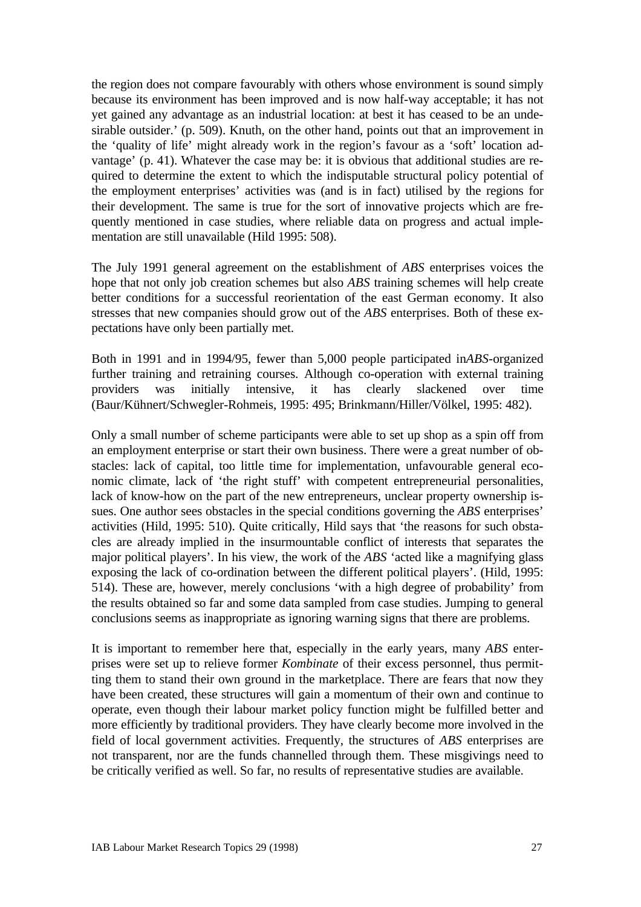the region does not compare favourably with others whose environment is sound simply because its environment has been improved and is now half-way acceptable; it has not yet gained any advantage as an industrial location: at best it has ceased to be an undesirable outsider.' (p. 509). Knuth, on the other hand, points out that an improvement in the 'quality of life' might already work in the region's favour as a 'soft' location advantage' (p. 41). Whatever the case may be: it is obvious that additional studies are required to determine the extent to which the indisputable structural policy potential of the employment enterprises' activities was (and is in fact) utilised by the regions for their development. The same is true for the sort of innovative projects which are frequently mentioned in case studies, where reliable data on progress and actual implementation are still unavailable (Hild 1995: 508).

The July 1991 general agreement on the establishment of *ABS* enterprises voices the hope that not only job creation schemes but also *ABS* training schemes will help create better conditions for a successful reorientation of the east German economy. It also stresses that new companies should grow out of the *ABS* enterprises. Both of these expectations have only been partially met.

Both in 1991 and in 1994/95, fewer than 5,000 people participated in*ABS*-organized further training and retraining courses. Although co-operation with external training providers was initially intensive, it has clearly slackened over time (Baur/Kühnert/Schwegler-Rohmeis, 1995: 495; Brinkmann/Hiller/Völkel, 1995: 482).

Only a small number of scheme participants were able to set up shop as a spin off from an employment enterprise or start their own business. There were a great number of obstacles: lack of capital, too little time for implementation, unfavourable general economic climate, lack of 'the right stuff' with competent entrepreneurial personalities, lack of know-how on the part of the new entrepreneurs, unclear property ownership issues. One author sees obstacles in the special conditions governing the *ABS* enterprises' activities (Hild, 1995: 510). Quite critically, Hild says that 'the reasons for such obstacles are already implied in the insurmountable conflict of interests that separates the major political players'. In his view, the work of the *ABS* 'acted like a magnifying glass exposing the lack of co-ordination between the different political players'. (Hild, 1995: 514). These are, however, merely conclusions 'with a high degree of probability' from the results obtained so far and some data sampled from case studies. Jumping to general conclusions seems as inappropriate as ignoring warning signs that there are problems.

It is important to remember here that, especially in the early years, many *ABS* enterprises were set up to relieve former *Kombinate* of their excess personnel, thus permitting them to stand their own ground in the marketplace. There are fears that now they have been created, these structures will gain a momentum of their own and continue to operate, even though their labour market policy function might be fulfilled better and more efficiently by traditional providers. They have clearly become more involved in the field of local government activities. Frequently, the structures of *ABS* enterprises are not transparent, nor are the funds channelled through them. These misgivings need to be critically verified as well. So far, no results of representative studies are available.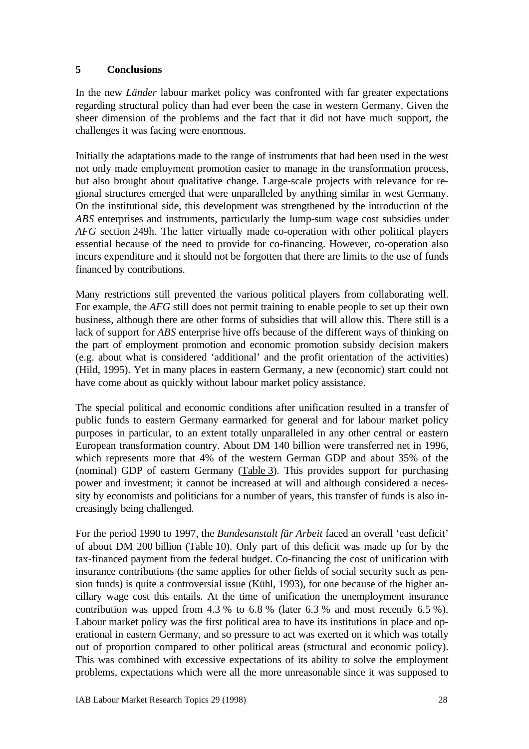## 5 Conclusions

In the new *Länder* labour market policy was confronted with far greater expectations regarding structural policy than had ever been the case in western Germany. Given the sheer dimension of the problems and the fact that it did not have much support, the challenges it was facing were enormous.

Initially the adaptations made to the range of instruments that had been used in the west not only made employment promotion easier to manage in the transformation process, but also brought about qualitative change. Large-scale projects with relevance for regional structures emerged that were unparalleled by anything similar in west Germany. On the institutional side, this development was strengthened by the introduction of the *ABS* enterprises and instruments, particularly the lump-sum wage cost subsidies under *AFG* section 249h. The latter virtually made co-operation with other political players essential because of the need to provide for co-financing. However, co-operation also incurs expenditure and it should not be forgotten that there are limits to the use of funds financed by contributions.

Many restrictions still prevented the various political players from collaborating well. For example, the *AFG* still does not permit training to enable people to set up their own business, although there are other forms of subsidies that will allow this. There still is a lack of support for *ABS* enterprise hive offs because of the different ways of thinking on the part of employment promotion and economic promotion subsidy decision makers (e.g. about what is considered 'additional' and the profit orientation of the activities) (Hild, 1995). Yet in many places in eastern Germany, a new (economic) start could not have come about as quickly without labour market policy assistance.

The special political and economic conditions after unification resulted in a transfer of public funds to eastern Germany earmarked for general and for labour market policy purposes in particular, to an extent totally unparalleled in any other central or eastern European transformation country. About DM 140 billion were transferred net in 1996, which represents more that 4% of the western German GDP and about 35% of the (nominal) GDP of eastern Germany (Table 3). This provides support for purchasing power and investment; it cannot be increased at will and although considered a necessity by economists and politicians for a number of years, this transfer of funds is also increasingly being challenged.

For the period 1990 to 1997, the *Bundesanstalt für Arbeit* faced an overall 'east deficit' of about DM 200 billion (Table 10). Only part of this deficit was made up for by the tax-financed payment from the federal budget. Co-financing the cost of unification with insurance contributions (the same applies for other fields of social security such as pension funds) is quite a controversial issue (Kühl, 1993), for one because of the higher ancillary wage cost this entails. At the time of unification the unemployment insurance contribution was upped from 4.3 % to 6.8 % (later 6.3 % and most recently 6.5 %). Labour market policy was the first political area to have its institutions in place and operational in eastern Germany, and so pressure to act was exerted on it which was totally out of proportion compared to other political areas (structural and economic policy). This was combined with excessive expectations of its ability to solve the employment problems, expectations which were all the more unreasonable since it was supposed to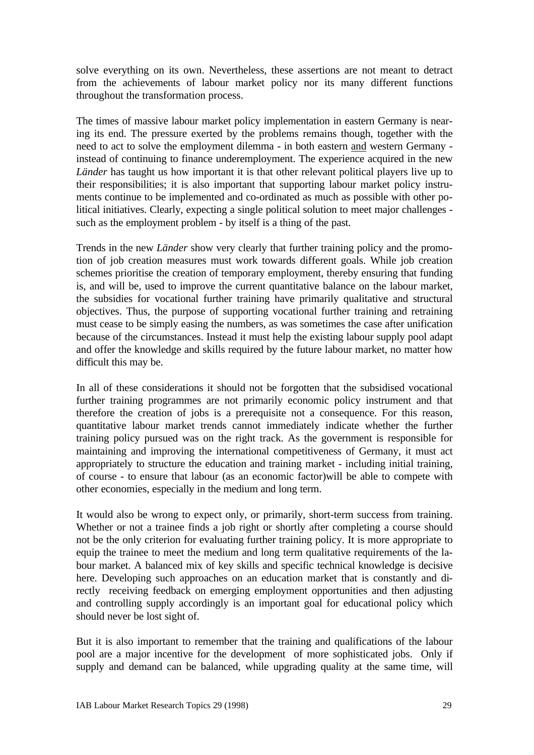solve everything on its own. Nevertheless, these assertions are not meant to detract from the achievements of labour market policy nor its many different functions throughout the transformation process.

The times of massive labour market policy implementation in eastern Germany is nearing its end. The pressure exerted by the problems remains though, together with the need to act to solve the employment dilemma - in both eastern and western Germany - instead of continuing to finance underemployment. The experience acquired in the new *Länder* has taught us how important it is that other relevant political players live up to their responsibilities; it is also important that supporting labour market policy instruments continue to be implemented and co-ordinated as much as possible with other political initiatives. Clearly, expecting a single political solution to meet major challenges - such as the employment problem - by itself is a thing of the past.

Trends in the new *Länder* show very clearly that further training policy and the promotion of job creation measures must work towards different goals. While job creation schemes prioritise the creation of temporary employment, thereby ensuring that funding is, and will be, used to improve the current quantitative balance on the labour market, the subsidies for vocational further training have primarily qualitative and structural objectives. Thus, the purpose of supporting vocational further training and retraining must cease to be simply easing the numbers, as was sometimes the case after unification because of the circumstances. Instead it must help the existing labour supply pool adapt and offer the knowledge and skills required by the future labour market, no matter how difficult this may be.

In all of these considerations it should not be forgotten that the subsidised vocational further training programmes are not primarily economic policy instrument and that therefore the creation of jobs is a prerequisite not a consequence. For this reason, quantitative labour market trends cannot immediately indicate whether the further training policy pursued was on the right track. As the government is responsible for maintaining and improving the international competitiveness of Germany, it must act appropriately to structure the education and training market - including initial training, of course - to ensure that labour (as an economic factor)will be able to compete with other economies, especially in the medium and long term.

It would also be wrong to expect only, or primarily, short-term success from training. Whether or not a trainee finds a job right or shortly after completing a course should not be the only criterion for evaluating further training policy. It is more appropriate to equip the trainee to meet the medium and long term qualitative requirements of the labour market. A balanced mix of key skills and specific technical knowledge is decisive here. Developing such approaches on an education market that is constantly and directly receiving feedback on emerging employment opportunities and then adjusting and controlling supply accordingly is an important goal for educational policy which should never be lost sight of.

But it is also important to remember that the training and qualifications of the labour pool are a major incentive for the development of more sophisticated jobs. Only if supply and demand can be balanced, while upgrading quality at the same time, will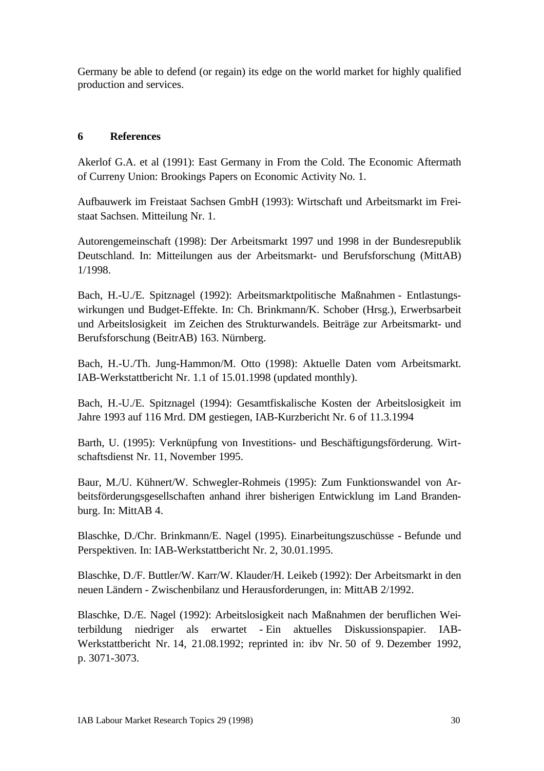Germany be able to defend (or regain) its edge on the world market for highly qualified production and services.

## 6 References

Akerlof G.A. et al (1991): East Germany in From the Cold. The Economic Aftermath of Curreny Union: Brookings Papers on Economic Activity No. 1.

Aufbauwerk im Freistaat Sachsen GmbH (1993): Wirtschaft und Arbeitsmarkt im Freistaat Sachsen. Mitteilung Nr. 1.

Autorengemeinschaft (1998): Der Arbeitsmarkt 1997 und 1998 in der Bundesrepublik Deutschland. In: Mitteilungen aus der Arbeitsmarkt- und Berufsforschung (MittAB) 1/1998.

Bach, H.-U./E. Spitznagel (1992): Arbeitsmarktpolitische Maßnahmen - Entlastungswirkungen und Budget-Effekte. In: Ch. Brinkmann/K. Schober (Hrsg.), Erwerbsarbeit und Arbeitslosigkeit im Zeichen des Strukturwandels. Beiträge zur Arbeitsmarkt- und Berufsforschung (BeitrAB) 163. Nürnberg.

Bach, H.-U./Th. Jung-Hammon/M. Otto (1998): Aktuelle Daten vom Arbeitsmarkt. IAB-Werkstattbericht Nr. 1.1 of 15.01.1998 (updated monthly).

Bach, H.-U./E. Spitznagel (1994): Gesamtfiskalische Kosten der Arbeitslosigkeit im Jahre 1993 auf 116 Mrd. DM gestiegen, IAB-Kurzbericht Nr. 6 of 11.3.1994

Barth, U. (1995): Verknüpfung von Investitions- und Beschäftigungsförderung. Wirtschaftsdienst Nr. 11, November 1995.

Baur, M./U. Kühnert/W. Schwegler-Rohmeis (1995): Zum Funktionswandel von Arbeitsförderungsgesellschaften anhand ihrer bisherigen Entwicklung im Land Brandenburg. In: MittAB 4.

Blaschke, D./Chr. Brinkmann/E. Nagel (1995). Einarbeitungszuschüsse - Befunde und Perspektiven. In: IAB-Werkstattbericht Nr. 2, 30.01.1995.

Blaschke, D./F. Buttler/W. Karr/W. Klauder/H. Leikeb (1992): Der Arbeitsmarkt in den neuen Ländern - Zwischenbilanz und Herausforderungen, in: MittAB 2/1992.

Blaschke, D./E. Nagel (1992): Arbeitslosigkeit nach Maßnahmen der beruflichen Weiterbildung niedriger als erwartet - Ein aktuelles Diskussionspapier. IAB-Werkstattbericht Nr. 14, 21.08.1992; reprinted in: ibv Nr. 50 of 9. Dezember 1992, p. 3071-3073.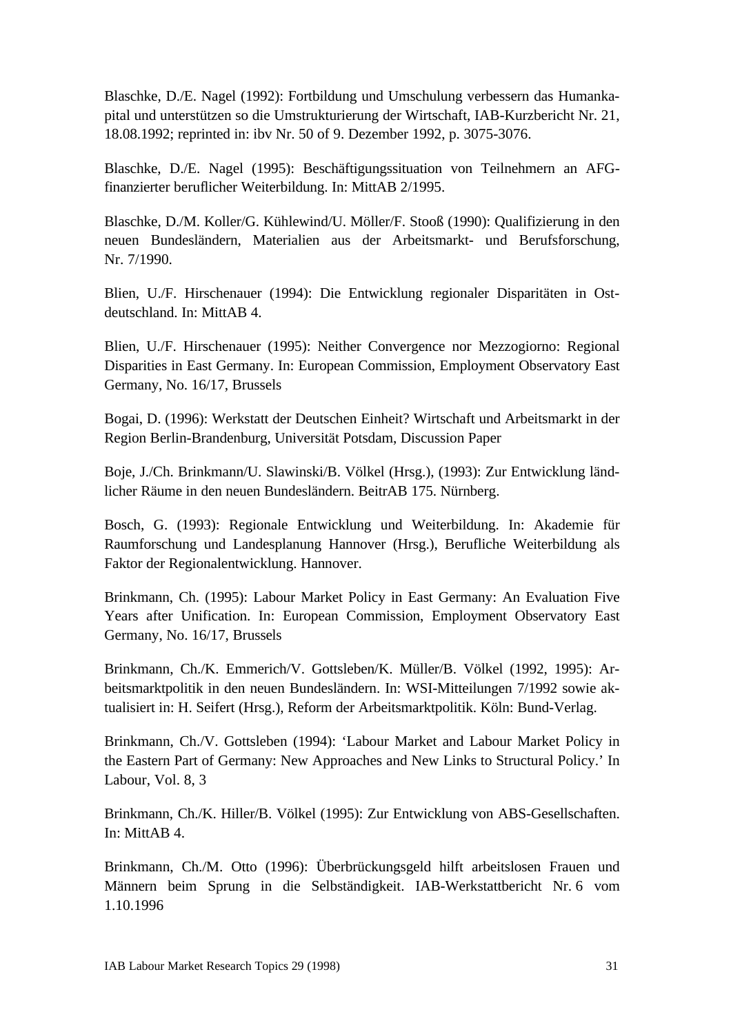Blaschke, D./E. Nagel (1992): Fortbildung und Umschulung verbessern das Humankapital und unterstützen so die Umstrukturierung der Wirtschaft, IAB-Kurzbericht Nr. 21, 18.08.1992; reprinted in: ibv Nr. 50 of 9. Dezember 1992, p. 3075-3076.

Blaschke, D./E. Nagel (1995): Beschäftigungssituation von Teilnehmern an AFG-finanzierter beruflicher Weiterbildung. In: MittAB 2/1995.

Blaschke, D./M. Koller/G. Kühlewind/U. Möller/F. Stooß (1990): Qualifizierung in den neuen Bundesländern, Materialien aus der Arbeitsmarkt- und Berufsforschung, Nr. 7/1990.

Blien, U./F. Hirschenauer (1994): Die Entwicklung regionaler Disparitäten in Ostdeutschland. In: MittAB 4.

Blien, U./F. Hirschenauer (1995): Neither Convergence nor Mezzogiorno: Regional Disparities in East Germany. In: European Commission, Employment Observatory East Germany, No. 16/17, Brussels

Bogai, D. (1996): Werkstatt der Deutschen Einheit? Wirtschaft und Arbeitsmarkt in der Region Berlin-Brandenburg, Universität Potsdam, Discussion Paper

Boje, J./Ch. Brinkmann/U. Slawinski/B. Völkel (Hrsg.), (1993): Zur Entwicklung ländlicher Räume in den neuen Bundesländern. BeitrAB 175. Nürnberg.

Bosch, G. (1993): Regionale Entwicklung und Weiterbildung. In: Akademie für Raumforschung und Landesplanung Hannover (Hrsg.), Berufliche Weiterbildung als Faktor der Regionalentwicklung. Hannover.

Brinkmann, Ch. (1995): Labour Market Policy in East Germany: An Evaluation Five Years after Unification. In: European Commission, Employment Observatory East Germany, No. 16/17, Brussels

Brinkmann, Ch./K. Emmerich/V. Gottsleben/K. Müller/B. Völkel (1992, 1995): Arbeitsmarktpolitik in den neuen Bundesländern. In: WSI-Mitteilungen 7/1992 sowie aktualisiert in: H. Seifert (Hrsg.), Reform der Arbeitsmarktpolitik. Köln: Bund-Verlag.

Brinkmann, Ch./V. Gottsleben (1994): ‘Labour Market and Labour Market Policy in the Eastern Part of Germany: New Approaches and New Links to Structural Policy.’ In Labour, Vol. 8, 3

Brinkmann, Ch./K. Hiller/B. Völkel (1995): Zur Entwicklung von ABS-Gesellschaften. In: MittAB 4.

Brinkmann, Ch./M. Otto (1996): Überbrückungsgeld hilft arbeitslosen Frauen und Männern beim Sprung in die Selbständigkeit. IAB-Werkstattbericht Nr. 6 vom 1.10.1996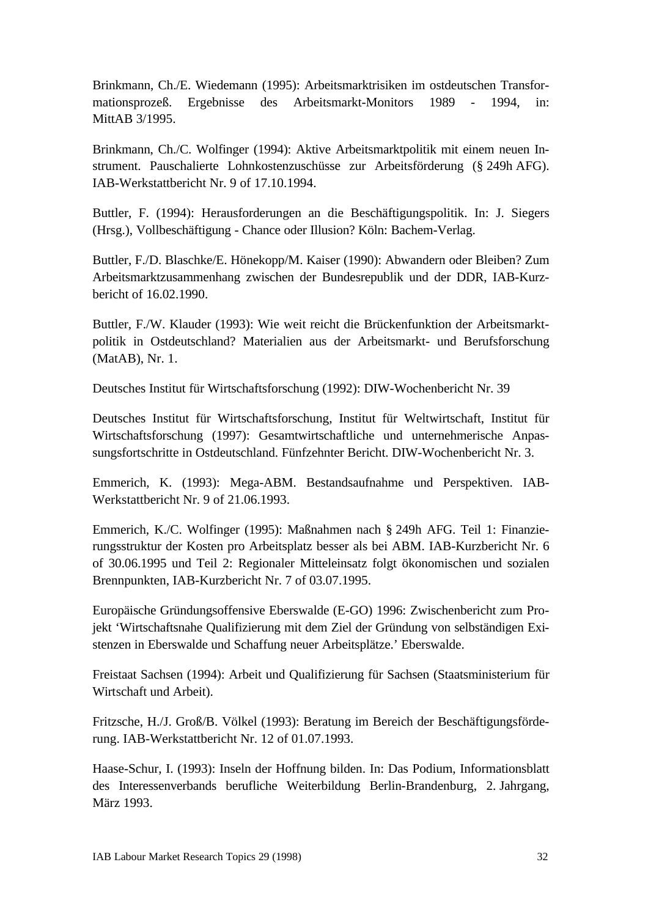Brinkmann, Ch./E. Wiedemann (1995): Arbeitsmarktrisiken im ostdeutschen Transformationsprozeß. Ergebnisse des Arbeitsmarkt-Monitors 1989 - 1994, in: MittAB 3/1995.

Brinkmann, Ch./C. Wolfinger (1994): Aktive Arbeitsmarktpolitik mit einem neuen Instrument. Pauschalierte Lohnkostenzuschüsse zur Arbeitsförderung (§ 249h AFG). IAB-Werkstattbericht Nr. 9 of 17.10.1994.

Buttler, F. (1994): Herausforderungen an die Beschäftigungspolitik. In: J. Siegers (Hrsg.), Vollbeschäftigung - Chance oder Illusion? Köln: Bachem-Verlag.

Buttler, F./D. Blaschke/E. Hönekopp/M. Kaiser (1990): Abwandern oder Bleiben? Zum Arbeitsmarktzusammenhang zwischen der Bundesrepublik und der DDR, IAB-Kurzbericht of 16.02.1990.

Buttler, F./W. Klauder (1993): Wie weit reicht die Brückenfunktion der Arbeitsmarktpolitik in Ostdeutschland? Materialien aus der Arbeitsmarkt- und Berufsforschung (MatAB), Nr. 1.

Deutsches Institut für Wirtschaftsforschung (1992): DIW-Wochenbericht Nr. 39

Deutsches Institut für Wirtschaftsforschung, Institut für Weltwirtschaft, Institut für Wirtschaftsforschung (1997): Gesamtwirtschaftliche und unternehmerische Anpassungsfortschritte in Ostdeutschland. Fünfzehnter Bericht. DIW-Wochenbericht Nr. 3.

Emmerich, K. (1993): Mega-ABM. Bestandsaufnahme und Perspektiven. IAB-Werkstattbericht Nr. 9 of 21.06.1993.

Emmerich, K./C. Wolfinger (1995): Maßnahmen nach § 249h AFG. Teil 1: Finanzierungsstruktur der Kosten pro Arbeitsplatz besser als bei ABM. IAB-Kurzbericht Nr. 6 of 30.06.1995 und Teil 2: Regionaler Mitteleinsatz folgt ökonomischen und sozialen Brennpunkten, IAB-Kurzbericht Nr. 7 of 03.07.1995.

Europäische Gründungsoffensive Eberswalde (E-GO) 1996: Zwischenbericht zum Projekt ‘Wirtschaftsnahe Qualifizierung mit dem Ziel der Gründung von selbständigen Existenzen in Eberswalde und Schaffung neuer Arbeitsplätze.’ Eberswalde.

Freistaat Sachsen (1994): Arbeit und Qualifizierung für Sachsen (Staatsministerium für Wirtschaft und Arbeit).

Fritzsche, H./J. Groß/B. Völkel (1993): Beratung im Bereich der Beschäftigungsförderung. IAB-Werkstattbericht Nr. 12 of 01.07.1993.

Haase-Schur, I. (1993): Inseln der Hoffnung bilden. In: Das Podium, Informationsblatt des Interessenverbands berufliche Weiterbildung Berlin-Brandenburg, 2. Jahrgang, März 1993.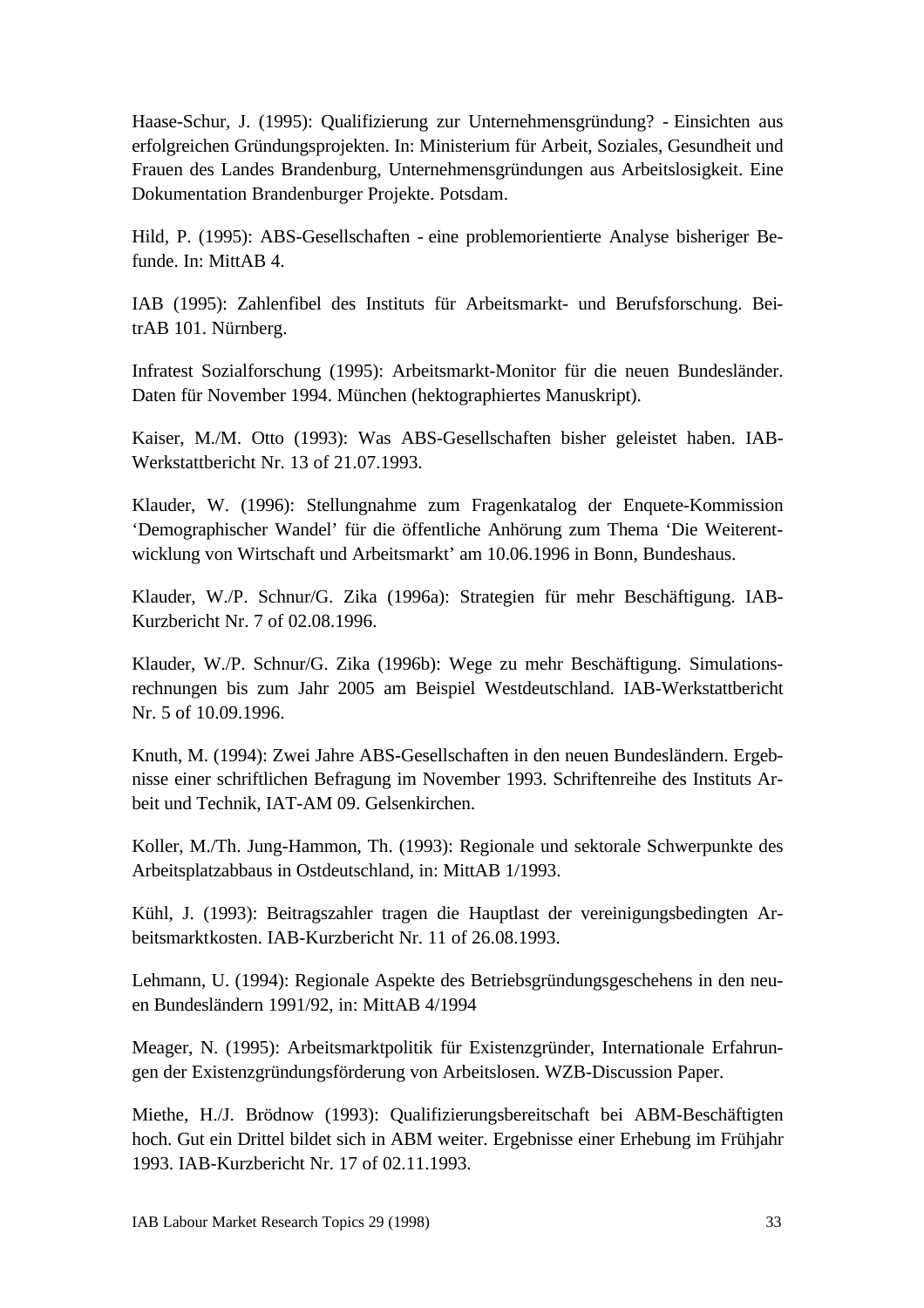Haase-Schur, J. (1995): Qualifizierung zur Unternehmensgründung? - Einsichten aus erfolgreichen Gründungsprojekten. In: Ministerium für Arbeit, Soziales, Gesundheit und Frauen des Landes Brandenburg, Unternehmensgründungen aus Arbeitslosigkeit. Eine Dokumentation Brandenburger Projekte. Potsdam.

Hild, P. (1995): ABS-Gesellschaften - eine problemorientierte Analyse bisheriger Befunde. In: MittAB 4.

IAB (1995): Zahlenfibel des Instituts für Arbeitsmarkt- und Berufsforschung. BeitrAB 101. Nürnberg.

Infratest Sozialforschung (1995): Arbeitsmarkt-Monitor für die neuen Bundesländer. Daten für November 1994. München (hektographiertes Manuskript).

Kaiser, M./M. Otto (1993): Was ABS-Gesellschaften bisher geleistet haben. IAB-Werkstattbericht Nr. 13 of 21.07.1993.

Klauder, W. (1996): Stellungnahme zum Fragenkatalog der Enquete-Kommission 'Demographischer Wandel' für die öffentliche Anhörung zum Thema 'Die Weiterentwicklung von Wirtschaft und Arbeitsmarkt' am 10.06.1996 in Bonn, Bundeshaus.

Klauder, W./P. Schnur/G. Zika (1996a): Strategien für mehr Beschäftigung. IAB-Kurzbericht Nr. 7 of 02.08.1996.

Klauder, W./P. Schnur/G. Zika (1996b): Wege zu mehr Beschäftigung. Simulationsrechnungen bis zum Jahr 2005 am Beispiel Westdeutschland. IAB-Werkstattbericht Nr. 5 of 10.09.1996.

Knuth, M. (1994): Zwei Jahre ABS-Gesellschaften in den neuen Bundesländern. Ergebnisse einer schriftlichen Befragung im November 1993. Schriftenreihe des Instituts Arbeit und Technik, IAT-AM 09. Gelsenkirchen.

Koller, M./Th. Jung-Hammon, Th. (1993): Regionale und sektorale Schwerpunkte des Arbeitsplatzabbaus in Ostdeutschland, in: MittAB 1/1993.

Kühl, J. (1993): Beitragszahler tragen die Hauptlast der vereinigungsbedingten Arbeitsmarktkosten. IAB-Kurzbericht Nr. 11 of 26.08.1993.

Lehmann, U. (1994): Regionale Aspekte des Betriebsgründungsgeschehens in den neuen Bundesländern 1991/92, in: MittAB 4/1994

Meager, N. (1995): Arbeitsmarktpolitik für Existenzgründer, Internationale Erfahrungen der Existenzgründungsförderung von Arbeitslosen. WZB-Discussion Paper.

Miethe, H./J. Brödnow (1993): Qualifizierungsbereitschaft bei ABM-Beschäftigten hoch. Gut ein Drittel bildet sich in ABM weiter. Ergebnisse einer Erhebung im Frühjahr 1993. IAB-Kurzbericht Nr. 17 of 02.11.1993.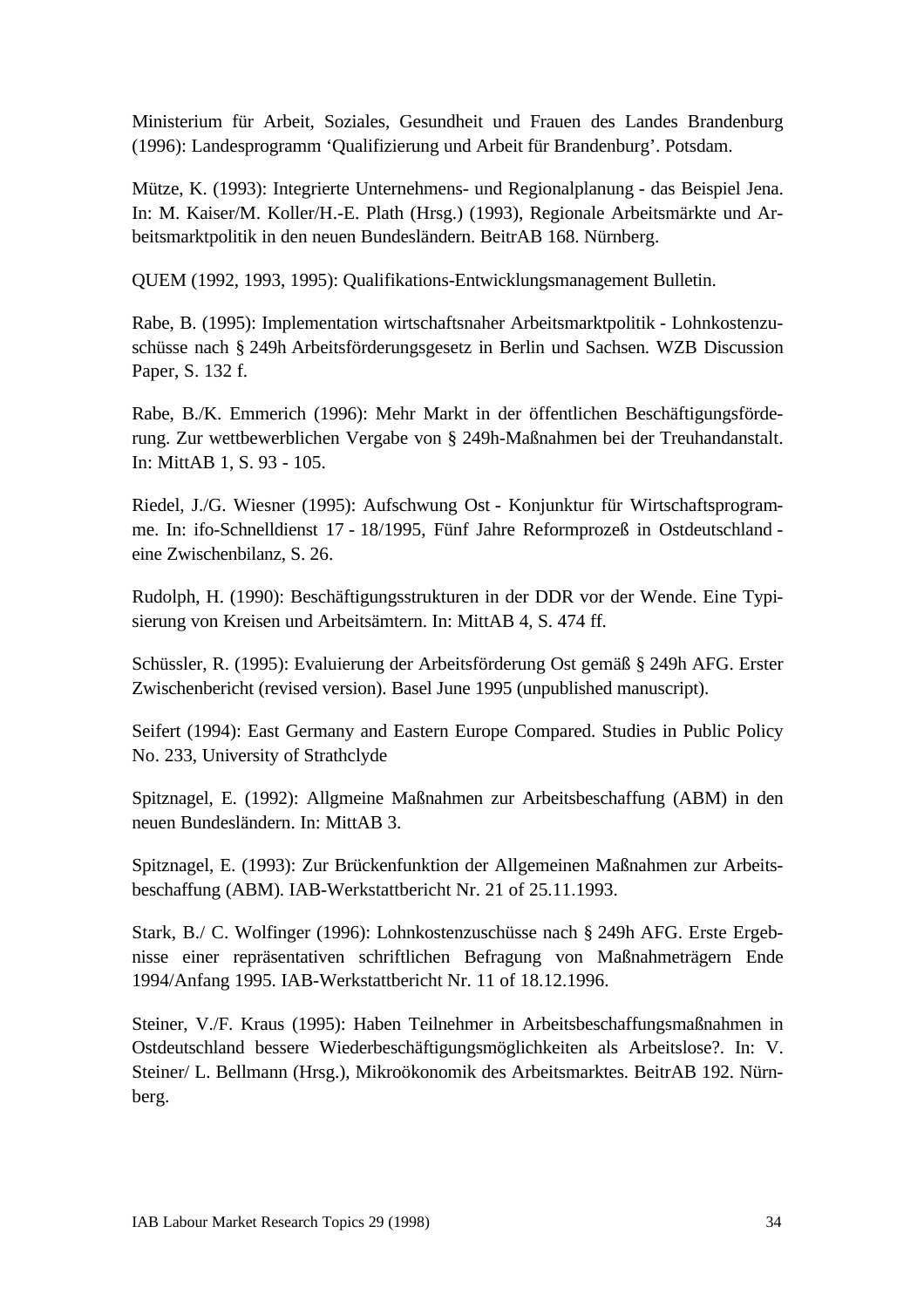Ministerium für Arbeit, Soziales, Gesundheit und Frauen des Landes Brandenburg (1996): Landesprogramm 'Qualifizierung und Arbeit für Brandenburg'. Potsdam.

Mütze, K. (1993): Integrierte Unternehmens- und Regionalplanung - das Beispiel Jena. In: M. Kaiser/M. Koller/H.-E. Plath (Hrsg.) (1993), Regionale Arbeitsmärkte und Arbeitsmarktpolitik in den neuen Bundesländern. BeitrAB 168. Nürnberg.

QUEM (1992, 1993, 1995): Qualifikations-Entwicklungsmanagement Bulletin.

Rabe, B. (1995): Implementation wirtschaftsnaher Arbeitsmarktpolitik - Lohnkostenzuschüsse nach § 249h Arbeitsförderungsgesetz in Berlin und Sachsen. WZB Discussion Paper, S. 132 f.

Rabe, B./K. Emmerich (1996): Mehr Markt in der öffentlichen Beschäftigungsförderung. Zur wettbewerblichen Vergabe von § 249h-Maßnahmen bei der Treuhandanstalt. In: MittAB 1, S. 93 - 105.

Riedel, J./G. Wiesner (1995): Aufschwung Ost - Konjunktur für Wirtschaftsprogramme. In: ifo-Schnelldienst 17 - 18/1995, Fünf Jahre Reformprozeß in Ostdeutschland - eine Zwischenbilanz, S. 26.

Rudolph, H. (1990): Beschäftigungsstrukturen in der DDR vor der Wende. Eine Typisierung von Kreisen und Arbeitsämtern. In: MittAB 4, S. 474 ff.

Schüssler, R. (1995): Evaluierung der Arbeitsförderung Ost gemäß § 249h AFG. Erster Zwischenbericht (revised version). Basel June 1995 (unpublished manuscript).

Seifert (1994): East Germany and Eastern Europe Compared. Studies in Public Policy No. 233, University of Strathclyde

Spitznagel, E. (1992): Allgmeine Maßnahmen zur Arbeitsbeschaffung (ABM) in den neuen Bundesländern. In: MittAB 3.

Spitznagel, E. (1993): Zur Brückenfunktion der Allgemeinen Maßnahmen zur Arbeitsbeschaffung (ABM). IAB-Werkstattbericht Nr. 21 of 25.11.1993.

Stark, B./ C. Wolfinger (1996): Lohnkostenzuschüsse nach § 249h AFG. Erste Ergebnisse einer repräsentativen schriftlichen Befragung von Maßnahmeträgern Ende 1994/Anfang 1995. IAB-Werkstattbericht Nr. 11 of 18.12.1996.

Steiner, V./F. Kraus (1995): Haben Teilnehmer in Arbeitsbeschaffungsmaßnahmen in Ostdeutschland bessere Wiederbeschäftigungsmöglichkeiten als Arbeitslose?. In: V. Steiner/ L. Bellmann (Hrsg.), Mikroökonomik des Arbeitsmarktes. BeitrAB 192. Nürnberg.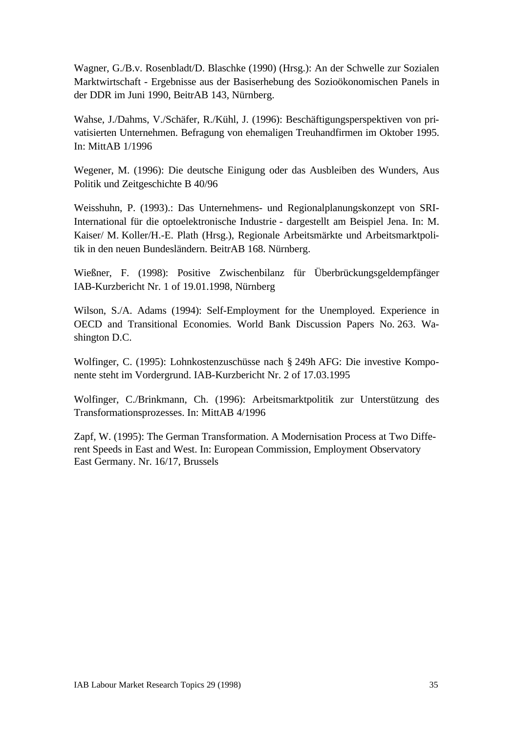Wagner, G./B.v. Rosenbladt/D. Blaschke (1990) (Hrsg.): An der Schwelle zur Sozialen Marktwirtschaft - Ergebnisse aus der Basiserhebung des Sozioökonomischen Panels in der DDR im Juni 1990, BeitrAB 143, Nürnberg.

Wahse, J./Dahms, V./Schäfer, R./Kühl, J. (1996): Beschäftigungsperspektiven von privatisierten Unternehmen. Befragung von ehemaligen Treuhandfirmen im Oktober 1995. In: MittAB 1/1996

Wegener, M. (1996): Die deutsche Einigung oder das Ausbleiben des Wunders, Aus Politik und Zeitgeschichte B 40/96

Weisshuhn, P. (1993).: Das Unternehmens- und Regionalplanungskonzept von SRI-International für die optoelektronische Industrie - dargestellt am Beispiel Jena. In: M. Kaiser/ M. Koller/H.-E. Plath (Hrsg.), Regionale Arbeitsmärkte und Arbeitsmarktpolitik in den neuen Bundesländern. BeitrAB 168. Nürnberg.

Wießner, F. (1998): Positive Zwischenbilanz für Überbrückungsgeldempfänger IAB-Kurzbericht Nr. 1 of 19.01.1998, Nürnberg

Wilson, S./A. Adams (1994): Self-Employment for the Unemployed. Experience in OECD and Transitional Economies. World Bank Discussion Papers No. 263. Washington D.C.

Wolfinger, C. (1995): Lohnkostenzuschüsse nach § 249h AFG: Die investive Komponente steht im Vordergrund. IAB-Kurzbericht Nr. 2 of 17.03.1995

Wolfinger, C./Brinkmann, Ch. (1996): Arbeitsmarktpolitik zur Unterstützung des Transformationsprozesses. In: MittAB 4/1996

Zapf, W. (1995): The German Transformation. A Modernisation Process at Two Different Speeds in East and West. In: European Commission, Employment Observatory East Germany. Nr. 16/17, Brussels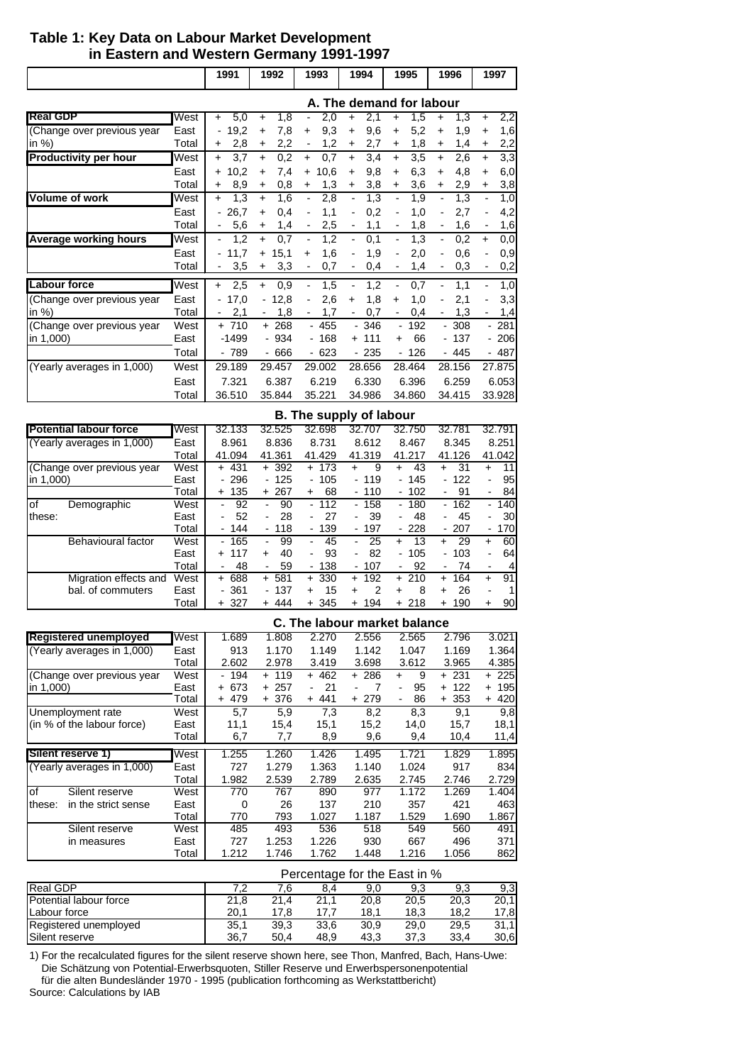**Table 1: Key Data on Labour Market Development in Eastern and Western Germany 1991-1997**

| | | 1991 | 1992 | 1993 | 1994 | 1995 | 1996 | 1997 |
|---|---|---|---|---|---|---|---|---|
| | | **A. The demand for labour** | | | | | | |
| **Real GDP** | West | + 5,0 | + 1,8 | - 2,0 | + 2,1 | + 1,5 | + 1,3 | + 2,2 |
| (Change over previous year | East | - 19,2 | + 7,8 | + 9,3 | + 9,6 | + 5,2 | + 1,9 | + 1,6 |
| in %) | Total | + 2,8 | + 2,2 | - 1,2 | + 2,7 | + 1,8 | + 1,4 | + 2,2 |
| **Productivity per hour** | West | + 3,7 | + 0,2 | + 0,7 | + 3,4 | + 3,5 | + 2,6 | + 3,3 |
| | East | + 10,2 | + 7,4 | + 10,6 | + 9,8 | + 6,3 | + 4,8 | + 6,0 |
| | Total | + 8,9 | + 0,8 | + 1,3 | + 3,8 | + 3,6 | + 2,9 | + 3,8 |
| **Volume of work** | West | + 1,3 | + 1,6 | - 2,8 | - 1,3 | - 1,9 | - 1,3 | - 1,0 |
| | East | - 26,7 | + 0,4 | - 1,1 | - 0,2 | - 1,0 | - 2,7 | - 4,2 |
| | Total | - 5,6 | + 1,4 | - 2,5 | - 1,1 | - 1,8 | - 1,6 | - 1,6 |
| **Average working hours** | West | - 1,2 | + 0,7 | - 1,2 | - 0,1 | - 1,3 | - 0,2 | + 0,0 |
| | East | - 11,7 | + 15,1 | + 1,6 | - 1,9 | - 2,0 | - 0,6 | - 0,9 |
| | Total | - 3,5 | + 3,3 | - 0,7 | - 0,4 | - 1,4 | - 0,3 | - 0,2 |
| **Labour force** | West | + 2,5 | + 0,9 | - 1,5 | - 1,2 | - 0,7 | - 1,1 | - 1,0 |
| (Change over previous year | East | - 17,0 | - 12,8 | - 2,6 | + 1,8 | + 1,0 | - 2,1 | - 3,3 |
| in %) | Total | - 2,1 | - 1,8 | - 1,7 | - 0,7 | - 0,4 | - 1,3 | - 1,4 |
| (Change over previous year | West | + 710 | + 268 | - 455 | - 346 | - 192 | - 308 | - 281 |
| in 1,000) | East | -1499 | - 934 | - 168 | + 111 | + 66 | - 137 | - 206 |
| | Total | - 789 | - 666 | - 623 | - 235 | - 126 | - 445 | - 487 |
| (Yearly averages in 1,000) | West | 29.189 | 29.457 | 29.002 | 28.656 | 28.464 | 28.156 | 27.875 |
| | East | 7.321 | 6.387 | 6.219 | 6.330 | 6.396 | 6.259 | 6.053 |
| | Total | 36.510 | 35.844 | 35.221 | 34.986 | 34.860 | 34.415 | 33.928 |
| | | **B. The supply of labour** | | | | | | |
| **Potential labour force** | West | 32.133 | 32.525 | 32.698 | 32.707 | 32.750 | 32.781 | 32.791 |
| (Yearly averages in 1,000) | East | 8.961 | 8.836 | 8.731 | 8.612 | 8.467 | 8.345 | 8.251 |
| | Total | 41.094 | 41.361 | 41.429 | 41.319 | 41.217 | 41.126 | 41.042 |
| (Change over previous year | West | + 431 | + 392 | + 173 | + 9 | + 43 | + 31 | + 11 |
| in 1,000) | East | - 296 | - 125 | - 105 | - 119 | - 145 | - 122 | - 95 |
| | Total | + 135 | + 267 | + 68 | - 110 | - 102 | - 91 | - 84 |
| of these: Demographic | West | - 92 | - 90 | - 112 | - 158 | - 180 | - 162 | - 140 |
| | East | - 52 | - 28 | - 27 | - 39 | - 48 | - 45 | - 30 |
| | Total | - 144 | - 118 | - 139 | - 197 | - 228 | - 207 | - 170 |
| Behavioural factor | West | - 165 | - 99 | - 45 | - 25 | + 13 | + 29 | + 60 |
| | East | + 117 | + 40 | - 93 | - 82 | - 105 | - 103 | - 64 |
| | Total | - 48 | - 59 | - 138 | - 107 | - 92 | - 74 | - 4 |
| Migration effects and | West | + 688 | + 581 | + 330 | + 192 | + 210 | + 164 | + 91 |
| bal. of commuters | East | - 361 | - 137 | + 15 | + 2 | + 8 | + 26 | - 1 |
| | Total | + 327 | + 444 | + 345 | + 194 | + 218 | + 190 | + 90 |
| | | **C. The labour market balance** | | | | | | |
| **Registered unemployed** | West | 1.689 | 1.808 | 2.270 | 2.556 | 2.565 | 2.796 | 3.021 |
| (Yearly averages in 1,000) | East | 913 | 1.170 | 1.149 | 1.142 | 1.047 | 1.169 | 1.364 |
| | Total | 2.602 | 2.978 | 3.419 | 3.698 | 3.612 | 3.965 | 4.385 |
| (Change over previous year | West | - 194 | + 119 | + 462 | + 286 | + 9 | + 231 | + 225 |
| in 1,000) | East | + 673 | + 257 | - 21 | - 7 | - 95 | + 122 | + 195 |
| | Total | + 479 | + 376 | + 441 | + 279 | - 86 | + 353 | + 420 |
| Unemployment rate | West | 5,7 | 5,9 | 7,3 | 8,2 | 8,3 | 9,1 | 9,8 |
| (in % of the labour force) | East | 11,1 | 15,4 | 15,1 | 15,2 | 14,0 | 15,7 | 18,1 |
| | Total | 6,7 | 7,7 | 8,9 | 9,6 | 9,4 | 10,4 | 11,4 |
| **Silent reserve 1)** | West | 1.255 | 1.260 | 1.426 | 1.495 | 1.721 | 1.829 | 1.895 |
| (Yearly averages in 1,000) | East | 727 | 1.279 | 1.363 | 1.140 | 1.024 | 917 | 834 |
| | Total | 1.982 | 2.539 | 2.789 | 2.635 | 2.745 | 2.746 | 2.729 |
| of these: Silent reserve | West | 770 | 767 | 890 | 977 | 1.172 | 1.269 | 1.404 |
| in the strict sense | East | 0 | 26 | 137 | 210 | 357 | 421 | 463 |
| | Total | 770 | 793 | 1.027 | 1.187 | 1.529 | 1.690 | 1.867 |
| Silent reserve | West | 485 | 493 | 536 | 518 | 549 | 560 | 491 |
| in measures | East | 727 | 1.253 | 1.226 | 930 | 667 | 496 | 371 |
| | Total | 1.212 | 1.746 | 1.762 | 1.448 | 1.216 | 1.056 | 862 |
| | | **Percentage for the East in %** | | | | | | |
| Real GDP | | 7,2 | 7,6 | 8,4 | 9,0 | 9,3 | 9,3 | 9,3 |
| Potential labour force | | 21,8 | 21,4 | 21,1 | 20,8 | 20,5 | 20,3 | 20,1 |
| Labour force | | 20,1 | 17,8 | 17,7 | 18,1 | 18,3 | 18,2 | 17,8 |
| Registered unemployed | | 35,1 | 39,3 | 33,6 | 30,9 | 29,0 | 29,5 | 31,1 |
| Silent reserve | | 36,7 | 50,4 | 48,9 | 43,3 | 37,3 | 33,4 | 30,6 |

1) For the recalculated figures for the silent reserve shown here, see Thon, Manfred, Bach, Hans-Uwe: Die Schätzung von Potential-Erwerbsquoten, Stiller Reserve und Erwerbspersonenpotential für die alten Bundesländer 1970 - 1995 (publication forthcoming as Werkstattbericht)

Source: Calculations by IAB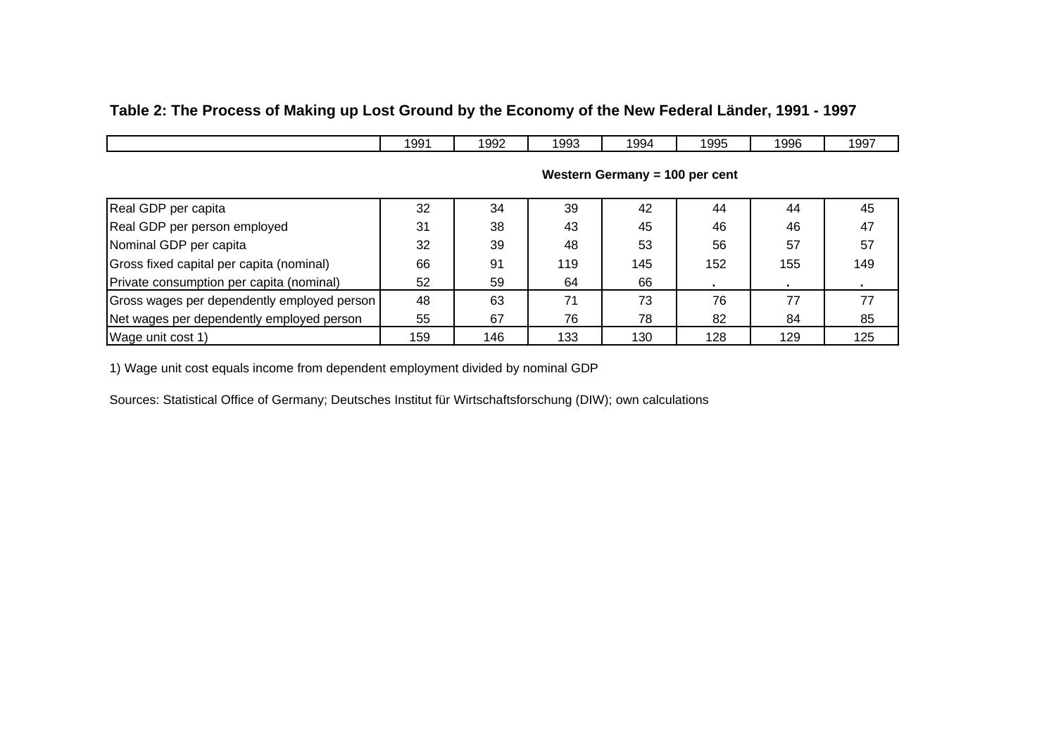**Table 2: The Process of Making up Lost Ground by the Economy of the New Federal Länder, 1991 - 1997**

| | 1991 | 1992 | 1993 | 1994 | 1995 | 1996 | 1997 |
|---|---|---|---|---|---|---|---|
| | **Western Germany = 100 per cent** | | | | | | |
| Real GDP per capita | 32 | 34 | 39 | 42 | 44 | 44 | 45 |
| Real GDP per person employed | 31 | 38 | 43 | 45 | 46 | 46 | 47 |
| Nominal GDP per capita | 32 | 39 | 48 | 53 | 56 | 57 | 57 |
| Gross fixed capital per capita (nominal) | 66 | 91 | 119 | 145 | 152 | 155 | 149 |
| Private consumption per capita (nominal) | 52 | 59 | 64 | 66 | . | . | . |
| Gross wages per dependently employed person | 48 | 63 | 71 | 73 | 76 | 77 | 77 |
| Net wages per dependently employed person | 55 | 67 | 76 | 78 | 82 | 84 | 85 |
| Wage unit cost 1) | 159 | 146 | 133 | 130 | 128 | 129 | 125 |

1) Wage unit cost equals income from dependent employment divided by nominal GDP

Sources: Statistical Office of Germany; Deutsches Institut für Wirtschaftsforschung (DIW); own calculations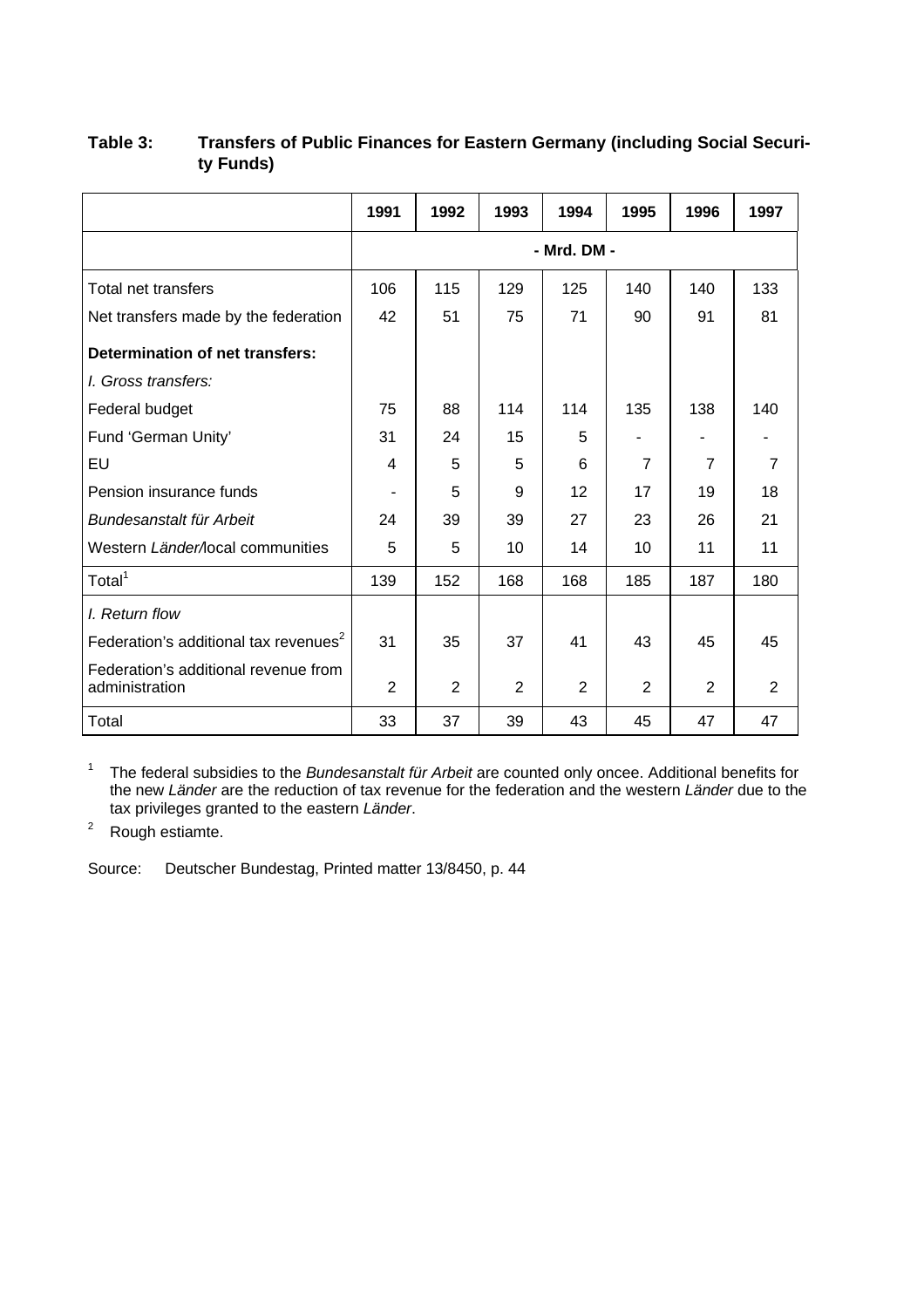**Table 3: Transfers of Public Finances for Eastern Germany (including Social Security Funds)**

| | 1991 | 1992 | 1993 | 1994 | 1995 | 1996 | 1997 |
|---|---|---|---|---|---|---|---|
| | - Mrd. DM - | | | | | | |
| Total net transfers | 106 | 115 | 129 | 125 | 140 | 140 | 133 |
| Net transfers made by the federation | 42 | 51 | 75 | 71 | 90 | 91 | 81 |
| **Determination of net transfers:** | | | | | | | |
| *I. Gross transfers:* | | | | | | | |
| Federal budget | 75 | 88 | 114 | 114 | 135 | 138 | 140 |
| Fund 'German Unity' | 31 | 24 | 15 | 5 | - | - | - |
| EU | 4 | 5 | 5 | 6 | 7 | 7 | 7 |
| Pension insurance funds | - | 5 | 9 | 12 | 17 | 19 | 18 |
| *Bundesanstalt für Arbeit* | 24 | 39 | 39 | 27 | 23 | 26 | 21 |
| Western *Länder*/local communities | 5 | 5 | 10 | 14 | 10 | 11 | 11 |
| Total[1] | 139 | 152 | 168 | 168 | 185 | 187 | 180 |
| *I. Return flow* | | | | | | | |
| Federation's additional tax revenues[2] | 31 | 35 | 37 | 41 | 43 | 45 | 45 |
| Federation's additional revenue from administration | 2 | 2 | 2 | 2 | 2 | 2 | 2 |
| Total | 33 | 37 | 39 | 43 | 45 | 47 | 47 |

[1] The federal subsidies to the *Bundesanstalt für Arbeit* are counted only oncee. Additional benefits for the new *Länder* are the reduction of tax revenue for the federation and the western *Länder* due to the tax privileges granted to the eastern *Länder*.

[2] Rough estiamte.

Source: Deutscher Bundestag, Printed matter 13/8450, p. 44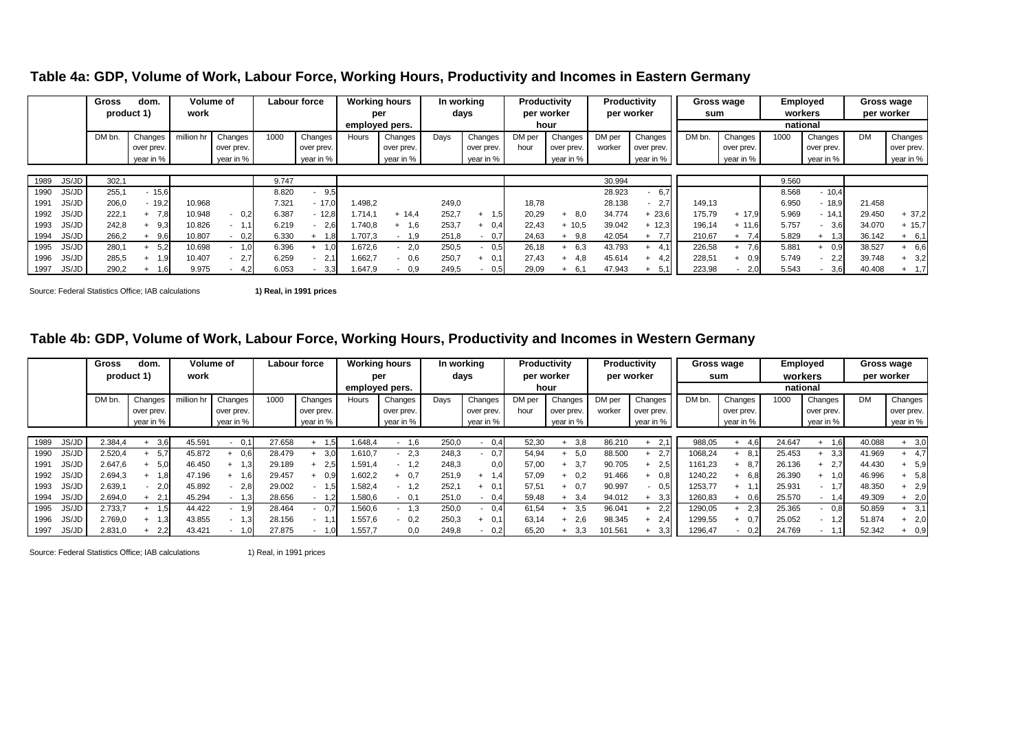## Table 4a: GDP, Volume of Work, Labour Force, Working Hours, Productivity and Incomes in Eastern Germany

| | | Gross dom. product 1) | | Volume of work | | Labour force | | Working hours per employed pers. | | In working days | | Productivity per worker hour | | Productivity per worker | | Gross wage sum | | Employed workers | | Gross wage per worker | |
|---|---|---|---|---|---|---|---|---|---|---|---|---|---|---|---|---|---|---|---|---|---|
| | | | | | | | | | | | | | | | | national | | | | | |
| | | DM bn. | Changes over prev. year in % | million hr | Changes over prev. year in % | 1000 | Changes over prev. year in % | Hours | Changes over prev. year in % | Days | Changes over prev. year in % | DM per hour | Changes over prev. year in % | DM per worker | Changes over prev. year in % | DM bn. | Changes over prev. year in % | 1000 | Changes over prev. year in % | DM | Changes over prev. year in % |
| 1989 | JS/JD | 302,1 | | | | 9.747 | | | | | | | | 30.994 | | | | 9.560 | | | |
| 1990 | JS/JD | 255,1 | - 15,6 | | | 8.820 | - 9,5 | | | | | | | 28.923 | - 6,7 | | | 8.568 | - 10,4 | | |
| 1991 | JS/JD | 206,0 | - 19,2 | 10.968 | | 7.321 | - 17,0 | 1.498,2 | | 249,0 | | 18,78 | | 28.138 | - 2,7 | 149,13 | | 6.950 | - 18,9 | 21.458 | |
| 1992 | JS/JD | 222,1 | + 7,8 | 10.948 | - 0,2 | 6.387 | - 12,8 | 1.714,1 | + 14,4 | 252,7 | + 1,5 | 20,29 | + 8,0 | 34.774 | + 23,6 | 175,79 | + 17,9 | 5.969 | - 14,1 | 29.450 | + 37,2 |
| 1993 | JS/JD | 242,8 | + 9,3 | 10.826 | - 1,1 | 6.219 | - 2,6 | 1.740,8 | + 1,6 | 253,7 | + 0,4 | 22,43 | + 10,5 | 39.042 | + 12,3 | 196,14 | + 11,6 | 5.757 | - 3,6 | 34.070 | + 15,7 |
| 1994 | JS/JD | 266,2 | + 9,6 | 10.807 | - 0,2 | 6.330 | + 1,8 | 1.707,3 | - 1,9 | 251,8 | - 0,7 | 24,63 | + 9,8 | 42.054 | + 7,7 | 210,67 | + 7,4 | 5.829 | + 1,3 | 36.142 | + 6,1 |
| 1995 | JS/JD | 280,1 | + 5,2 | 10.698 | - 1,0 | 6.396 | + 1,0 | 1.672,6 | - 2,0 | 250,5 | - 0,5 | 26,18 | + 6,3 | 43.793 | + 4,1 | 226,58 | + 7,6 | 5.881 | + 0,9 | 38.527 | + 6,6 |
| 1996 | JS/JD | 285,5 | + 1,9 | 10.407 | - 2,7 | 6.259 | - 2,1 | 1.662,7 | - 0,6 | 250,7 | + 0,1 | 27,43 | + 4,8 | 45.614 | + 4,2 | 228,51 | + 0,9 | 5.749 | - 2,2 | 39.748 | + 3,2 |
| 1997 | JS/JD | 290,2 | + 1,6 | 9.975 | - 4,2 | 6.053 | - 3,3 | 1.647,9 | - 0,9 | 249,5 | - 0,5 | 29,09 | + 6,1 | 47.943 | + 5,1 | 223,98 | - 2,0 | 5.543 | - 3,6 | 40.408 | + 1,7 |

Source: Federal Statistics Office; IAB calculations **1) Real, in 1991 prices**

## Table 4b: GDP, Volume of Work, Labour Force, Working Hours, Productivity and Incomes in Western Germany

| | | Gross dom. product 1) | | Volume of work | | Labour force | | Working hours per employed pers. | | In working days | | Productivity per worker hour | | Productivity per worker | | Gross wage sum | | Employed workers | | Gross wage per worker | |
|---|---|---|---|---|---|---|---|---|---|---|---|---|---|---|---|---|---|---|---|---|---|
| | | | | | | | | | | | | | | | | national | | | | | |
| | | DM bn. | Changes over prev. year in % | million hr | Changes over prev. year in % | 1000 | Changes over prev. year in % | Hours | Changes over prev. year in % | Days | Changes over prev. year in % | DM per hour | Changes over prev. year in % | DM per worker | Changes over prev. year in % | DM bn. | Changes over prev. year in % | 1000 | Changes over prev. year in % | DM | Changes over prev. year in % |
| 1989 | JS/JD | 2.384,4 | + 3,6 | 45.591 | - 0,1 | 27.658 | + 1,5 | 1.648,4 | - 1,6 | 250,0 | - 0,4 | 52,30 | + 3,8 | 86.210 | + 2,1 | 988,05 | + 4,6 | 24.647 | + 1,6 | 40.088 | + 3,0 |
| 1990 | JS/JD | 2.520,4 | + 5,7 | 45.872 | + 0,6 | 28.479 | + 3,0 | 1.610,7 | - 2,3 | 248,3 | - 0,7 | 54,94 | + 5,0 | 88.500 | + 2,7 | 1068,24 | + 8,1 | 25.453 | + 3,3 | 41.969 | + 4,7 |
| 1991 | JS/JD | 2.647,6 | + 5,0 | 46.450 | + 1,3 | 29.189 | + 2,5 | 1.591,4 | - 1,2 | 248,3 | 0,0 | 57,00 | + 3,7 | 90.705 | + 2,5 | 1161,23 | + 8,7 | 26.136 | + 2,7 | 44.430 | + 5,9 |
| 1992 | JS/JD | 2.694,3 | + 1,8 | 47.196 | + 1,6 | 29.457 | + 0,9 | 1.602,2 | + 0,7 | 251,9 | + 1,4 | 57,09 | + 0,2 | 91.466 | + 0,8 | 1240,22 | + 6,8 | 26.390 | + 1,0 | 46.996 | + 5,8 |
| 1993 | JS/JD | 2.639,1 | - 2,0 | 45.892 | - 2,8 | 29.002 | - 1,5 | 1.582,4 | - 1,2 | 252,1 | + 0,1 | 57,51 | + 0,7 | 90.997 | - 0,5 | 1253,77 | + 1,1 | 25.931 | - 1,7 | 48.350 | + 2,9 |
| 1994 | JS/JD | 2.694,0 | + 2,1 | 45.294 | - 1,3 | 28.656 | - 1,2 | 1.580,6 | - 0,1 | 251,0 | - 0,4 | 59,48 | + 3,4 | 94.012 | + 3,3 | 1260,83 | + 0,6 | 25.570 | - 1,4 | 49.309 | + 2,0 |
| 1995 | JS/JD | 2.733,7 | + 1,5 | 44.422 | - 1,9 | 28.464 | - 0,7 | 1.560,6 | - 1,3 | 250,0 | - 0,4 | 61,54 | + 3,5 | 96.041 | + 2,2 | 1290,05 | + 2,3 | 25.365 | - 0,8 | 50.859 | + 3,1 |
| 1996 | JS/JD | 2.769,0 | + 1,3 | 43.855 | - 1,3 | 28.156 | - 1,1 | 1.557,6 | - 0,2 | 250,3 | + 0,1 | 63,14 | + 2,6 | 98.345 | + 2,4 | 1299,55 | + 0,7 | 25.052 | - 1,2 | 51.874 | + 2,0 |
| 1997 | JS/JD | 2.831,0 | + 2,2 | 43.421 | - 1,0 | 27.875 | - 1,0 | 1.557,7 | 0,0 | 249,8 | - 0,2 | 65,20 | + 3,3 | 101.561 | + 3,3 | 1296,47 | - 0,2 | 24.769 | - 1,1 | 52.342 | + 0,9 |

Source: Federal Statistics Office; IAB calculations 1) Real, in 1991 prices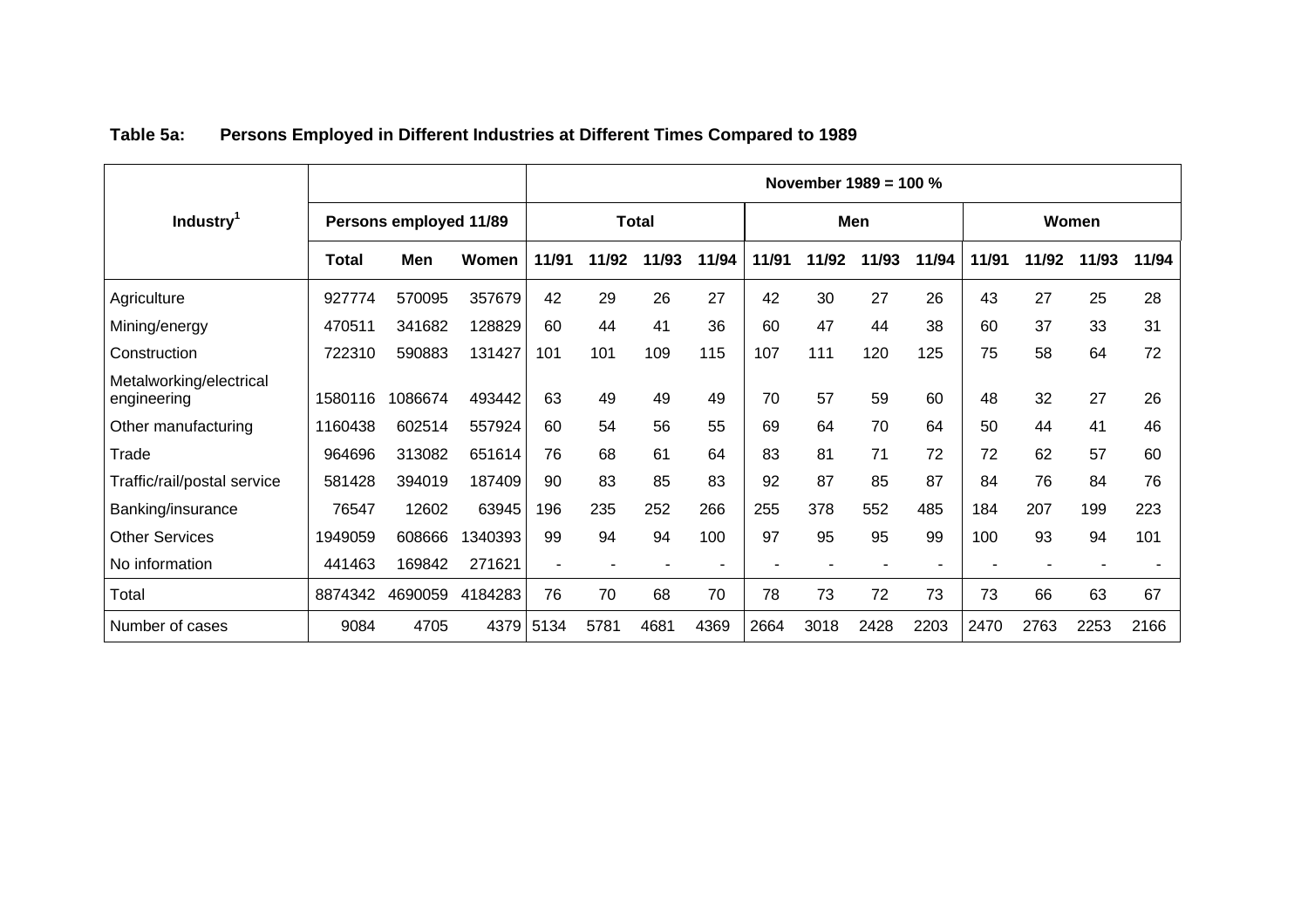**Table 5a: Persons Employed in Different Industries at Different Times Compared to 1989**

| Industry[1] | Persons employed 11/89 | | | November 1989 = 100 % | | | | | | | | | | | |
|---|---|---|---|---|---|---|---|---|---|---|---|---|---|---|---|
| | | | | Total | | | | Men | | | | Women | | | |
| | Total | Men | Women | 11/91 | 11/92 | 11/93 | 11/94 | 11/91 | 11/92 | 11/93 | 11/94 | 11/91 | 11/92 | 11/93 | 11/94 |
| Agriculture | 927774 | 570095 | 357679 | 42 | 29 | 26 | 27 | 42 | 30 | 27 | 26 | 43 | 27 | 25 | 28 |
| Mining/energy | 470511 | 341682 | 128829 | 60 | 44 | 41 | 36 | 60 | 47 | 44 | 38 | 60 | 37 | 33 | 31 |
| Construction | 722310 | 590883 | 131427 | 101 | 101 | 109 | 115 | 107 | 111 | 120 | 125 | 75 | 58 | 64 | 72 |
| Metalworking/electrical engineering | 1580116 | 1086674 | 493442 | 63 | 49 | 49 | 49 | 70 | 57 | 59 | 60 | 48 | 32 | 27 | 26 |
| Other manufacturing | 1160438 | 602514 | 557924 | 60 | 54 | 56 | 55 | 69 | 64 | 70 | 64 | 50 | 44 | 41 | 46 |
| Trade | 964696 | 313082 | 651614 | 76 | 68 | 61 | 64 | 83 | 81 | 71 | 72 | 72 | 62 | 57 | 60 |
| Traffic/rail/postal service | 581428 | 394019 | 187409 | 90 | 83 | 85 | 83 | 92 | 87 | 85 | 87 | 84 | 76 | 84 | 76 |
| Banking/insurance | 76547 | 12602 | 63945 | 196 | 235 | 252 | 266 | 255 | 378 | 552 | 485 | 184 | 207 | 199 | 223 |
| Other Services | 1949059 | 608666 | 1340393 | 99 | 94 | 94 | 100 | 97 | 95 | 95 | 99 | 100 | 93 | 94 | 101 |
| No information | 441463 | 169842 | 271621 | - | - | - | - | - | - | - | - | - | - | - | - |
| Total | 8874342 | 4690059 | 4184283 | 76 | 70 | 68 | 70 | 78 | 73 | 72 | 73 | 73 | 66 | 63 | 67 |
| Number of cases | 9084 | 4705 | 4379 | 5134 | 5781 | 4681 | 4369 | 2664 | 3018 | 2428 | 2203 | 2470 | 2763 | 2253 | 2166 |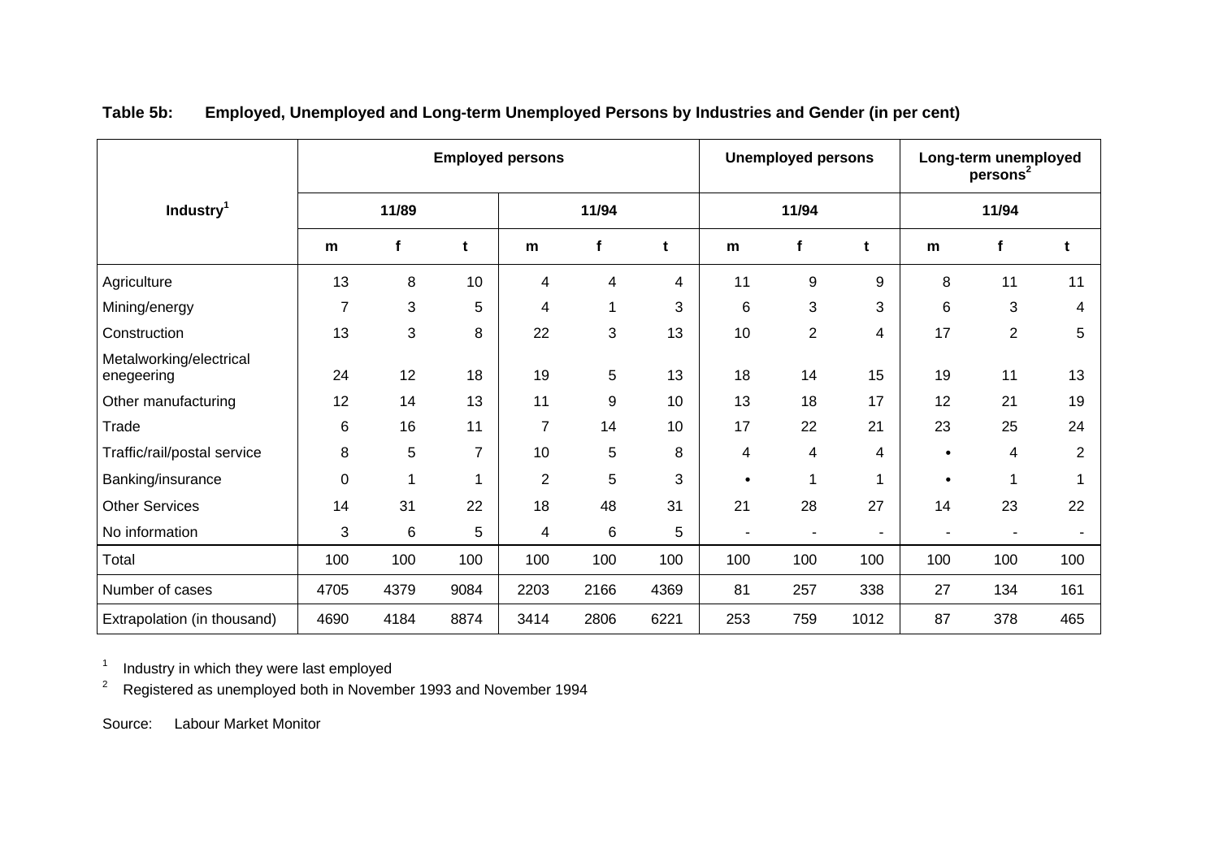**Table 5b: Employed, Unemployed and Long-term Unemployed Persons by Industries and Gender (in per cent)**

| Industry[1] | Employed persons | | | | | | Unemployed persons | | | Long-term unemployed persons[2] | | |
|---|---|---|---|---|---|---|---|---|---|---|---|---|
| | 11/89 | | | 11/94 | | | 11/94 | | | 11/94 | | |
| | m | f | t | m | f | t | m | f | t | m | f | t |
| Agriculture | 13 | 8 | 10 | 4 | 4 | 4 | 11 | 9 | 9 | 8 | 11 | 11 |
| Mining/energy | 7 | 3 | 5 | 4 | 1 | 3 | 6 | 3 | 3 | 6 | 3 | 4 |
| Construction | 13 | 3 | 8 | 22 | 3 | 13 | 10 | 2 | 4 | 17 | 2 | 5 |
| Metalworking/electrical enegeering | 24 | 12 | 18 | 19 | 5 | 13 | 18 | 14 | 15 | 19 | 11 | 13 |
| Other manufacturing | 12 | 14 | 13 | 11 | 9 | 10 | 13 | 18 | 17 | 12 | 21 | 19 |
| Trade | 6 | 16 | 11 | 7 | 14 | 10 | 17 | 22 | 21 | 23 | 25 | 24 |
| Traffic/rail/postal service | 8 | 5 | 7 | 10 | 5 | 8 | 4 | 4 | 4 | • | 4 | 2 |
| Banking/insurance | 0 | 1 | 1 | 2 | 5 | 3 | • | 1 | 1 | • | 1 | 1 |
| Other Services | 14 | 31 | 22 | 18 | 48 | 31 | 21 | 28 | 27 | 14 | 23 | 22 |
| No information | 3 | 6 | 5 | 4 | 6 | 5 | - | - | - | - | - | - |
| Total | 100 | 100 | 100 | 100 | 100 | 100 | 100 | 100 | 100 | 100 | 100 | 100 |
| Number of cases | 4705 | 4379 | 9084 | 2203 | 2166 | 4369 | 81 | 257 | 338 | 27 | 134 | 161 |
| Extrapolation (in thousand) | 4690 | 4184 | 8874 | 3414 | 2806 | 6221 | 253 | 759 | 1012 | 87 | 378 | 465 |

[1] Industry in which they were last employed

[2] Registered as unemployed both in November 1993 and November 1994

Source: Labour Market Monitor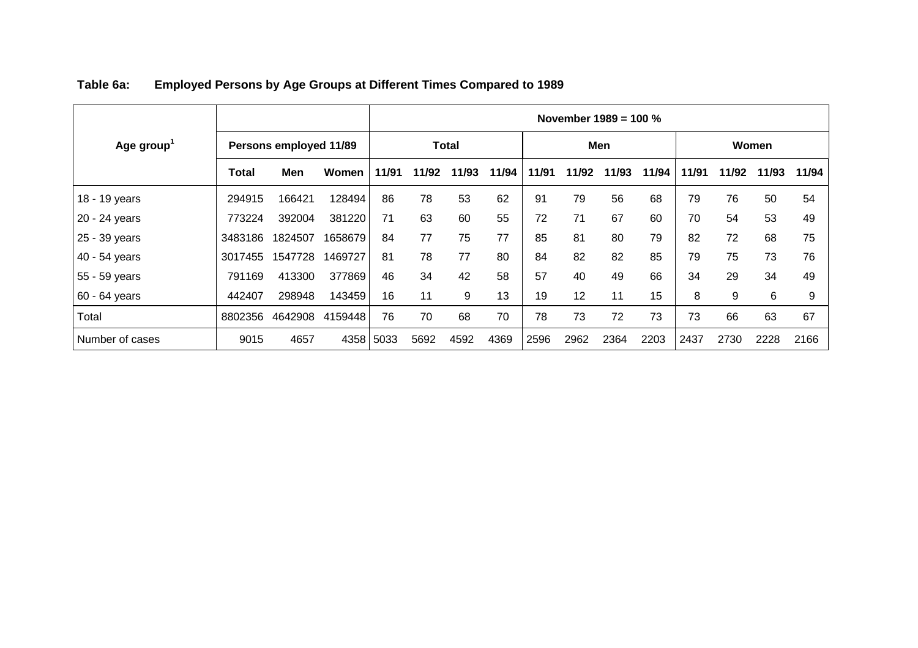**Table 6a: Employed Persons by Age Groups at Different Times Compared to 1989**

| Age group[1] | Persons employed 11/89 | | | November 1989 = 100 % | | | | | | | | | | | |
|---|---|---|---|---|---|---|---|---|---|---|---|---|---|---|---|
| | | | | Total | | | | Men | | | | Women | | | |
| | Total | Men | Women | 11/91 | 11/92 | 11/93 | 11/94 | 11/91 | 11/92 | 11/93 | 11/94 | 11/91 | 11/92 | 11/93 | 11/94 |
| 18 - 19 years | 294915 | 166421 | 128494 | 86 | 78 | 53 | 62 | 91 | 79 | 56 | 68 | 79 | 76 | 50 | 54 |
| 20 - 24 years | 773224 | 392004 | 381220 | 71 | 63 | 60 | 55 | 72 | 71 | 67 | 60 | 70 | 54 | 53 | 49 |
| 25 - 39 years | 3483186 | 1824507 | 1658679 | 84 | 77 | 75 | 77 | 85 | 81 | 80 | 79 | 82 | 72 | 68 | 75 |
| 40 - 54 years | 3017455 | 1547728 | 1469727 | 81 | 78 | 77 | 80 | 84 | 82 | 82 | 85 | 79 | 75 | 73 | 76 |
| 55 - 59 years | 791169 | 413300 | 377869 | 46 | 34 | 42 | 58 | 57 | 40 | 49 | 66 | 34 | 29 | 34 | 49 |
| 60 - 64 years | 442407 | 298948 | 143459 | 16 | 11 | 9 | 13 | 19 | 12 | 11 | 15 | 8 | 9 | 6 | 9 |
| Total | 8802356 | 4642908 | 4159448 | 76 | 70 | 68 | 70 | 78 | 73 | 72 | 73 | 73 | 66 | 63 | 67 |
| Number of cases | 9015 | 4657 | 4358 | 5033 | 5692 | 4592 | 4369 | 2596 | 2962 | 2364 | 2203 | 2437 | 2730 | 2228 | 2166 |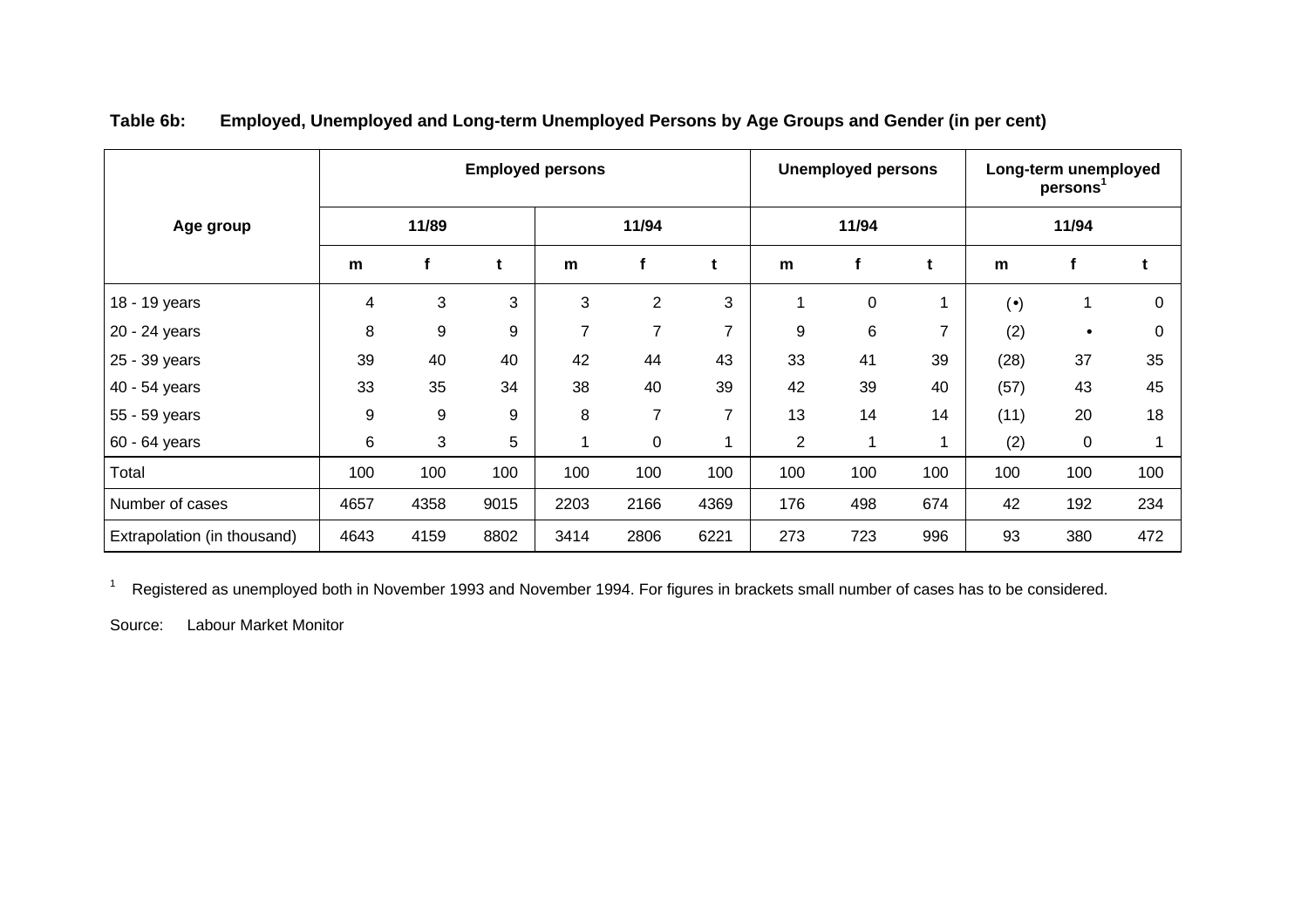**Table 6b: Employed, Unemployed and Long-term Unemployed Persons by Age Groups and Gender (in per cent)**

| Age group | Employed persons | | | | | | Unemployed persons | | | Long-term unemployed persons[1] | | |
|---|---|---|---|---|---|---|---|---|---|---|---|---|
| | 11/89 | | | 11/94 | | | 11/94 | | | 11/94 | | |
| | m | f | t | m | f | t | m | f | t | m | f | t |
| 18 - 19 years | 4 | 3 | 3 | 3 | 2 | 3 | 1 | 0 | 1 | (•) | 1 | 0 |
| 20 - 24 years | 8 | 9 | 9 | 7 | 7 | 7 | 9 | 6 | 7 | (2) | • | 0 |
| 25 - 39 years | 39 | 40 | 40 | 42 | 44 | 43 | 33 | 41 | 39 | (28) | 37 | 35 |
| 40 - 54 years | 33 | 35 | 34 | 38 | 40 | 39 | 42 | 39 | 40 | (57) | 43 | 45 |
| 55 - 59 years | 9 | 9 | 9 | 8 | 7 | 7 | 13 | 14 | 14 | (11) | 20 | 18 |
| 60 - 64 years | 6 | 3 | 5 | 1 | 0 | 1 | 2 | 1 | 1 | (2) | 0 | 1 |
| Total | 100 | 100 | 100 | 100 | 100 | 100 | 100 | 100 | 100 | 100 | 100 | 100 |
| Number of cases | 4657 | 4358 | 9015 | 2203 | 2166 | 4369 | 176 | 498 | 674 | 42 | 192 | 234 |
| Extrapolation (in thousand) | 4643 | 4159 | 8802 | 3414 | 2806 | 6221 | 273 | 723 | 996 | 93 | 380 | 472 |

[1] Registered as unemployed both in November 1993 and November 1994. For figures in brackets small number of cases has to be considered.

Source: Labour Market Monitor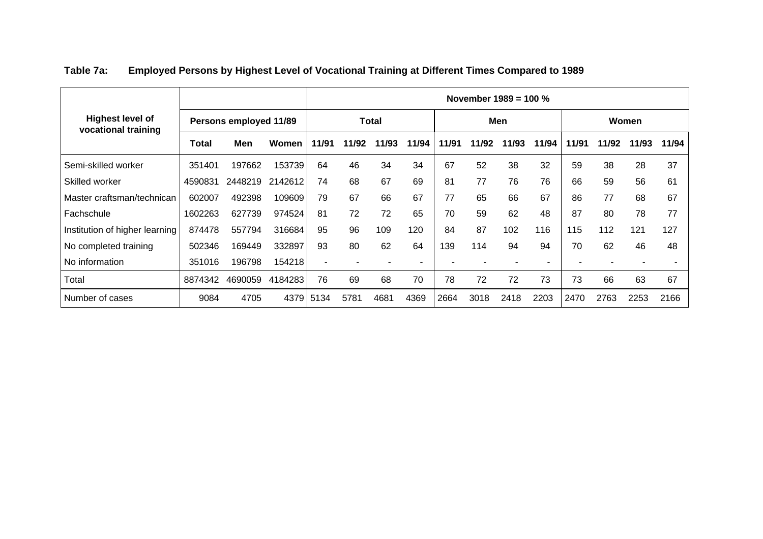**Table 7a: Employed Persons by Highest Level of Vocational Training at Different Times Compared to 1989**

| Highest level of vocational training | Persons employed 11/89 | | | November 1989 = 100 % | | | | | | | | | | | |
|---|---|---|---|---|---|---|---|---|---|---|---|---|---|---|---|
| | | | | Total | | | | Men | | | | Women | | | |
| | Total | Men | Women | 11/91 | 11/92 | 11/93 | 11/94 | 11/91 | 11/92 | 11/93 | 11/94 | 11/91 | 11/92 | 11/93 | 11/94 |
| Semi-skilled worker | 351401 | 197662 | 153739 | 64 | 46 | 34 | 34 | 67 | 52 | 38 | 32 | 59 | 38 | 28 | 37 |
| Skilled worker | 4590831 | 2448219 | 2142612 | 74 | 68 | 67 | 69 | 81 | 77 | 76 | 76 | 66 | 59 | 56 | 61 |
| Master craftsman/technican | 602007 | 492398 | 109609 | 79 | 67 | 66 | 67 | 77 | 65 | 66 | 67 | 86 | 77 | 68 | 67 |
| Fachschule | 1602263 | 627739 | 974524 | 81 | 72 | 72 | 65 | 70 | 59 | 62 | 48 | 87 | 80 | 78 | 77 |
| Institution of higher learning | 874478 | 557794 | 316684 | 95 | 96 | 109 | 120 | 84 | 87 | 102 | 116 | 115 | 112 | 121 | 127 |
| No completed training | 502346 | 169449 | 332897 | 93 | 80 | 62 | 64 | 139 | 114 | 94 | 94 | 70 | 62 | 46 | 48 |
| No information | 351016 | 196798 | 154218 | - | - | - | - | - | - | - | - | - | - | - | - |
| Total | 8874342 | 4690059 | 4184283 | 76 | 69 | 68 | 70 | 78 | 72 | 72 | 73 | 73 | 66 | 63 | 67 |
| Number of cases | 9084 | 4705 | 4379 | 5134 | 5781 | 4681 | 4369 | 2664 | 3018 | 2418 | 2203 | 2470 | 2763 | 2253 | 2166 |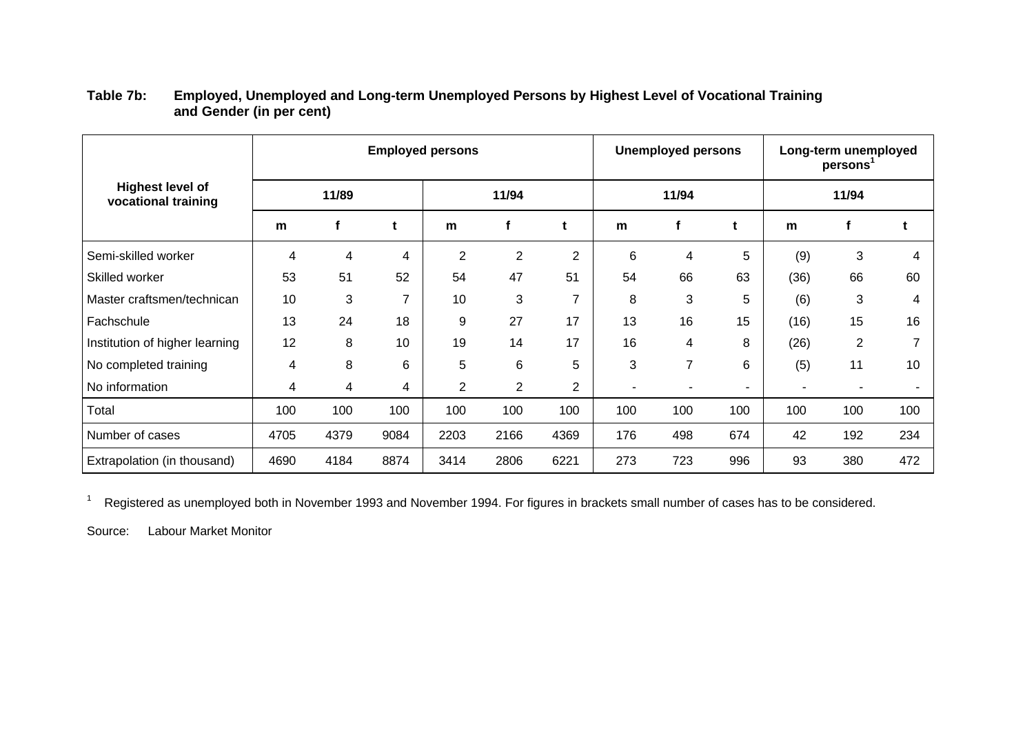**Table 7b: Employed, Unemployed and Long-term Unemployed Persons by Highest Level of Vocational Training and Gender (in per cent)**

| Highest level of vocational training | Employed persons | | | | | | Unemployed persons | | | Long-term unemployed persons[1] | | |
|---|---|---|---|---|---|---|---|---|---|---|---|---|
| | 11/89 | | | 11/94 | | | 11/94 | | | 11/94 | | |
| | m | f | t | m | f | t | m | f | t | m | f | t |
| Semi-skilled worker | 4 | 4 | 4 | 2 | 2 | 2 | 6 | 4 | 5 | (9) | 3 | 4 |
| Skilled worker | 53 | 51 | 52 | 54 | 47 | 51 | 54 | 66 | 63 | (36) | 66 | 60 |
| Master craftsmen/technican | 10 | 3 | 7 | 10 | 3 | 7 | 8 | 3 | 5 | (6) | 3 | 4 |
| Fachschule | 13 | 24 | 18 | 9 | 27 | 17 | 13 | 16 | 15 | (16) | 15 | 16 |
| Institution of higher learning | 12 | 8 | 10 | 19 | 14 | 17 | 16 | 4 | 8 | (26) | 2 | 7 |
| No completed training | 4 | 8 | 6 | 5 | 6 | 5 | 3 | 7 | 6 | (5) | 11 | 10 |
| No information | 4 | 4 | 4 | 2 | 2 | 2 | - | - | - | - | - | - |
| Total | 100 | 100 | 100 | 100 | 100 | 100 | 100 | 100 | 100 | 100 | 100 | 100 |
| Number of cases | 4705 | 4379 | 9084 | 2203 | 2166 | 4369 | 176 | 498 | 674 | 42 | 192 | 234 |
| Extrapolation (in thousand) | 4690 | 4184 | 8874 | 3414 | 2806 | 6221 | 273 | 723 | 996 | 93 | 380 | 472 |

[1] Registered as unemployed both in November 1993 and November 1994. For figures in brackets small number of cases has to be considered.

Source: Labour Market Monitor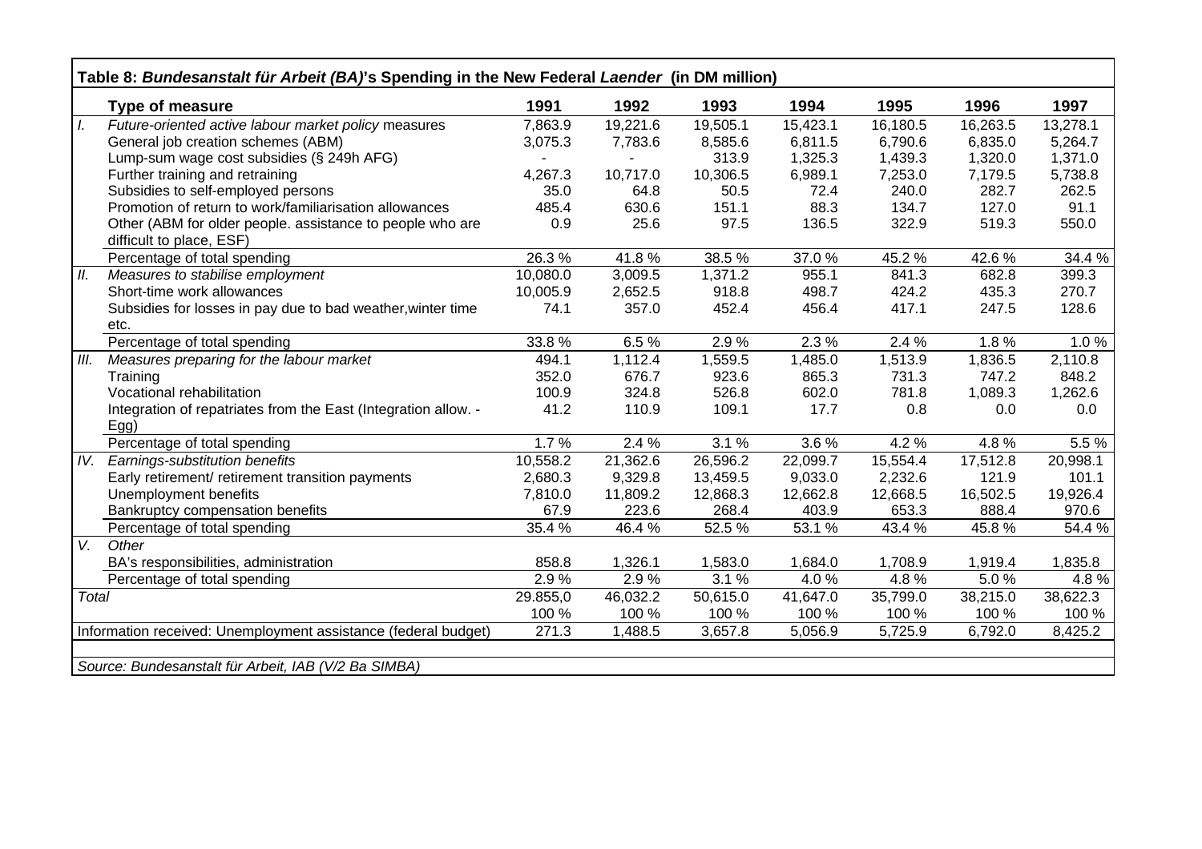**Table 8: *Bundesanstalt für Arbeit (BA)*'s Spending in the New Federal *Laender* (in DM million)**

| | Type of measure | 1991 | 1992 | 1993 | 1994 | 1995 | 1996 | 1997 |
|---|---|---|---|---|---|---|---|---|
| *I.* | *Future-oriented active labour market policy measures* | 7,863.9 | 19,221.6 | 19,505.1 | 15,423.1 | 16,180.5 | 16,263.5 | 13,278.1 |
| | General job creation schemes (ABM) | 3,075.3 | 7,783.6 | 8,585.6 | 6,811.5 | 6,790.6 | 6,835.0 | 5,264.7 |
| | Lump-sum wage cost subsidies (§ 249h AFG) | - | - | 313.9 | 1,325.3 | 1,439.3 | 1,320.0 | 1,371.0 |
| | Further training and retraining | 4,267.3 | 10,717.0 | 10,306.5 | 6,989.1 | 7,253.0 | 7,179.5 | 5,738.8 |
| | Subsidies to self-employed persons | 35.0 | 64.8 | 50.5 | 72.4 | 240.0 | 282.7 | 262.5 |
| | Promotion of return to work/familiarisation allowances | 485.4 | 630.6 | 151.1 | 88.3 | 134.7 | 127.0 | 91.1 |
| | Other (ABM for older people. assistance to people who are difficult to place, ESF) | 0.9 | 25.6 | 97.5 | 136.5 | 322.9 | 519.3 | 550.0 |
| | Percentage of total spending | 26.3 % | 41.8 % | 38.5 % | 37.0 % | 45.2 % | 42.6 % | 34.4 % |
| *II.* | *Measures to stabilise employment* | 10,080.0 | 3,009.5 | 1,371.2 | 955.1 | 841.3 | 682.8 | 399.3 |
| | Short-time work allowances | 10,005.9 | 2,652.5 | 918.8 | 498.7 | 424.2 | 435.3 | 270.7 |
| | Subsidies for losses in pay due to bad weather,winter time etc. | 74.1 | 357.0 | 452.4 | 456.4 | 417.1 | 247.5 | 128.6 |
| | Percentage of total spending | 33.8 % | 6.5 % | 2.9 % | 2.3 % | 2.4 % | 1.8 % | 1.0 % |
| *III.* | *Measures preparing for the labour market* | 494.1 | 1,112.4 | 1,559.5 | 1,485.0 | 1,513.9 | 1,836.5 | 2,110.8 |
| | Training | 352.0 | 676.7 | 923.6 | 865.3 | 731.3 | 747.2 | 848.2 |
| | Vocational rehabilitation | 100.9 | 324.8 | 526.8 | 602.0 | 781.8 | 1,089.3 | 1,262.6 |
| | Integration of repatriates from the East (Integration allow. - Egg) | 41.2 | 110.9 | 109.1 | 17.7 | 0.8 | 0.0 | 0.0 |
| | Percentage of total spending | 1.7 % | 2.4 % | 3.1 % | 3.6 % | 4.2 % | 4.8 % | 5.5 % |
| *IV.* | *Earnings-substitution benefits* | 10,558.2 | 21,362.6 | 26,596.2 | 22,099.7 | 15,554.4 | 17,512.8 | 20,998.1 |
| | Early retirement/ retirement transition payments | 2,680.3 | 9,329.8 | 13,459.5 | 9,033.0 | 2,232.6 | 121.9 | 101.1 |
| | Unemployment benefits | 7,810.0 | 11,809.2 | 12,868.3 | 12,662.8 | 12,668.5 | 16,502.5 | 19,926.4 |
| | Bankruptcy compensation benefits | 67.9 | 223.6 | 268.4 | 403.9 | 653.3 | 888.4 | 970.6 |
| | Percentage of total spending | 35.4 % | 46.4 % | 52.5 % | 53.1 % | 43.4 % | 45.8 % | 54.4 % |
| *V.* | *Other* | | | | | | | |
| | BA's responsibilities, administration | 858.8 | 1,326.1 | 1,583.0 | 1,684.0 | 1,708.9 | 1,919.4 | 1,835.8 |
| | Percentage of total spending | 2.9 % | 2.9 % | 3.1 % | 4.0 % | 4.8 % | 5.0 % | 4.8 % |
| *Total* | | 29.855,0 | 46,032.2 | 50,615.0 | 41,647.0 | 35,799.0 | 38,215.0 | 38,622.3 |
| | | 100 % | 100 % | 100 % | 100 % | 100 % | 100 % | 100 % |
| Information received: Unemployment assistance (federal budget) | | 271.3 | 1,488.5 | 3,657.8 | 5,056.9 | 5,725.9 | 6,792.0 | 8,425.2 |

*Source: Bundesanstalt für Arbeit, IAB (V/2 Ba SIMBA)*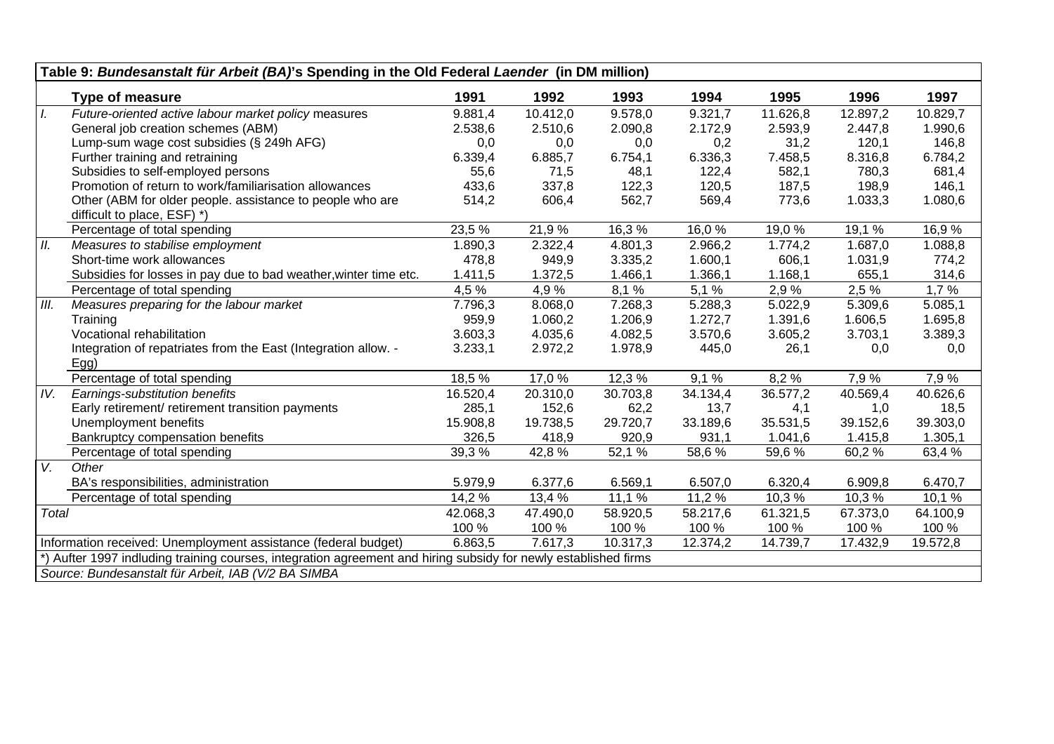| **Table 9: *Bundesanstalt für Arbeit (BA)*'s Spending in the Old Federal *Laender* (in DM million)** | | | | | | | | |
|---|---|---|---|---|---|---|---|---|
| | **Type of measure** | **1991** | **1992** | **1993** | **1994** | **1995** | **1996** | **1997** |
| *I.* | *Future-oriented active labour market policy measures* | 9.881,4 | 10.412,0 | 9.578,0 | 9.321,7 | 11.626,8 | 12.897,2 | 10.829,7 |
| | General job creation schemes (ABM) | 2.538,6 | 2.510,6 | 2.090,8 | 2.172,9 | 2.593,9 | 2.447,8 | 1.990,6 |
| | Lump-sum wage cost subsidies (§ 249h AFG) | 0,0 | 0,0 | 0,0 | 0,2 | 31,2 | 120,1 | 146,8 |
| | Further training and retraining | 6.339,4 | 6.885,7 | 6.754,1 | 6.336,3 | 7.458,5 | 8.316,8 | 6.784,2 |
| | Subsidies to self-employed persons | 55,6 | 71,5 | 48,1 | 122,4 | 582,1 | 780,3 | 681,4 |
| | Promotion of return to work/familiarisation allowances | 433,6 | 337,8 | 122,3 | 120,5 | 187,5 | 198,9 | 146,1 |
| | Other (ABM for older people. assistance to people who are difficult to place, ESF) *) | 514,2 | 606,4 | 562,7 | 569,4 | 773,6 | 1.033,3 | 1.080,6 |
| | Percentage of total spending | 23,5 % | 21,9 % | 16,3 % | 16,0 % | 19,0 % | 19,1 % | 16,9 % |
| *II.* | *Measures to stabilise employment* | 1.890,3 | 2.322,4 | 4.801,3 | 2.966,2 | 1.774,2 | 1.687,0 | 1.088,8 |
| | Short-time work allowances | 478,8 | 949,9 | 3.335,2 | 1.600,1 | 606,1 | 1.031,9 | 774,2 |
| | Subsidies for losses in pay due to bad weather,winter time etc. | 1.411,5 | 1.372,5 | 1.466,1 | 1.366,1 | 1.168,1 | 655,1 | 314,6 |
| | Percentage of total spending | 4,5 % | 4,9 % | 8,1 % | 5,1 % | 2,9 % | 2,5 % | 1,7 % |
| *III.* | *Measures preparing for the labour market* | 7.796,3 | 8.068,0 | 7.268,3 | 5.288,3 | 5.022,9 | 5.309,6 | 5.085,1 |
| | Training | 959,9 | 1.060,2 | 1.206,9 | 1.272,7 | 1.391,6 | 1.606,5 | 1.695,8 |
| | Vocational rehabilitation | 3.603,3 | 4.035,6 | 4.082,5 | 3.570,6 | 3.605,2 | 3.703,1 | 3.389,3 |
| | Integration of repatriates from the East (Integration allow. - Egg) | 3.233,1 | 2.972,2 | 1.978,9 | 445,0 | 26,1 | 0,0 | 0,0 |
| | Percentage of total spending | 18,5 % | 17,0 % | 12,3 % | 9,1 % | 8,2 % | 7,9 % | 7,9 % |
| *IV.* | *Earnings-substitution benefits* | 16.520,4 | 20.310,0 | 30.703,8 | 34.134,4 | 36.577,2 | 40.569,4 | 40.626,6 |
| | Early retirement/ retirement transition payments | 285,1 | 152,6 | 62,2 | 13,7 | 4,1 | 1,0 | 18,5 |
| | Unemployment benefits | 15.908,8 | 19.738,5 | 29.720,7 | 33.189,6 | 35.531,5 | 39.152,6 | 39.303,0 |
| | Bankruptcy compensation benefits | 326,5 | 418,9 | 920,9 | 931,1 | 1.041,6 | 1.415,8 | 1.305,1 |
| | Percentage of total spending | 39,3 % | 42,8 % | 52,1 % | 58,6 % | 59,6 % | 60,2 % | 63,4 % |
| *V.* | *Other* | | | | | | | |
| | BA's responsibilities, administration | 5.979,9 | 6.377,6 | 6.569,1 | 6.507,0 | 6.320,4 | 6.909,8 | 6.470,7 |
| | Percentage of total spending | 14,2 % | 13,4 % | 11,1 % | 11,2 % | 10,3 % | 10,3 % | 10,1 % |
| *Total* | | 42.068,3 | 47.490,0 | 58.920,5 | 58.217,6 | 61.321,5 | 67.373,0 | 64.100,9 |
| | | 100 % | 100 % | 100 % | 100 % | 100 % | 100 % | 100 % |
| Information received: Unemployment assistance (federal budget) | | 6.863,5 | 7.617,3 | 10.317,3 | 12.374,2 | 14.739,7 | 17.432,9 | 19.572,8 |

*) Aufter 1997 indluding training courses, integration agreement and hiring subsidy for newly established firms

*Source: Bundesanstalt für Arbeit, IAB (V/2 BA SIMBA*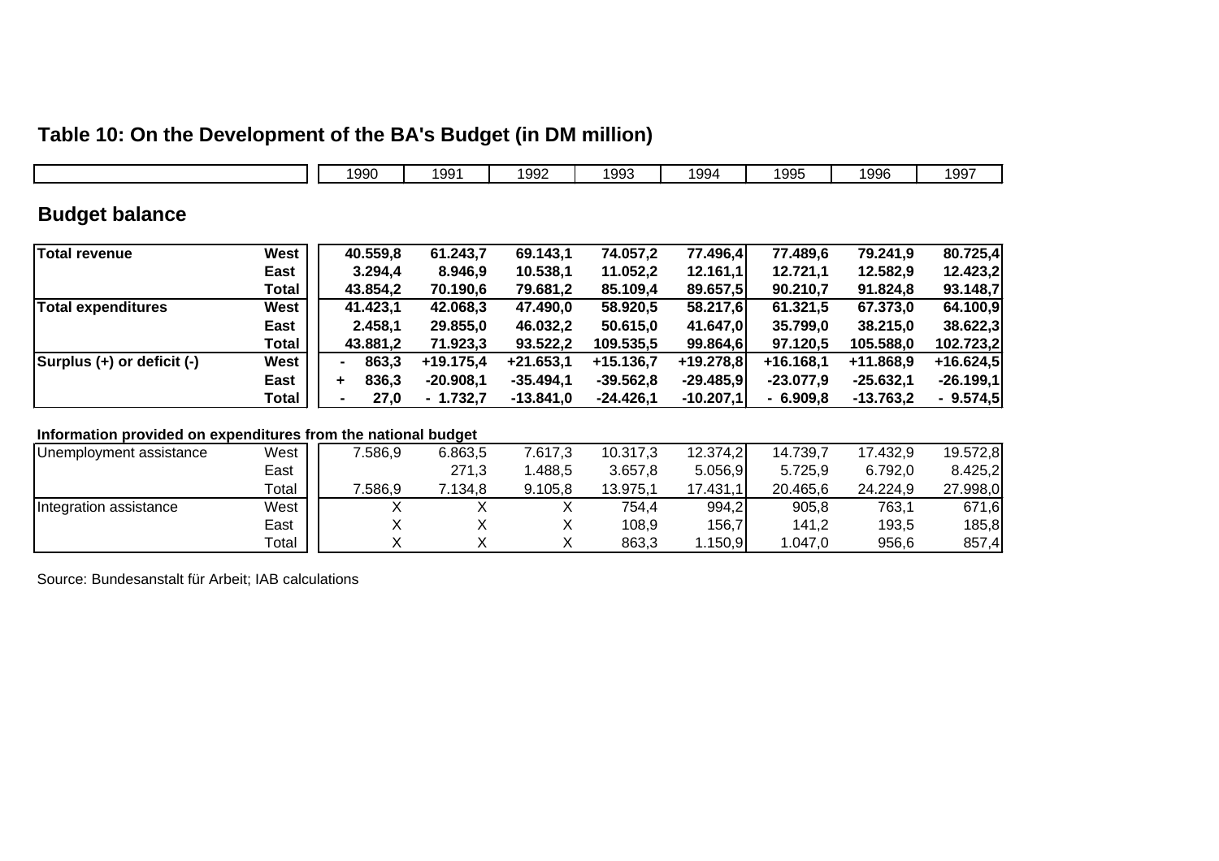## Table 10: On the Development of the BA's Budget (in DM million)

### Budget balance

| | | 1990 | 1991 | 1992 | 1993 | 1994 | 1995 | 1996 | 1997 |
|---|---|---|---|---|---|---|---|---|---|
| **Total revenue** | **West** | **40.559,8** | **61.243,7** | **69.143,1** | **74.057,2** | **77.496,4** | **77.489,6** | **79.241,9** | **80.725,4** |
| | **East** | **3.294,4** | **8.946,9** | **10.538,1** | **11.052,2** | **12.161,1** | **12.721,1** | **12.582,9** | **12.423,2** |
| | **Total** | **43.854,2** | **70.190,6** | **79.681,2** | **85.109,4** | **89.657,5** | **90.210,7** | **91.824,8** | **93.148,7** |
| **Total expenditures** | **West** | **41.423,1** | **42.068,3** | **47.490,0** | **58.920,5** | **58.217,6** | **61.321,5** | **67.373,0** | **64.100,9** |
| | **East** | **2.458,1** | **29.855,0** | **46.032,2** | **50.615,0** | **41.647,0** | **35.799,0** | **38.215,0** | **38.622,3** |
| | **Total** | **43.881,2** | **71.923,3** | **93.522,2** | **109.535,5** | **99.864,6** | **97.120,5** | **105.588,0** | **102.723,2** |
| **Surplus (+) or deficit (-)** | **West** | **- 863,3** | **+19.175,4** | **+21.653,1** | **+15.136,7** | **+19.278,8** | **+16.168,1** | **+11.868,9** | **+16.624,5** |
| | **East** | **+ 836,3** | **-20.908,1** | **-35.494,1** | **-39.562,8** | **-29.485,9** | **-23.077,9** | **-25.632,1** | **-26.199,1** |
| | **Total** | **- 27,0** | **- 1.732,7** | **-13.841,0** | **-24.426,1** | **-10.207,1** | **- 6.909,8** | **-13.763,2** | **- 9.574,5** |

**Information provided on expenditures from the national budget**

| | | 1990 | 1991 | 1992 | 1993 | 1994 | 1995 | 1996 | 1997 |
|---|---|---|---|---|---|---|---|---|---|
| Unemployment assistance | West | 7.586,9 | 6.863,5 | 7.617,3 | 10.317,3 | 12.374,2 | 14.739,7 | 17.432,9 | 19.572,8 |
| | East | | 271,3 | 1.488,5 | 3.657,8 | 5.056,9 | 5.725,9 | 6.792,0 | 8.425,2 |
| | Total | 7.586,9 | 7.134,8 | 9.105,8 | 13.975,1 | 17.431,1 | 20.465,6 | 24.224,9 | 27.998,0 |
| Integration assistance | West | X | X | X | 754,4 | 994,2 | 905,8 | 763,1 | 671,6 |
| | East | X | X | X | 108,9 | 156,7 | 141,2 | 193,5 | 185,8 |
| | Total | X | X | X | 863,3 | 1.150,9 | 1.047,0 | 956,6 | 857,4 |

Source: Bundesanstalt für Arbeit; IAB calculations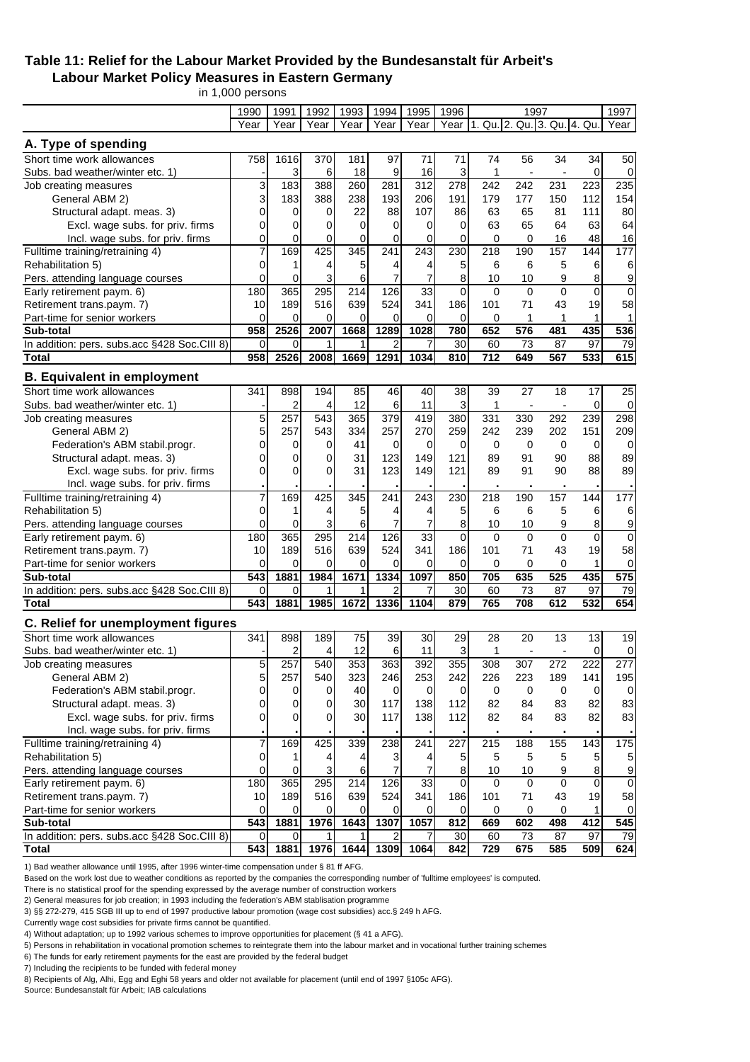**Table 11: Relief for the Labour Market Provided by the Bundesanstalt für Arbeit's Labour Market Policy Measures in Eastern Germany**

in 1,000 persons

| | 1990 | 1991 | 1992 | 1993 | 1994 | 1995 | 1996 | 1997 | | | | 1997 |
|---|---|---|---|---|---|---|---|---|---|---|---|---|
| | Year | Year | Year | Year | Year | Year | Year | 1. Qu. | 2. Qu. | 3. Qu. | 4. Qu. | Year |
| **A. Type of spending** | | | | | | | | | | | | |
| Short time work allowances | 758 | 1616 | 370 | 181 | 97 | 71 | 71 | 74 | 56 | 34 | 34 | 50 |
| Subs. bad weather/winter etc. 1) | - | 3 | 6 | 18 | 9 | 16 | 3 | 1 | - | - | 0 | 0 |
| Job creating measures | 3 | 183 | 388 | 260 | 281 | 312 | 278 | 242 | 242 | 231 | 223 | 235 |
| General ABM 2) | 3 | 183 | 388 | 238 | 193 | 206 | 191 | 179 | 177 | 150 | 112 | 154 |
| Structural adapt. meas. 3) | 0 | 0 | 0 | 22 | 88 | 107 | 86 | 63 | 65 | 81 | 111 | 80 |
| Excl. wage subs. for priv. firms | 0 | 0 | 0 | 0 | 0 | 0 | 0 | 63 | 65 | 64 | 63 | 64 |
| Incl. wage subs. for priv. firms | 0 | 0 | 0 | 0 | 0 | 0 | 0 | 0 | 0 | 16 | 48 | 16 |
| Fulltime training/retraining 4) | 7 | 169 | 425 | 345 | 241 | 243 | 230 | 218 | 190 | 157 | 144 | 177 |
| Rehabilitation 5) | 0 | 1 | 4 | 5 | 4 | 4 | 5 | 6 | 6 | 5 | 6 | 6 |
| Pers. attending language courses | 0 | 0 | 3 | 6 | 7 | 7 | 8 | 10 | 10 | 9 | 8 | 9 |
| Early retirement paym. 6) | 180 | 365 | 295 | 214 | 126 | 33 | 0 | 0 | 0 | 0 | 0 | 0 |
| Retirement trans.paym. 7) | 10 | 189 | 516 | 639 | 524 | 341 | 186 | 101 | 71 | 43 | 19 | 58 |
| Part-time for senior workers | 0 | 0 | 0 | 0 | 0 | 0 | 0 | 0 | 1 | 1 | 1 | 1 |
| **Sub-total** | **958** | **2526** | **2007** | **1668** | **1289** | **1028** | **780** | **652** | **576** | **481** | **435** | **536** |
| In addition: pers. subs.acc §428 Soc.CIII 8) | 0 | 0 | 1 | 1 | 2 | 7 | 30 | 60 | 73 | 87 | 97 | 79 |
| **Total** | **958** | **2526** | **2008** | **1669** | **1291** | **1034** | **810** | **712** | **649** | **567** | **533** | **615** |
| **B. Equivalent in employment** | | | | | | | | | | | | |
| Short time work allowances | 341 | 898 | 194 | 85 | 46 | 40 | 38 | 39 | 27 | 18 | 17 | 25 |
| Subs. bad weather/winter etc. 1) | - | 2 | 4 | 12 | 6 | 11 | 3 | 1 | - | - | 0 | 0 |
| Job creating measures | 5 | 257 | 543 | 365 | 379 | 419 | 380 | 331 | 330 | 292 | 239 | 298 |
| General ABM 2) | 5 | 257 | 543 | 334 | 257 | 270 | 259 | 242 | 239 | 202 | 151 | 209 |
| Federation's ABM stabil.progr. | 0 | 0 | 0 | 41 | 0 | 0 | 0 | 0 | 0 | 0 | 0 | 0 |
| Structural adapt. meas. 3) | 0 | 0 | 0 | 31 | 123 | 149 | 121 | 89 | 91 | 90 | 88 | 89 |
| Excl. wage subs. for priv. firms | 0 | 0 | 0 | 31 | 123 | 149 | 121 | 89 | 91 | 90 | 88 | 89 |
| Incl. wage subs. for priv. firms | . | . | . | . | . | . | . | . | . | . | . | . |
| Fulltime training/retraining 4) | 7 | 169 | 425 | 345 | 241 | 243 | 230 | 218 | 190 | 157 | 144 | 177 |
| Rehabilitation 5) | 0 | 1 | 4 | 5 | 4 | 4 | 5 | 6 | 6 | 5 | 6 | 6 |
| Pers. attending language courses | 0 | 0 | 3 | 6 | 7 | 7 | 8 | 10 | 10 | 9 | 8 | 9 |
| Early retirement paym. 6) | 180 | 365 | 295 | 214 | 126 | 33 | 0 | 0 | 0 | 0 | 0 | 0 |
| Retirement trans.paym. 7) | 10 | 189 | 516 | 639 | 524 | 341 | 186 | 101 | 71 | 43 | 19 | 58 |
| Part-time for senior workers | 0 | 0 | 0 | 0 | 0 | 0 | 0 | 0 | 0 | 0 | 1 | 0 |
| **Sub-total** | **543** | **1881** | **1984** | **1671** | **1334** | **1097** | **850** | **705** | **635** | **525** | **435** | **575** |
| In addition: pers. subs.acc §428 Soc.CIII 8) | 0 | 0 | 1 | 1 | 2 | 7 | 30 | 60 | 73 | 87 | 97 | 79 |
| **Total** | **543** | **1881** | **1985** | **1672** | **1336** | **1104** | **879** | **765** | **708** | **612** | **532** | **654** |
| **C. Relief for unemployment figures** | | | | | | | | | | | | |
| Short time work allowances | 341 | 898 | 189 | 75 | 39 | 30 | 29 | 28 | 20 | 13 | 13 | 19 |
| Subs. bad weather/winter etc. 1) | - | 2 | 4 | 12 | 6 | 11 | 3 | 1 | - | - | 0 | 0 |
| Job creating measures | 5 | 257 | 540 | 353 | 363 | 392 | 355 | 308 | 307 | 272 | 222 | 277 |
| General ABM 2) | 5 | 257 | 540 | 323 | 246 | 253 | 242 | 226 | 223 | 189 | 141 | 195 |
| Federation's ABM stabil.progr. | 0 | 0 | 0 | 40 | 0 | 0 | 0 | 0 | 0 | 0 | 0 | 0 |
| Structural adapt. meas. 3) | 0 | 0 | 0 | 30 | 117 | 138 | 112 | 82 | 84 | 83 | 82 | 83 |
| Excl. wage subs. for priv. firms | 0 | 0 | 0 | 30 | 117 | 138 | 112 | 82 | 84 | 83 | 82 | 83 |
| Incl. wage subs. for priv. firms | . | . | . | . | . | . | . | . | . | . | . | . |
| Fulltime training/retraining 4) | 7 | 169 | 425 | 339 | 238 | 241 | 227 | 215 | 188 | 155 | 143 | 175 |
| Rehabilitation 5) | 0 | 1 | 4 | 4 | 3 | 4 | 5 | 5 | 5 | 5 | 5 | 5 |
| Pers. attending language courses | 0 | 0 | 3 | 6 | 7 | 7 | 8 | 10 | 10 | 9 | 8 | 9 |
| Early retirement paym. 6) | 180 | 365 | 295 | 214 | 126 | 33 | 0 | 0 | 0 | 0 | 0 | 0 |
| Retirement trans.paym. 7) | 10 | 189 | 516 | 639 | 524 | 341 | 186 | 101 | 71 | 43 | 19 | 58 |
| Part-time for senior workers | 0 | 0 | 0 | 0 | 0 | 0 | 0 | 0 | 0 | 0 | 1 | 0 |
| **Sub-total** | **543** | **1881** | **1976** | **1643** | **1307** | **1057** | **812** | **669** | **602** | **498** | **412** | **545** |
| In addition: pers. subs.acc §428 Soc.CIII 8) | 0 | 0 | 1 | 1 | 2 | 7 | 30 | 60 | 73 | 87 | 97 | 79 |
| **Total** | **543** | **1881** | **1976** | **1644** | **1309** | **1064** | **842** | **729** | **675** | **585** | **509** | **624** |

1) Bad weather allowance until 1995, after 1996 winter-time compensation under § 81 ff AFG.

Based on the work lost due to weather conditions as reported by the companies the corresponding number of 'fulltime employees' is computed.

There is no statistical proof for the spending expressed by the average number of construction workers

2) General measures for job creation; in 1993 including the federation's ABM stablisation programme

3) §§ 272-279, 415 SGB III up to end of 1997 productive labour promotion (wage cost subsidies) acc.§ 249 h AFG.

Currently wage cost subsidies for private firms cannot be quantified.

4) Without adaptation; up to 1992 various schemes to improve opportunities for placement (§ 41 a AFG).

5) Persons in rehabilitation in vocational promotion schemes to reintegrate them into the labour market and in vocational further training schemes

6) The funds for early retirement payments for the east are provided by the federal budget

7) Including the recipients to be funded with federal money

8) Recipients of Alg, Alhi, Egg and Eghi 58 years and older not available for placement (until end of 1997 §105c AFG).

Source: Bundesanstalt für Arbeit; IAB calculations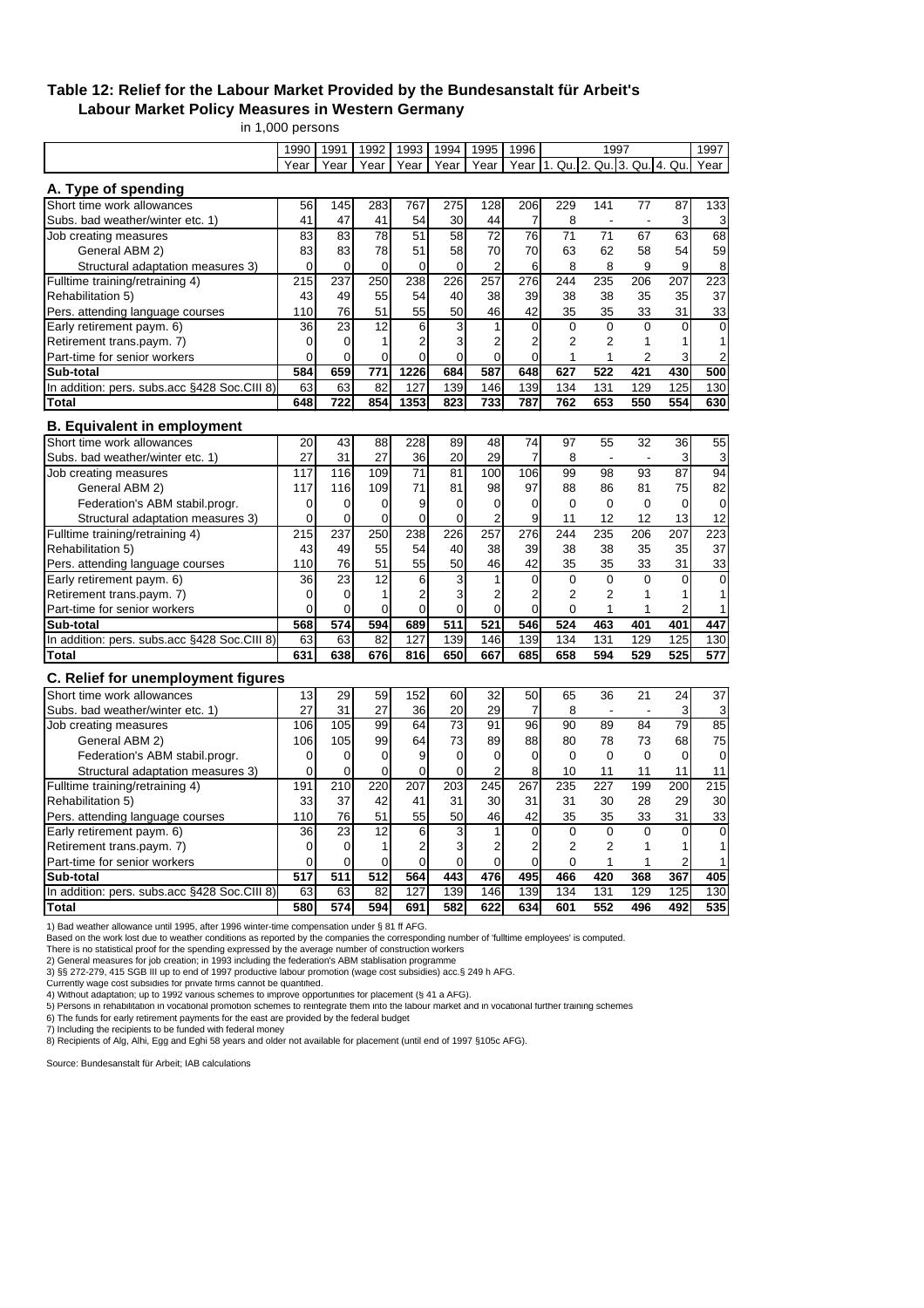### Table 12: Relief for the Labour Market Provided by the Bundesanstalt für Arbeit's Labour Market Policy Measures in Western Germany

in 1,000 persons

| | 1990 | 1991 | 1992 | 1993 | 1994 | 1995 | 1996 | 1997 | | | | 1997 |
|---|---|---|---|---|---|---|---|---|---|---|---|---|
| | Year | Year | Year | Year | Year | Year | Year | 1. Qu. | 2. Qu. | 3. Qu. | 4. Qu. | Year |
| **A. Type of spending** | | | | | | | | | | | | |
| Short time work allowances | 56 | 145 | 283 | 767 | 275 | 128 | 206 | 229 | 141 | 77 | 87 | 133 |
| Subs. bad weather/winter etc. 1) | 41 | 47 | 41 | 54 | 30 | 44 | 7 | 8 | - | - | 3 | 3 |
| Job creating measures | 83 | 83 | 78 | 51 | 58 | 72 | 76 | 71 | 71 | 67 | 63 | 68 |
| General ABM 2) | 83 | 83 | 78 | 51 | 58 | 70 | 70 | 63 | 62 | 58 | 54 | 59 |
| Structural adaptation measures 3) | 0 | 0 | 0 | 0 | 0 | 2 | 6 | 8 | 8 | 9 | 9 | 8 |
| Fulltime training/retraining 4) | 215 | 237 | 250 | 238 | 226 | 257 | 276 | 244 | 235 | 206 | 207 | 223 |
| Rehabilitation 5) | 43 | 49 | 55 | 54 | 40 | 38 | 39 | 38 | 38 | 35 | 35 | 37 |
| Pers. attending language courses | 110 | 76 | 51 | 55 | 50 | 46 | 42 | 35 | 35 | 33 | 31 | 33 |
| Early retirement paym. 6) | 36 | 23 | 12 | 6 | 3 | 1 | 0 | 0 | 0 | 0 | 0 | 0 |
| Retirement trans.paym. 7) | 0 | 0 | 1 | 2 | 3 | 2 | 2 | 2 | 2 | 1 | 1 | 1 |
| Part-time for senior workers | 0 | 0 | 0 | 0 | 0 | 0 | 0 | 1 | 1 | 2 | 3 | 2 |
| **Sub-total** | **584** | **659** | **771** | **1226** | **684** | **587** | **648** | **627** | **522** | **421** | **430** | **500** |
| In addition: pers. subs.acc §428 Soc.CIII 8) | 63 | 63 | 82 | 127 | 139 | 146 | 139 | 134 | 131 | 129 | 125 | 130 |
| **Total** | **648** | **722** | **854** | **1353** | **823** | **733** | **787** | **762** | **653** | **550** | **554** | **630** |
| **B. Equivalent in employment** | | | | | | | | | | | | |
| Short time work allowances | 20 | 43 | 88 | 228 | 89 | 48 | 74 | 97 | 55 | 32 | 36 | 55 |
| Subs. bad weather/winter etc. 1) | 27 | 31 | 27 | 36 | 20 | 29 | 7 | 8 | - | - | 3 | 3 |
| Job creating measures | 117 | 116 | 109 | 71 | 81 | 100 | 106 | 99 | 98 | 93 | 87 | 94 |
| General ABM 2) | 117 | 116 | 109 | 71 | 81 | 98 | 97 | 88 | 86 | 81 | 75 | 82 |
| Federation's ABM stabil.progr. | 0 | 0 | 0 | 9 | 0 | 0 | 0 | 0 | 0 | 0 | 0 | 0 |
| Structural adaptation measures 3) | 0 | 0 | 0 | 0 | 0 | 2 | 9 | 11 | 12 | 12 | 13 | 12 |
| Fulltime training/retraining 4) | 215 | 237 | 250 | 238 | 226 | 257 | 276 | 244 | 235 | 206 | 207 | 223 |
| Rehabilitation 5) | 43 | 49 | 55 | 54 | 40 | 38 | 39 | 38 | 38 | 35 | 35 | 37 |
| Pers. attending language courses | 110 | 76 | 51 | 55 | 50 | 46 | 42 | 35 | 35 | 33 | 31 | 33 |
| Early retirement paym. 6) | 36 | 23 | 12 | 6 | 3 | 1 | 0 | 0 | 0 | 0 | 0 | 0 |
| Retirement trans.paym. 7) | 0 | 0 | 1 | 2 | 3 | 2 | 2 | 2 | 2 | 1 | 1 | 1 |
| Part-time for senior workers | 0 | 0 | 0 | 0 | 0 | 0 | 0 | 0 | 1 | 1 | 2 | 1 |
| **Sub-total** | **568** | **574** | **594** | **689** | **511** | **521** | **546** | **524** | **463** | **401** | **401** | **447** |
| In addition: pers. subs.acc §428 Soc.CIII 8) | 63 | 63 | 82 | 127 | 139 | 146 | 139 | 134 | 131 | 129 | 125 | 130 |
| **Total** | **631** | **638** | **676** | **816** | **650** | **667** | **685** | **658** | **594** | **529** | **525** | **577** |
| **C. Relief for unemployment figures** | | | | | | | | | | | | |
| Short time work allowances | 13 | 29 | 59 | 152 | 60 | 32 | 50 | 65 | 36 | 21 | 24 | 37 |
| Subs. bad weather/winter etc. 1) | 27 | 31 | 27 | 36 | 20 | 29 | 7 | 8 | - | - | 3 | 3 |
| Job creating measures | 106 | 105 | 99 | 64 | 73 | 91 | 96 | 90 | 89 | 84 | 79 | 85 |
| General ABM 2) | 106 | 105 | 99 | 64 | 73 | 89 | 88 | 80 | 78 | 73 | 68 | 75 |
| Federation's ABM stabil.progr. | 0 | 0 | 0 | 9 | 0 | 0 | 0 | 0 | 0 | 0 | 0 | 0 |
| Structural adaptation measures 3) | 0 | 0 | 0 | 0 | 0 | 2 | 8 | 10 | 11 | 11 | 11 | 11 |
| Fulltime training/retraining 4) | 191 | 210 | 220 | 207 | 203 | 245 | 267 | 235 | 227 | 199 | 200 | 215 |
| Rehabilitation 5) | 33 | 37 | 42 | 41 | 31 | 30 | 31 | 31 | 30 | 28 | 29 | 30 |
| Pers. attending language courses | 110 | 76 | 51 | 55 | 50 | 46 | 42 | 35 | 35 | 33 | 31 | 33 |
| Early retirement paym. 6) | 36 | 23 | 12 | 6 | 3 | 1 | 0 | 0 | 0 | 0 | 0 | 0 |
| Retirement trans.paym. 7) | 0 | 0 | 1 | 2 | 3 | 2 | 2 | 2 | 2 | 1 | 1 | 1 |
| Part-time for senior workers | 0 | 0 | 0 | 0 | 0 | 0 | 0 | 0 | 1 | 1 | 2 | 1 |
| **Sub-total** | **517** | **511** | **512** | **564** | **443** | **476** | **495** | **466** | **420** | **368** | **367** | **405** |
| In addition: pers. subs.acc §428 Soc.CIII 8) | 63 | 63 | 82 | 127 | 139 | 146 | 139 | 134 | 131 | 129 | 125 | 130 |
| **Total** | **580** | **574** | **594** | **691** | **582** | **622** | **634** | **601** | **552** | **496** | **492** | **535** |

1) Bad weather allowance until 1995, after 1996 winter-time compensation under § 81 ff AFG.
Based on the work lost due to weather conditions as reported by the companies the corresponding number of 'fulltime employees' is computed.
There is no statistical proof for the spending expressed by the average number of construction workers
2) General measures for job creation; in 1993 including the federation's ABM stablisation programme
3) §§ 272-279, 415 SGB III up to end of 1997 productive labour promotion (wage cost subsidies) acc.§ 249 h AFG.
Currently wage cost subsidies for private firms cannot be quantified.
4) Without adaptation; up to 1992 various schemes to improve opportunities for placement (§ 41 a AFG).
5) Persons in rehabilitation in vocational promotion schemes to reintegrate them into the labour market and in vocational further training schemes
6) The funds for early retirement payments for the east are provided by the federal budget
7) Including the recipients to be funded with federal money
8) Recipients of Alg, Alhi, Egg and Eghi 58 years and older not available for placement (until end of 1997 §105c AFG).

Source: Bundesanstalt für Arbeit; IAB calculations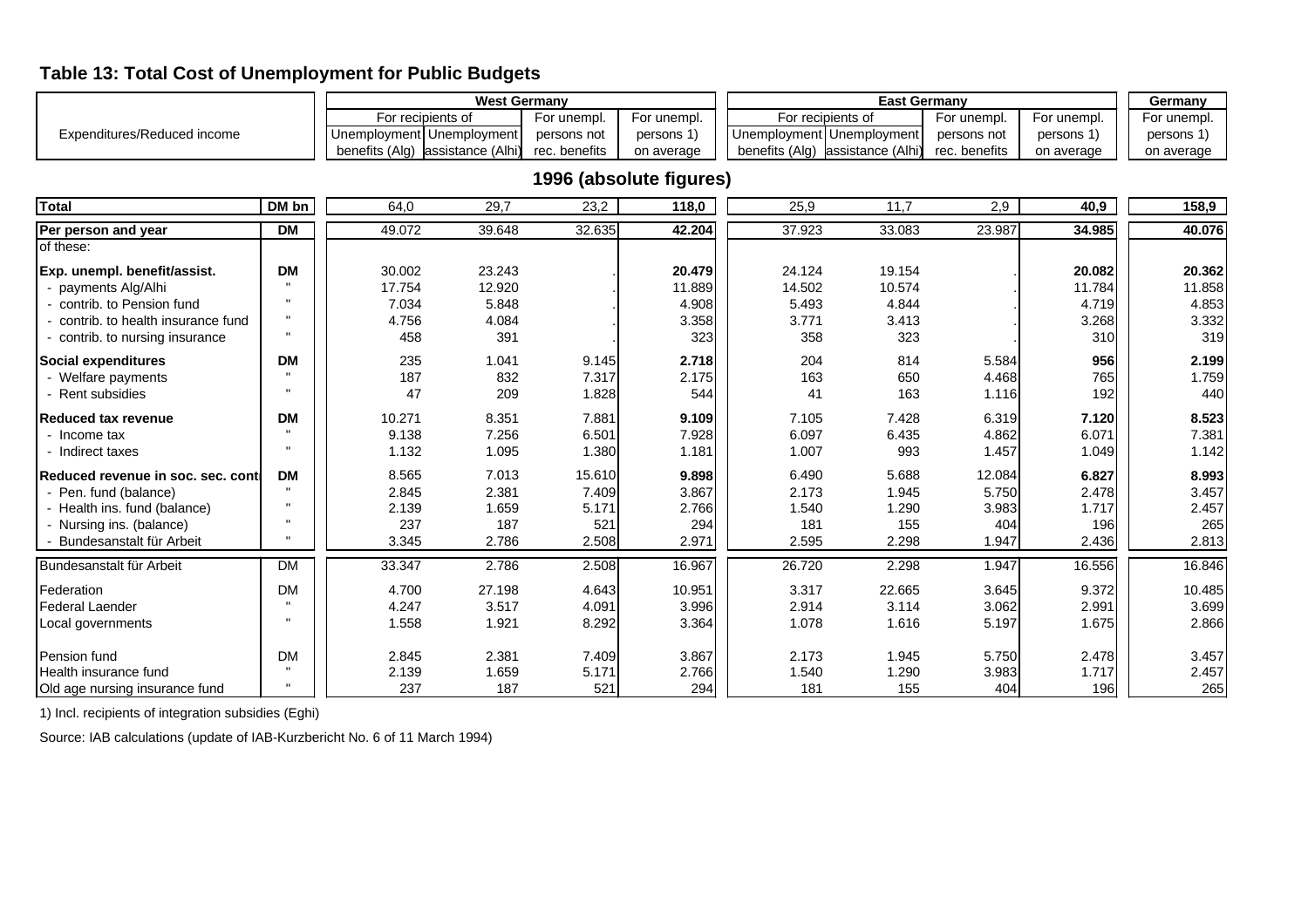# Table 13: Total Cost of Unemployment for Public Budgets

| Expenditures/Reduced income | | West Germany | | | | East Germany | | | | Germany |
|---|---|---|---|---|---|---|---|---|---|---|
| | | For recipients of | | For unempl. persons not rec. benefits | For unempl. persons 1) on average | For recipients of | | For unempl. persons not rec. benefits | For unempl. persons 1) on average | For unempl. persons 1) on average |
| | | Unemployment benefits (Alg) | Unemployment assistance (Alhi) | | | Unemployment benefits (Alg) | Unemployment assistance (Alhi) | | | |
| **1996 (absolute figures)** | | | | | | | | | | |
| **Total** | **DM bn** | 64,0 | 29,7 | 23,2 | **118,0** | 25,9 | 11,7 | 2,9 | **40,9** | **158,9** |
| **Per person and year** | **DM** | 49.072 | 39.648 | 32.635 | **42.204** | 37.923 | 33.083 | 23.987 | **34.985** | **40.076** |
| of these: | | | | | | | | | | |
| **Exp. unempl. benefit/assist.** | **DM** | 30.002 | 23.243 | . | **20.479** | 24.124 | 19.154 | . | **20.082** | **20.362** |
| - payments Alg/Alhi | " | 17.754 | 12.920 | . | 11.889 | 14.502 | 10.574 | . | 11.784 | 11.858 |
| - contrib. to Pension fund | " | 7.034 | 5.848 | . | 4.908 | 5.493 | 4.844 | . | 4.719 | 4.853 |
| - contrib. to health insurance fund | " | 4.756 | 4.084 | . | 3.358 | 3.771 | 3.413 | . | 3.268 | 3.332 |
| - contrib. to nursing insurance | " | 458 | 391 | . | 323 | 358 | 323 | . | 310 | 319 |
| **Social expenditures** | **DM** | 235 | 1.041 | 9.145 | **2.718** | 204 | 814 | 5.584 | **956** | **2.199** |
| - Welfare payments | " | 187 | 832 | 7.317 | 2.175 | 163 | 650 | 4.468 | 765 | 1.759 |
| - Rent subsidies | " | 47 | 209 | 1.828 | 544 | 41 | 163 | 1.116 | 192 | 440 |
| **Reduced tax revenue** | **DM** | 10.271 | 8.351 | 7.881 | **9.109** | 7.105 | 7.428 | 6.319 | **7.120** | **8.523** |
| - Income tax | " | 9.138 | 7.256 | 6.501 | 7.928 | 6.097 | 6.435 | 4.862 | 6.071 | 7.381 |
| - Indirect taxes | " | 1.132 | 1.095 | 1.380 | 1.181 | 1.007 | 993 | 1.457 | 1.049 | 1.142 |
| **Reduced revenue in soc. sec. cont** | **DM** | 8.565 | 7.013 | 15.610 | **9.898** | 6.490 | 5.688 | 12.084 | **6.827** | **8.993** |
| - Pen. fund (balance) | " | 2.845 | 2.381 | 7.409 | 3.867 | 2.173 | 1.945 | 5.750 | 2.478 | 3.457 |
| - Health ins. fund (balance) | " | 2.139 | 1.659 | 5.171 | 2.766 | 1.540 | 1.290 | 3.983 | 1.717 | 2.457 |
| - Nursing ins. (balance) | " | 237 | 187 | 521 | 294 | 181 | 155 | 404 | 196 | 265 |
| - Bundesanstalt für Arbeit | " | 3.345 | 2.786 | 2.508 | 2.971 | 2.595 | 2.298 | 1.947 | 2.436 | 2.813 |
| Bundesanstalt für Arbeit | DM | 33.347 | 2.786 | 2.508 | 16.967 | 26.720 | 2.298 | 1.947 | 16.556 | 16.846 |
| Federation | DM | 4.700 | 27.198 | 4.643 | 10.951 | 3.317 | 22.665 | 3.645 | 9.372 | 10.485 |
| Federal Laender | " | 4.247 | 3.517 | 4.091 | 3.996 | 2.914 | 3.114 | 3.062 | 2.991 | 3.699 |
| Local governments | " | 1.558 | 1.921 | 8.292 | 3.364 | 1.078 | 1.616 | 5.197 | 1.675 | 2.866 |
| Pension fund | DM | 2.845 | 2.381 | 7.409 | 3.867 | 2.173 | 1.945 | 5.750 | 2.478 | 3.457 |
| Health insurance fund | " | 2.139 | 1.659 | 5.171 | 2.766 | 1.540 | 1.290 | 3.983 | 1.717 | 2.457 |
| Old age nursing insurance fund | " | 237 | 187 | 521 | 294 | 181 | 155 | 404 | 196 | 265 |

1) Incl. recipients of integration subsidies (Eghi)

Source: IAB calculations (update of IAB-Kurzbericht No. 6 of 11 March 1994)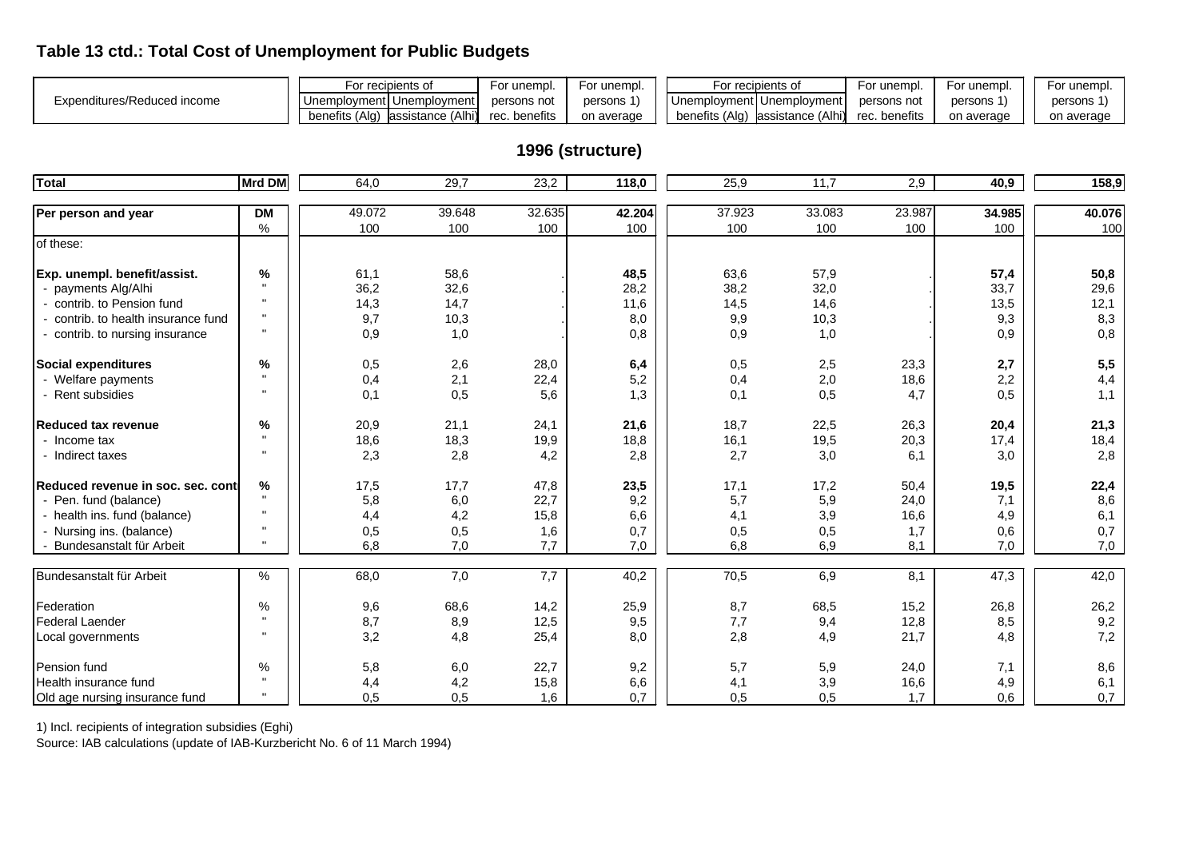## Table 13 ctd.: Total Cost of Unemployment for Public Budgets

| Expenditures/Reduced income | | For recipients of Unemployment benefits (Alg) | For recipients of Unemployment assistance (Alhi) | For unempl. persons not rec. benefits | For unempl. persons 1) on average | For recipients of Unemployment benefits (Alg) | For recipients of Unemployment assistance (Alhi) | For unempl. persons not rec. benefits | For unempl. persons 1) on average | For unempl. persons 1) on average |
|---|---|---|---|---|---|---|---|---|---|---|
| **1996 (structure)** | | | | | | | | | | |
| **Total** | **Mrd DM** | 64,0 | 29,7 | 23,2 | **118,0** | 25,9 | 11,7 | 2,9 | **40,9** | **158,9** |
| **Per person and year** | **DM** | 49.072 | 39.648 | 32.635 | **42.204** | 37.923 | 33.083 | 23.987 | **34.985** | **40.076** |
| | % | 100 | 100 | 100 | 100 | 100 | 100 | 100 | 100 | 100 |
| of these: | | | | | | | | | | |
| **Exp. unempl. benefit/assist.** | **%** | 61,1 | 58,6 | . | **48,5** | 63,6 | 57,9 | . | **57,4** | **50,8** |
| - payments Alg/Alhi | " | 36,2 | 32,6 | . | 28,2 | 38,2 | 32,0 | . | 33,7 | 29,6 |
| - contrib. to Pension fund | " | 14,3 | 14,7 | . | 11,6 | 14,5 | 14,6 | . | 13,5 | 12,1 |
| - contrib. to health insurance fund | " | 9,7 | 10,3 | . | 8,0 | 9,9 | 10,3 | . | 9,3 | 8,3 |
| - contrib. to nursing insurance | " | 0,9 | 1,0 | . | 0,8 | 0,9 | 1,0 | . | 0,9 | 0,8 |
| **Social expenditures** | **%** | 0,5 | 2,6 | 28,0 | **6,4** | 0,5 | 2,5 | 23,3 | **2,7** | **5,5** |
| - Welfare payments | " | 0,4 | 2,1 | 22,4 | 5,2 | 0,4 | 2,0 | 18,6 | 2,2 | 4,4 |
| - Rent subsidies | " | 0,1 | 0,5 | 5,6 | 1,3 | 0,1 | 0,5 | 4,7 | 0,5 | 1,1 |
| **Reduced tax revenue** | **%** | 20,9 | 21,1 | 24,1 | **21,6** | 18,7 | 22,5 | 26,3 | **20,4** | **21,3** |
| - Income tax | " | 18,6 | 18,3 | 19,9 | 18,8 | 16,1 | 19,5 | 20,3 | 17,4 | 18,4 |
| - Indirect taxes | " | 2,3 | 2,8 | 4,2 | 2,8 | 2,7 | 3,0 | 6,1 | 3,0 | 2,8 |
| **Reduced revenue in soc. sec. cont** | **%** | 17,5 | 17,7 | 47,8 | **23,5** | 17,1 | 17,2 | 50,4 | **19,5** | **22,4** |
| - Pen. fund (balance) | " | 5,8 | 6,0 | 22,7 | 9,2 | 5,7 | 5,9 | 24,0 | 7,1 | 8,6 |
| - health ins. fund (balance) | " | 4,4 | 4,2 | 15,8 | 6,6 | 4,1 | 3,9 | 16,6 | 4,9 | 6,1 |
| - Nursing ins. (balance) | " | 0,5 | 0,5 | 1,6 | 0,7 | 0,5 | 0,5 | 1,7 | 0,6 | 0,7 |
| - Bundesanstalt für Arbeit | " | 6,8 | 7,0 | 7,7 | 7,0 | 6,8 | 6,9 | 8,1 | 7,0 | 7,0 |
| Bundesanstalt für Arbeit | % | 68,0 | 7,0 | 7,7 | 40,2 | 70,5 | 6,9 | 8,1 | 47,3 | 42,0 |
| Federation | % | 9,6 | 68,6 | 14,2 | 25,9 | 8,7 | 68,5 | 15,2 | 26,8 | 26,2 |
| Federal Laender | " | 8,7 | 8,9 | 12,5 | 9,5 | 7,7 | 9,4 | 12,8 | 8,5 | 9,2 |
| Local governments | " | 3,2 | 4,8 | 25,4 | 8,0 | 2,8 | 4,9 | 21,7 | 4,8 | 7,2 |
| Pension fund | % | 5,8 | 6,0 | 22,7 | 9,2 | 5,7 | 5,9 | 24,0 | 7,1 | 8,6 |
| Health insurance fund | " | 4,4 | 4,2 | 15,8 | 6,6 | 4,1 | 3,9 | 16,6 | 4,9 | 6,1 |
| Old age nursing insurance fund | " | 0,5 | 0,5 | 1,6 | 0,7 | 0,5 | 0,5 | 1,7 | 0,6 | 0,7 |

1) Incl. recipients of integration subsidies (Eghi)

Source: IAB calculations (update of IAB-Kurzbericht No. 6 of 11 March 1994)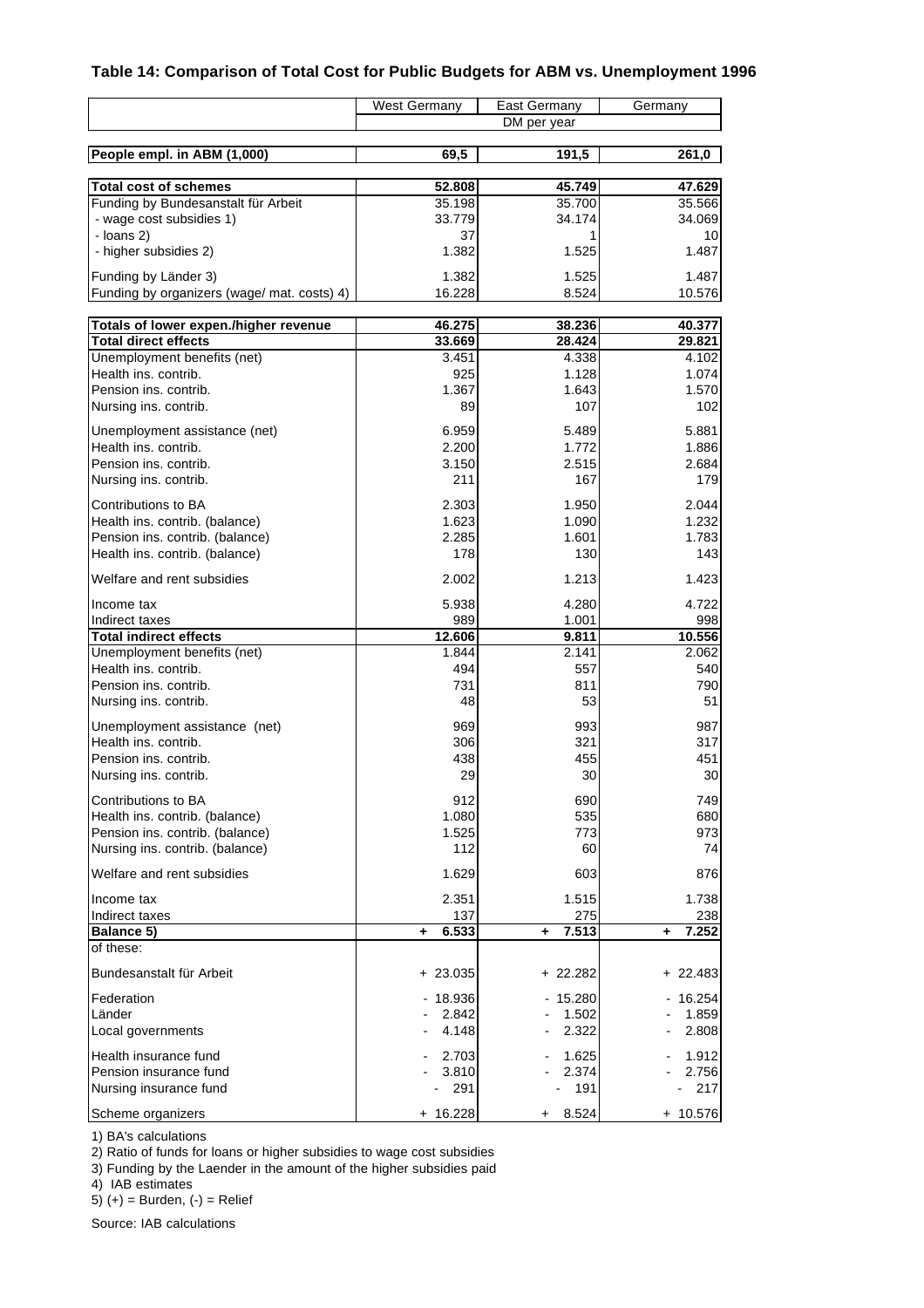### Table 14: Comparison of Total Cost for Public Budgets for ABM vs. Unemployment 1996

| | West Germany | East Germany | Germany |
|---|---|---|---|
| | DM per year | | |
| **People empl. in ABM (1,000)** | **69,5** | **191,5** | **261,0** |
| **Total cost of schemes** | **52.808** | **45.749** | **47.629** |
| Funding by Bundesanstalt für Arbeit | 35.198 | 35.700 | 35.566 |
| - wage cost subsidies 1) | 33.779 | 34.174 | 34.069 |
| - loans 2) | 37 | 1 | 10 |
| - higher subsidies 2) | 1.382 | 1.525 | 1.487 |
| Funding by Länder 3) | 1.382 | 1.525 | 1.487 |
| Funding by organizers (wage/ mat. costs) 4) | 16.228 | 8.524 | 10.576 |
| **Totals of lower expen./higher revenue** | **46.275** | **38.236** | **40.377** |
| **Total direct effects** | **33.669** | **28.424** | **29.821** |
| Unemployment benefits (net) | 3.451 | 4.338 | 4.102 |
| Health ins. contrib. | 925 | 1.128 | 1.074 |
| Pension ins. contrib. | 1.367 | 1.643 | 1.570 |
| Nursing ins. contrib. | 89 | 107 | 102 |
| Unemployment assistance (net) | 6.959 | 5.489 | 5.881 |
| Health ins. contrib. | 2.200 | 1.772 | 1.886 |
| Pension ins. contrib. | 3.150 | 2.515 | 2.684 |
| Nursing ins. contrib. | 211 | 167 | 179 |
| Contributions to BA | 2.303 | 1.950 | 2.044 |
| Health ins. contrib. (balance) | 1.623 | 1.090 | 1.232 |
| Pension ins. contrib. (balance) | 2.285 | 1.601 | 1.783 |
| Health ins. contrib. (balance) | 178 | 130 | 143 |
| Welfare and rent subsidies | 2.002 | 1.213 | 1.423 |
| Income tax | 5.938 | 4.280 | 4.722 |
| Indirect taxes | 989 | 1.001 | 998 |
| **Total indirect effects** | **12.606** | **9.811** | **10.556** |
| Unemployment benefits (net) | 1.844 | 2.141 | 2.062 |
| Health ins. contrib. | 494 | 557 | 540 |
| Pension ins. contrib. | 731 | 811 | 790 |
| Nursing ins. contrib. | 48 | 53 | 51 |
| Unemployment assistance (net) | 969 | 993 | 987 |
| Health ins. contrib. | 306 | 321 | 317 |
| Pension ins. contrib. | 438 | 455 | 451 |
| Nursing ins. contrib. | 29 | 30 | 30 |
| Contributions to BA | 912 | 690 | 749 |
| Health ins. contrib. (balance) | 1.080 | 535 | 680 |
| Pension ins. contrib. (balance) | 1.525 | 773 | 973 |
| Nursing ins. contrib. (balance) | 112 | 60 | 74 |
| Welfare and rent subsidies | 1.629 | 603 | 876 |
| Income tax | 2.351 | 1.515 | 1.738 |
| Indirect taxes | 137 | 275 | 238 |
| **Balance 5)** | **+ 6.533** | **+ 7.513** | **+ 7.252** |
| of these: | | | |
| Bundesanstalt für Arbeit | + 23.035 | + 22.282 | + 22.483 |
| Federation | - 18.936 | - 15.280 | - 16.254 |
| Länder | - 2.842 | - 1.502 | - 1.859 |
| Local governments | - 4.148 | - 2.322 | - 2.808 |
| Health insurance fund | - 2.703 | - 1.625 | - 1.912 |
| Pension insurance fund | - 3.810 | - 2.374 | - 2.756 |
| Nursing insurance fund | - 291 | - 191 | - 217 |
| Scheme organizers | + 16.228 | + 8.524 | + 10.576 |

1) BA's calculations
2) Ratio of funds for loans or higher subsidies to wage cost subsidies
3) Funding by the Laender in the amount of the higher subsidies paid
4) IAB estimates
5) (+) = Burden, (-) = Relief

Source: IAB calculations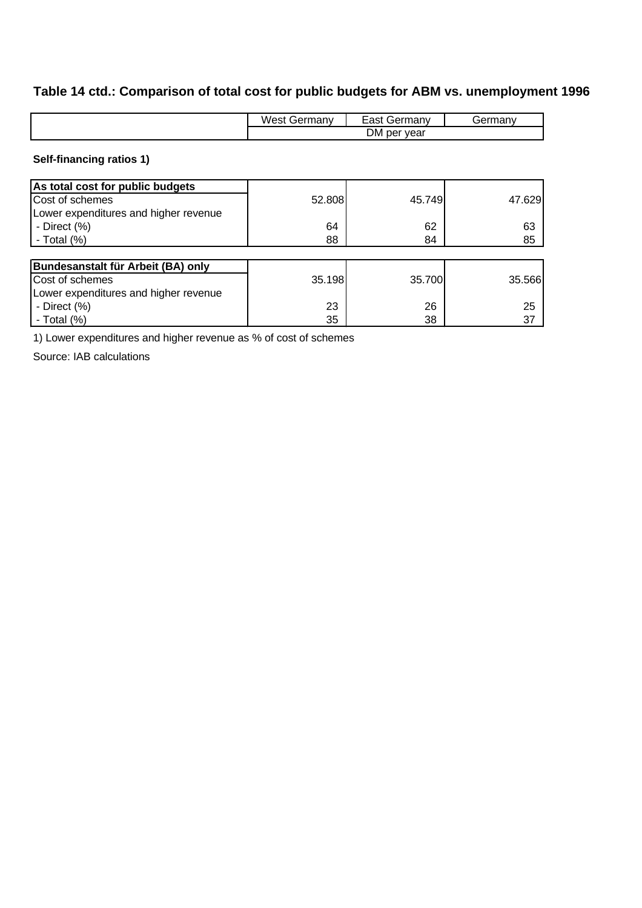## Table 14 ctd.: Comparison of total cost for public budgets for ABM vs. unemployment 1996

| | West Germany | East Germany | Germany |
|---|---|---|---|
| | DM per year | | |

**Self-financing ratios 1)**

| **As total cost for public budgets** | | | |
|---|---|---|---|
| Cost of schemes | 52.808 | 45.749 | 47.629 |
| Lower expenditures and higher revenue | | | |
| - Direct (%) | 64 | 62 | 63 |
| - Total (%) | 88 | 84 | 85 |

| **Bundesanstalt für Arbeit (BA) only** | | | |
|---|---|---|---|
| Cost of schemes | 35.198 | 35.700 | 35.566 |
| Lower expenditures and higher revenue | | | |
| - Direct (%) | 23 | 26 | 25 |
| - Total (%) | 35 | 38 | 37 |

1) Lower expenditures and higher revenue as % of cost of schemes

Source: IAB calculations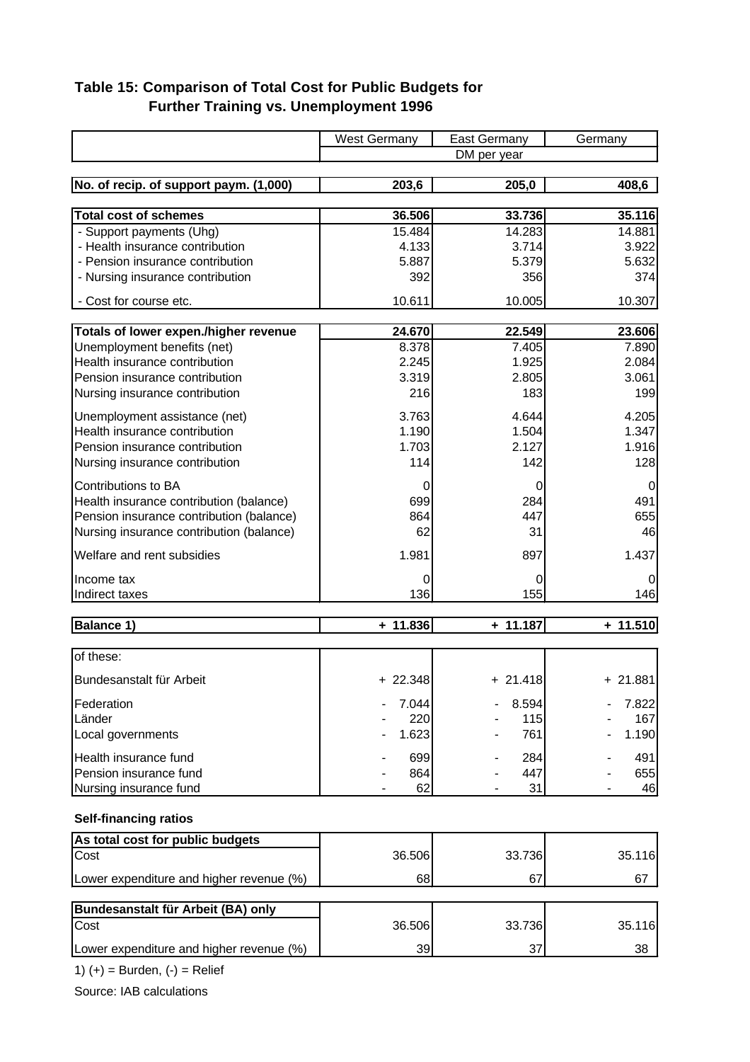**Table 15: Comparison of Total Cost for Public Budgets for Further Training vs. Unemployment 1996**

| | West Germany | East Germany | Germany |
|---|---|---|---|
| | DM per year | | |
| **No. of recip. of support paym. (1,000)** | **203,6** | **205,0** | **408,6** |
| **Total cost of schemes** | **36.506** | **33.736** | **35.116** |
| - Support payments (Uhg) | 15.484 | 14.283 | 14.881 |
| - Health insurance contribution | 4.133 | 3.714 | 3.922 |
| - Pension insurance contribution | 5.887 | 5.379 | 5.632 |
| - Nursing insurance contribution | 392 | 356 | 374 |
| - Cost for course etc. | 10.611 | 10.005 | 10.307 |
| **Totals of lower expen./higher revenue** | **24.670** | **22.549** | **23.606** |
| Unemployment benefits (net) | 8.378 | 7.405 | 7.890 |
| Health insurance contribution | 2.245 | 1.925 | 2.084 |
| Pension insurance contribution | 3.319 | 2.805 | 3.061 |
| Nursing insurance contribution | 216 | 183 | 199 |
| Unemployment assistance (net) | 3.763 | 4.644 | 4.205 |
| Health insurance contribution | 1.190 | 1.504 | 1.347 |
| Pension insurance contribution | 1.703 | 2.127 | 1.916 |
| Nursing insurance contribution | 114 | 142 | 128 |
| Contributions to BA | 0 | 0 | 0 |
| Health insurance contribution (balance) | 699 | 284 | 491 |
| Pension insurance contribution (balance) | 864 | 447 | 655 |
| Nursing insurance contribution (balance) | 62 | 31 | 46 |
| Welfare and rent subsidies | 1.981 | 897 | 1.437 |
| Income tax | 0 | 0 | 0 |
| Indirect taxes | 136 | 155 | 146 |
| **Balance 1)** | **+ 11.836** | **+ 11.187** | **+ 11.510** |
| of these: | | | |
| Bundesanstalt für Arbeit | + 22.348 | + 21.418 | + 21.881 |
| Federation | - 7.044 | - 8.594 | - 7.822 |
| Länder | - 220 | - 115 | - 167 |
| Local governments | - 1.623 | - 761 | - 1.190 |
| Health insurance fund | - 699 | - 284 | - 491 |
| Pension insurance fund | - 864 | - 447 | - 655 |
| Nursing insurance fund | - 62 | - 31 | - 46 |

**Self-financing ratios**

| **As total cost for public budgets** | West Germany | East Germany | Germany |
|---|---|---|---|
| Cost | 36.506 | 33.736 | 35.116 |
| Lower expenditure and higher revenue (%) | 68 | 67 | 67 |
| **Bundesanstalt für Arbeit (BA) only** | | | |
| Cost | 36.506 | 33.736 | 35.116 |
| Lower expenditure and higher revenue (%) | 39 | 37 | 38 |

1) (+) = Burden, (-) = Relief

Source: IAB calculations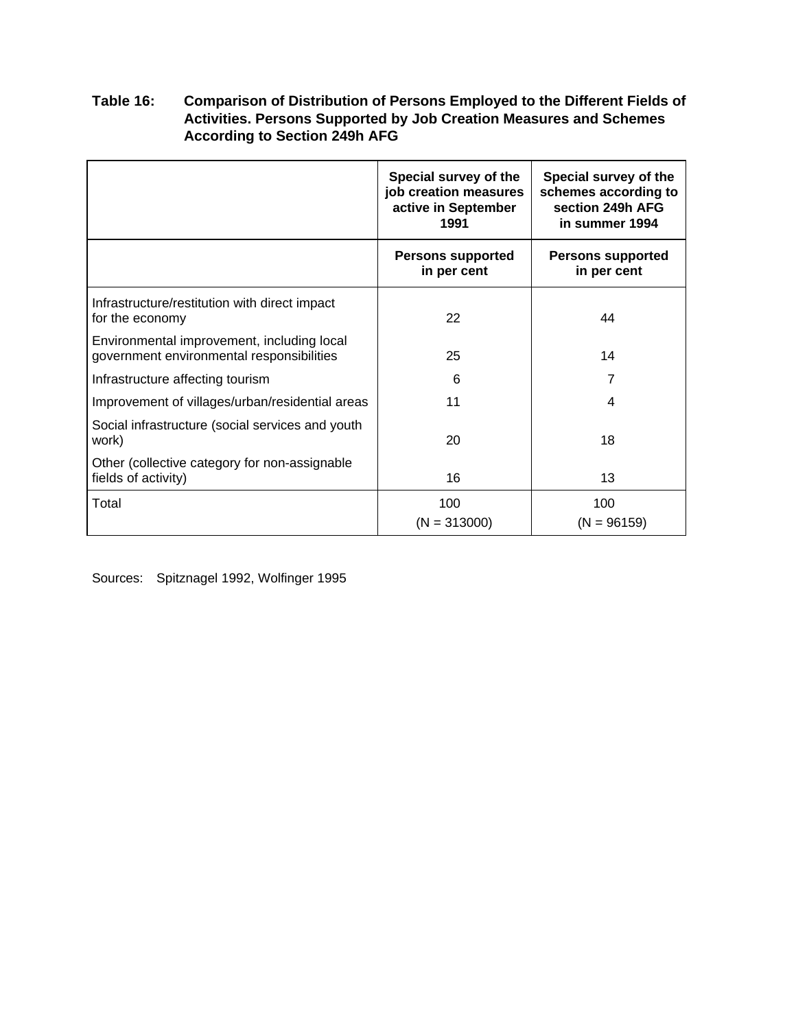**Table 16: Comparison of Distribution of Persons Employed to the Different Fields of Activities. Persons Supported by Job Creation Measures and Schemes According to Section 249h AFG**

| | Special survey of the job creation measures active in September 1991 | Special survey of the schemes according to section 249h AFG in summer 1994 |
|---|---|---|
| | Persons supported in per cent | Persons supported in per cent |
| Infrastructure/restitution with direct impact for the economy | 22 | 44 |
| Environmental improvement, including local government environmental responsibilities | 25 | 14 |
| Infrastructure affecting tourism | 6 | 7 |
| Improvement of villages/urban/residential areas | 11 | 4 |
| Social infrastructure (social services and youth work) | 20 | 18 |
| Other (collective category for non-assignable fields of activity) | 16 | 13 |
| Total | 100 (N = 313000) | 100 (N = 96159) |

Sources: Spitznagel 1992, Wolfinger 1995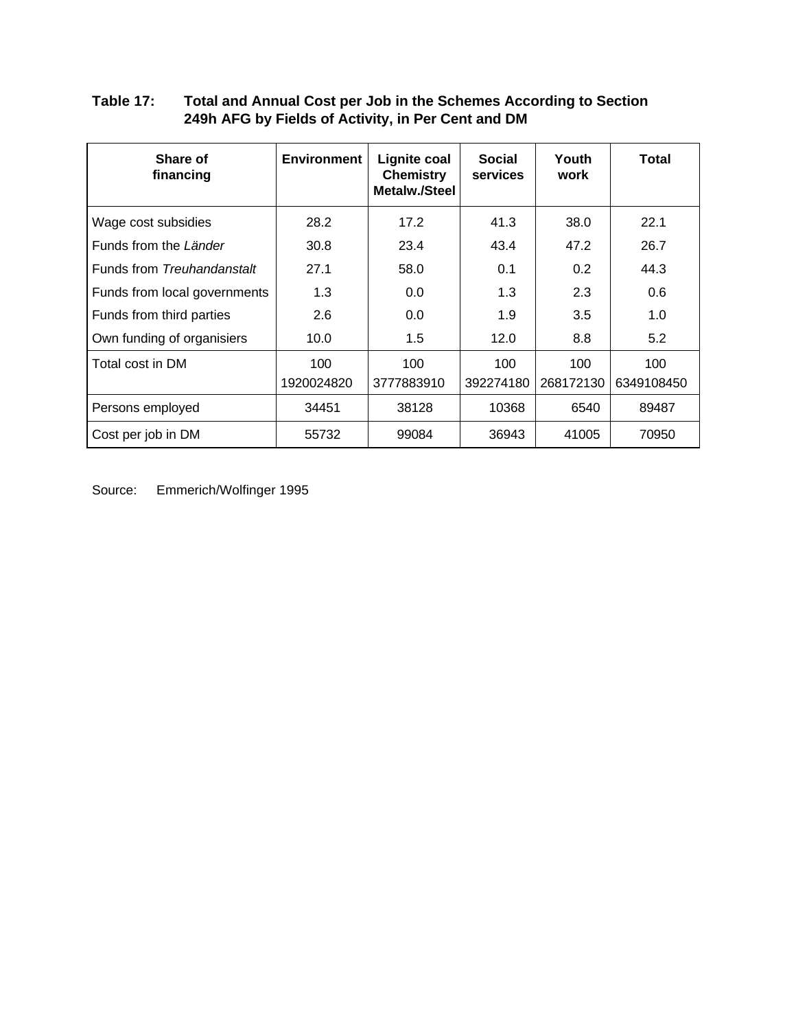**Table 17: Total and Annual Cost per Job in the Schemes According to Section 249h AFG by Fields of Activity, in Per Cent and DM**

| Share of financing | Environment | Lignite coal Chemistry Metalw./Steel | Social services | Youth work | Total |
|---|---|---|---|---|---|
| Wage cost subsidies | 28.2 | 17.2 | 41.3 | 38.0 | 22.1 |
| Funds from the *Länder* | 30.8 | 23.4 | 43.4 | 47.2 | 26.7 |
| Funds from *Treuhandanstalt* | 27.1 | 58.0 | 0.1 | 0.2 | 44.3 |
| Funds from local governments | 1.3 | 0.0 | 1.3 | 2.3 | 0.6 |
| Funds from third parties | 2.6 | 0.0 | 1.9 | 3.5 | 1.0 |
| Own funding of organisiers | 10.0 | 1.5 | 12.0 | 8.8 | 5.2 |
| Total cost in DM | 100<br>1920024820 | 100<br>3777883910 | 100<br>392274180 | 100<br>268172130 | 100<br>6349108450 |
| Persons employed | 34451 | 38128 | 10368 | 6540 | 89487 |
| Cost per job in DM | 55732 | 99084 | 36943 | 41005 | 70950 |

Source: Emmerich/Wolfinger 1995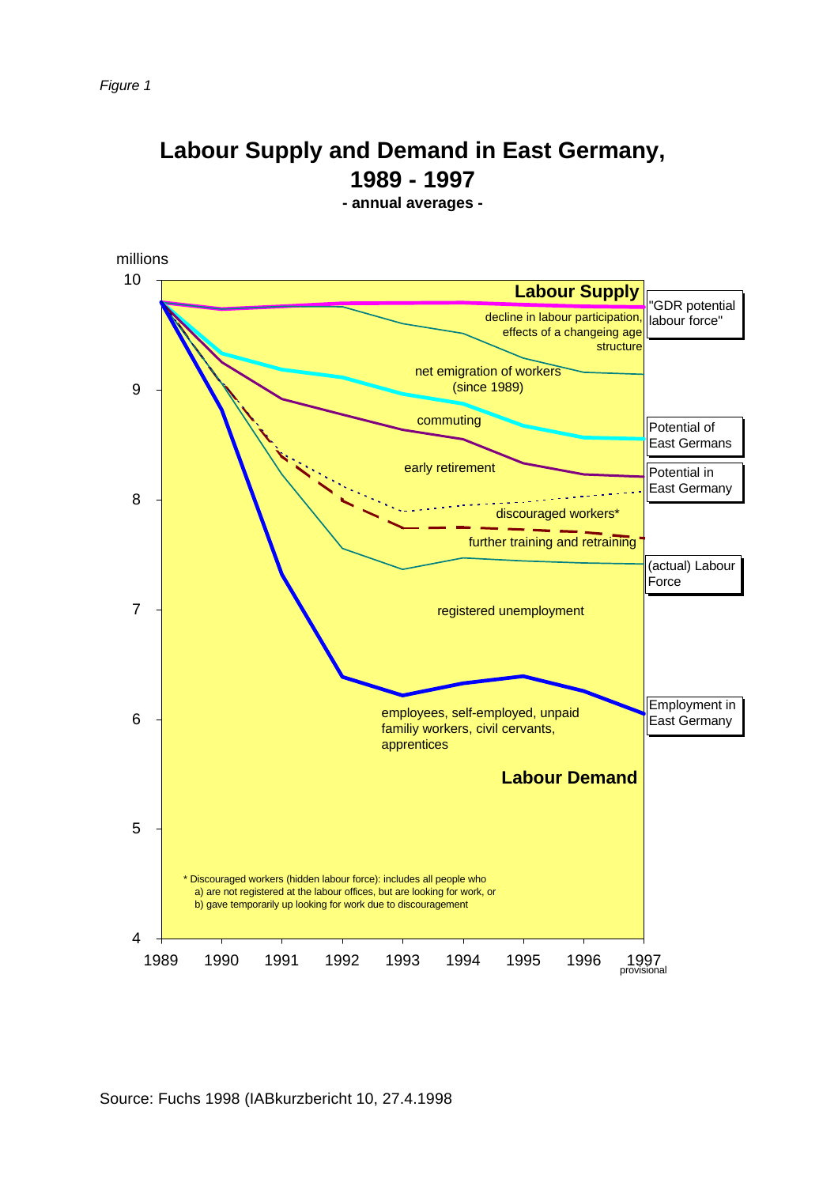*Figure 1*

# Labour Supply and Demand in East Germany, 1989 - 1997

**- annual averages -**

millions

**Labour Supply**

"GDR potential labour force"

decline in labour participation, effects of a changeing age structure

net emigration of workers (since 1989)

Potential of East Germans

commuting

Potential in East Germany

early retirement

discouraged workers*

further training and retraining

(actual) Labour Force

registered unemployment

Employment in East Germany

employees, self-employed, unpaid familiy workers, civil cervants, apprentices

**Labour Demand**

\* Discouraged workers (hidden labour force): includes all people who
a) are not registered at the labour offices, but are looking for work, or
b) gave temporarily up looking for work due to discouragement

1989 1990 1991 1992 1993 1994 1995 1996 1997 provisional

Source: Fuchs 1998 (IABkurzbericht 10, 27.4.1998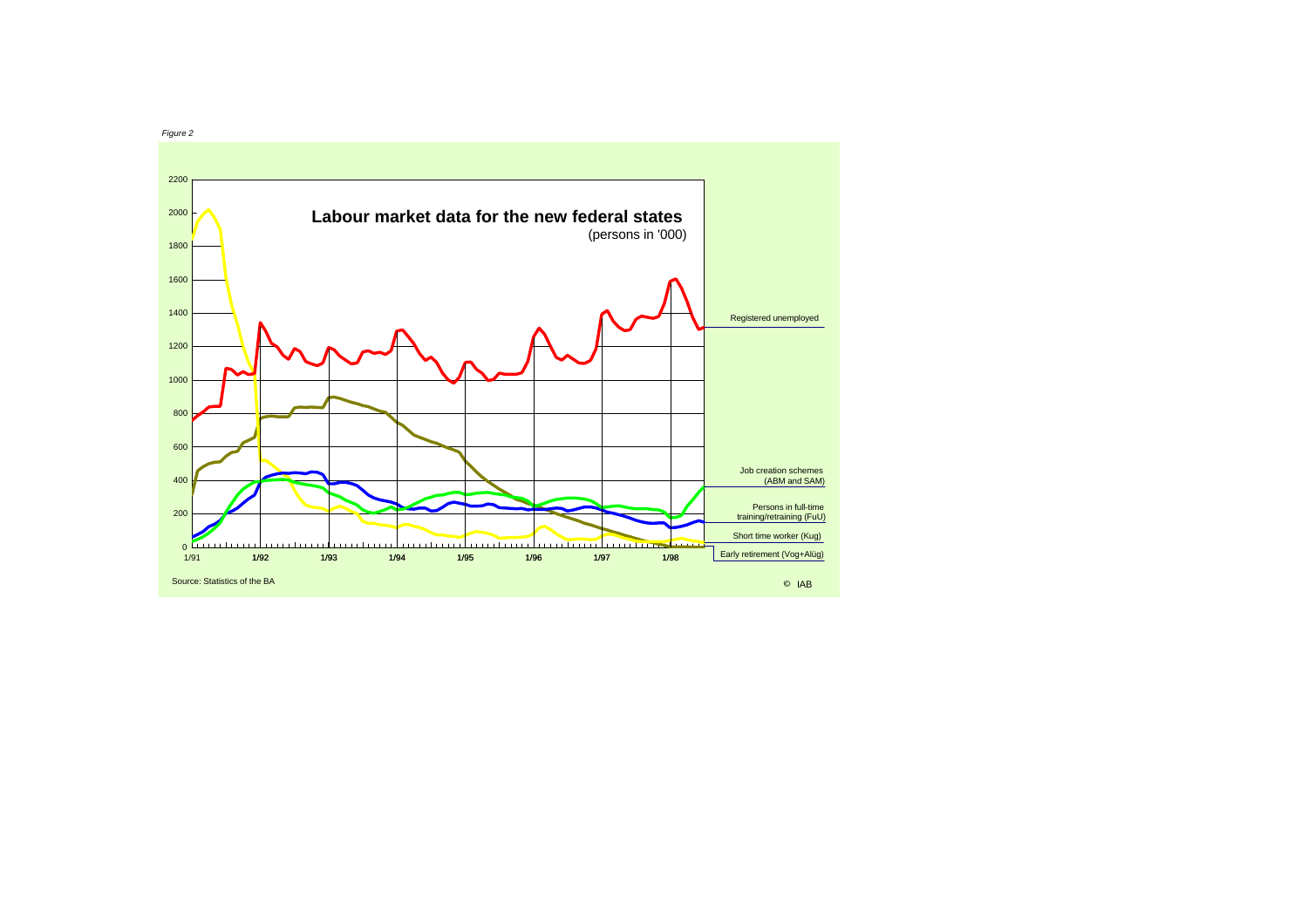*Figure 2*

**Labour market data for the new federal states**

(persons in '000)

Registered unemployed

Job creation schemes (ABM and SAM)

Persons in full-time training/retraining (FuU)

Short time worker (Kug)

Early retirement (Vog+Alüg)

Source: Statistics of the BA

© IAB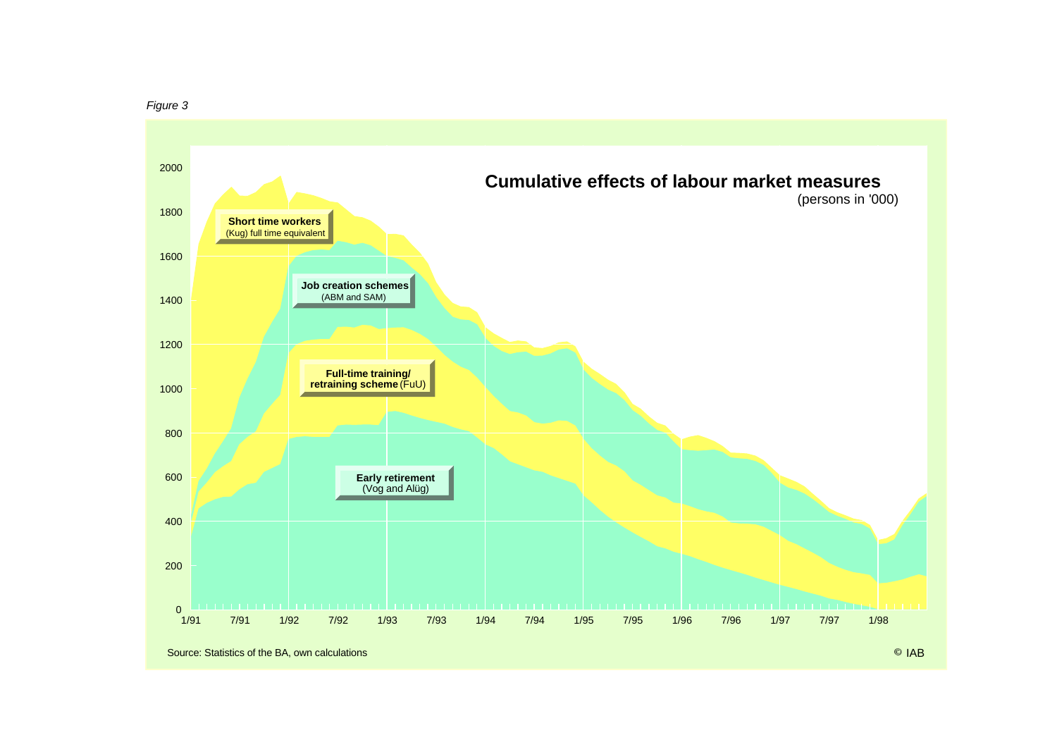*Figure 3*

**Cumulative effects of labour market measures**
(persons in '000)

2000
1800
1600
1400
1200
1000
800
600
400
200
0

1/91
7/91
1/92
7/92
1/93
7/93
1/94
7/94
1/95
7/95
1/96
7/96
1/97
7/97
1/98

**Short time workers**
(Kug) full time equivalent

**Job creation schemes**
(ABM and SAM)

**Full-time training/ retraining scheme** (FuU)

**Early retirement**
(Vog and Alüg)

Source: Statistics of the BA, own calculations

© IAB